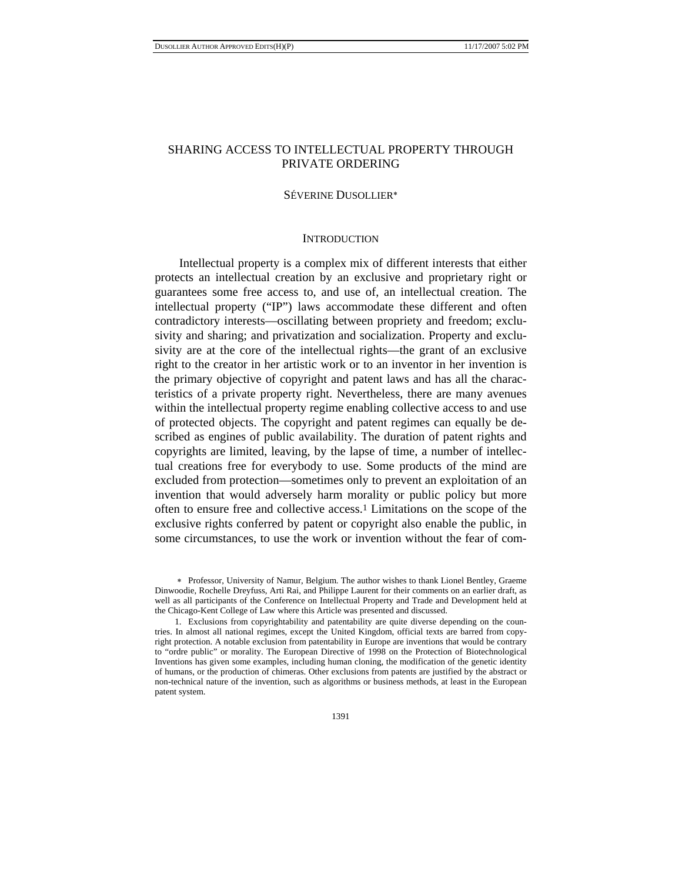# SHARING ACCESS TO INTELLECTUAL PROPERTY THROUGH PRIVATE ORDERING

SÉVERINE DUSOLLIER*

## INTRODUCTION

Intellectual property is a complex mix of different interests that either protects an intellectual creation by an exclusive and proprietary right or guarantees some free access to, and use of, an intellectual creation. The intellectual property ("IP") laws accommodate these different and often contradictory interests—oscillating between propriety and freedom; exclusivity and sharing; and privatization and socialization. Property and exclusivity are at the core of the intellectual rights—the grant of an exclusive right to the creator in her artistic work or to an inventor in her invention is the primary objective of copyright and patent laws and has all the characteristics of a private property right. Nevertheless, there are many avenues within the intellectual property regime enabling collective access to and use of protected objects. The copyright and patent regimes can equally be described as engines of public availability. The duration of patent rights and copyrights are limited, leaving, by the lapse of time, a number of intellectual creations free for everybody to use. Some products of the mind are excluded from protection—sometimes only to prevent an exploitation of an invention that would adversely harm morality or public policy but more often to ensure free and collective access.[1] Limitations on the scope of the exclusive rights conferred by patent or copyright also enable the public, in some circumstances, to use the work or invention without the fear of com-

---

* Professor, University of Namur, Belgium. The author wishes to thank Lionel Bentley, Graeme Dinwoodie, Rochelle Dreyfuss, Arti Rai, and Philippe Laurent for their comments on an earlier draft, as well as all participants of the Conference on Intellectual Property and Trade and Development held at the Chicago-Kent College of Law where this Article was presented and discussed.

1. Exclusions from copyrightability and patentability are quite diverse depending on the countries. In almost all national regimes, except the United Kingdom, official texts are barred from copyright protection. A notable exclusion from patentability in Europe are inventions that would be contrary to "ordre public" or morality. The European Directive of 1998 on the Protection of Biotechnological Inventions has given some examples, including human cloning, the modification of the genetic identity of humans, or the production of chimeras. Other exclusions from patents are justified by the abstract or non-technical nature of the invention, such as algorithms or business methods, at least in the European patent system.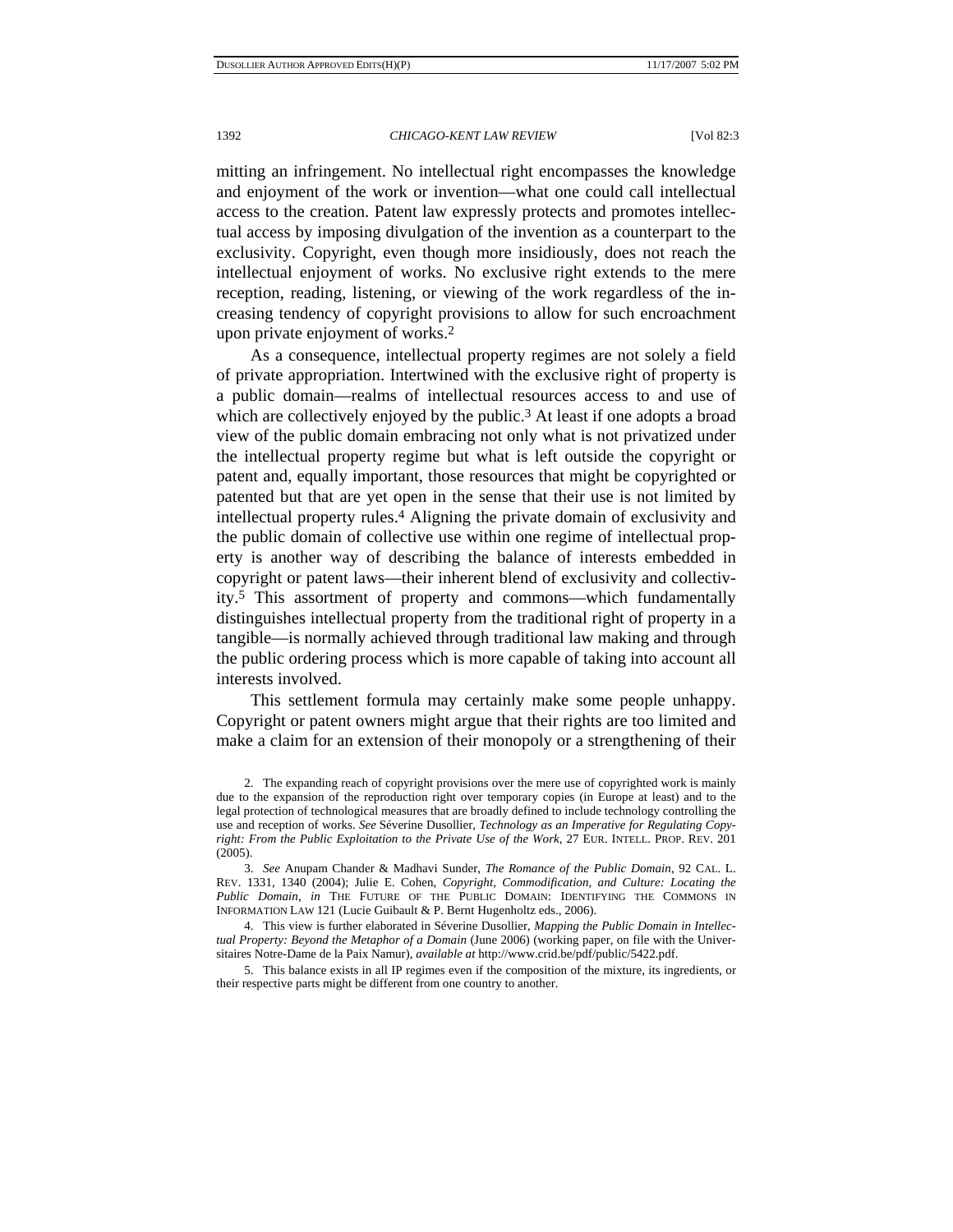mitting an infringement. No intellectual right encompasses the knowledge and enjoyment of the work or invention—what one could call intellectual access to the creation. Patent law expressly protects and promotes intellectual access by imposing divulgation of the invention as a counterpart to the exclusivity. Copyright, even though more insidiously, does not reach the intellectual enjoyment of works. No exclusive right extends to the mere reception, reading, listening, or viewing of the work regardless of the increasing tendency of copyright provisions to allow for such encroachment upon private enjoyment of works.[2]

As a consequence, intellectual property regimes are not solely a field of private appropriation. Intertwined with the exclusive right of property is a public domain—realms of intellectual resources access to and use of which are collectively enjoyed by the public.[3] At least if one adopts a broad view of the public domain embracing not only what is not privatized under the intellectual property regime but what is left outside the copyright or patent and, equally important, those resources that might be copyrighted or patented but that are yet open in the sense that their use is not limited by intellectual property rules.[4] Aligning the private domain of exclusivity and the public domain of collective use within one regime of intellectual property is another way of describing the balance of interests embedded in copyright or patent laws—their inherent blend of exclusivity and collectivity.[5] This assortment of property and commons—which fundamentally distinguishes intellectual property from the traditional right of property in a tangible—is normally achieved through traditional law making and through the public ordering process which is more capable of taking into account all interests involved.

This settlement formula may certainly make some people unhappy. Copyright or patent owners might argue that their rights are too limited and make a claim for an extension of their monopoly or a strengthening of their

---

2. The expanding reach of copyright provisions over the mere use of copyrighted work is mainly due to the expansion of the reproduction right over temporary copies (in Europe at least) and to the legal protection of technological measures that are broadly defined to include technology controlling the use and reception of works. *See* Séverine Dusollier, *Technology as an Imperative for Regulating Copyright: From the Public Exploitation to the Private Use of the Work*, 27 EUR. INTELL. PROP. REV. 201 (2005).

3. *See* Anupam Chander & Madhavi Sunder, *The Romance of the Public Domain*, 92 CAL. L. REV. 1331, 1340 (2004); Julie E. Cohen, *Copyright, Commodification, and Culture: Locating the Public Domain*, *in* THE FUTURE OF THE PUBLIC DOMAIN: IDENTIFYING THE COMMONS IN INFORMATION LAW 121 (Lucie Guibault & P. Bernt Hugenholtz eds., 2006).

4. This view is further elaborated in Séverine Dusollier, *Mapping the Public Domain in Intellectual Property: Beyond the Metaphor of a Domain* (June 2006) (working paper, on file with the Universitaires Notre-Dame de la Paix Namur), *available at* http://www.crid.be/pdf/public/5422.pdf.

5. This balance exists in all IP regimes even if the composition of the mixture, its ingredients, or their respective parts might be different from one country to another.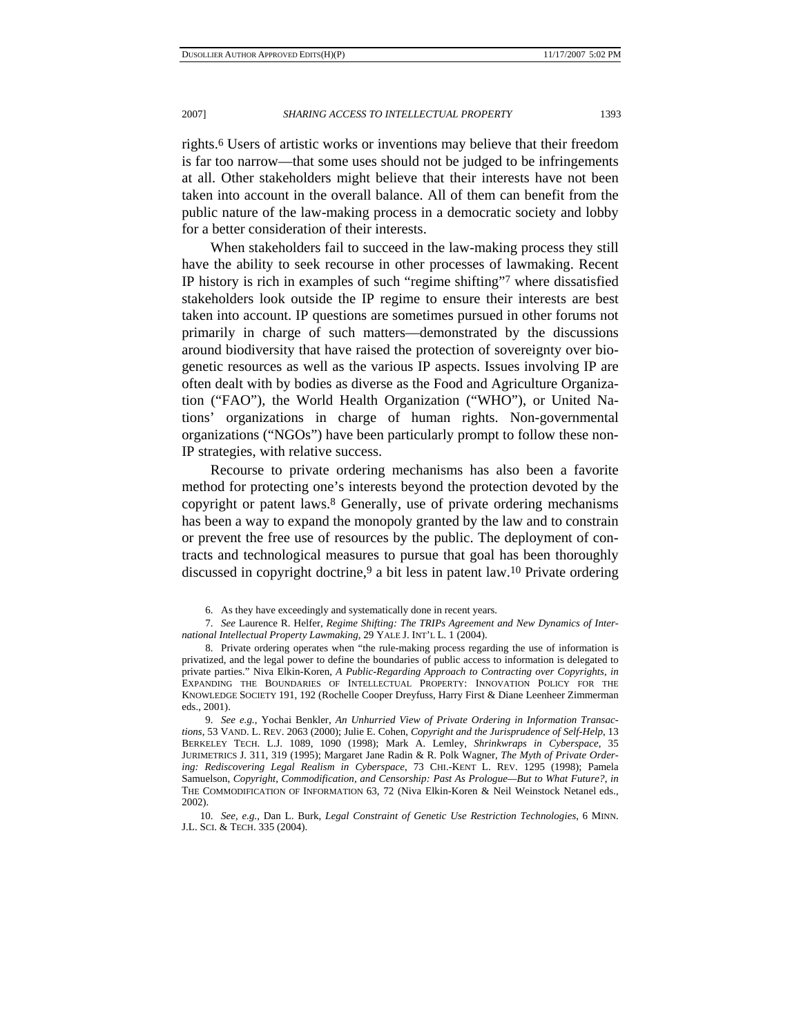rights.[6] Users of artistic works or inventions may believe that their freedom is far too narrow—that some uses should not be judged to be infringements at all. Other stakeholders might believe that their interests have not been taken into account in the overall balance. All of them can benefit from the public nature of the law-making process in a democratic society and lobby for a better consideration of their interests.

When stakeholders fail to succeed in the law-making process they still have the ability to seek recourse in other processes of lawmaking. Recent IP history is rich in examples of such "regime shifting"[7] where dissatisfied stakeholders look outside the IP regime to ensure their interests are best taken into account. IP questions are sometimes pursued in other forums not primarily in charge of such matters—demonstrated by the discussions around biodiversity that have raised the protection of sovereignty over biogenetic resources as well as the various IP aspects. Issues involving IP are often dealt with by bodies as diverse as the Food and Agriculture Organization ("FAO"), the World Health Organization ("WHO"), or United Nations' organizations in charge of human rights. Non-governmental organizations ("NGOs") have been particularly prompt to follow these non-IP strategies, with relative success.

Recourse to private ordering mechanisms has also been a favorite method for protecting one's interests beyond the protection devoted by the copyright or patent laws.[8] Generally, use of private ordering mechanisms has been a way to expand the monopoly granted by the law and to constrain or prevent the free use of resources by the public. The deployment of contracts and technological measures to pursue that goal has been thoroughly discussed in copyright doctrine,[9] a bit less in patent law.[10] Private ordering

---

6. As they have exceedingly and systematically done in recent years.

7. *See* Laurence R. Helfer, *Regime Shifting: The TRIPs Agreement and New Dynamics of International Intellectual Property Lawmaking*, 29 YALE J. INT'L L. 1 (2004).

8. Private ordering operates when "the rule-making process regarding the use of information is privatized, and the legal power to define the boundaries of public access to information is delegated to private parties." Niva Elkin-Koren, *A Public-Regarding Approach to Contracting over Copyrights*, *in* EXPANDING THE BOUNDARIES OF INTELLECTUAL PROPERTY: INNOVATION POLICY FOR THE KNOWLEDGE SOCIETY 191, 192 (Rochelle Cooper Dreyfuss, Harry First & Diane Leenheer Zimmerman eds., 2001).

9. *See e.g.*, Yochai Benkler, *An Unhurried View of Private Ordering in Information Transactions*, 53 VAND. L. REV. 2063 (2000); Julie E. Cohen, *Copyright and the Jurisprudence of Self-Help*, 13 BERKELEY TECH. L.J. 1089, 1090 (1998); Mark A. Lemley, *Shrinkwraps in Cyberspace*, 35 JURIMETRICS J. 311, 319 (1995); Margaret Jane Radin & R. Polk Wagner, *The Myth of Private Ordering: Rediscovering Legal Realism in Cyberspace*, 73 CHI.-KENT L. REV. 1295 (1998); Pamela Samuelson, *Copyright, Commodification, and Censorship: Past As Prologue—But to What Future?*, *in* THE COMMODIFICATION OF INFORMATION 63, 72 (Niva Elkin-Koren & Neil Weinstock Netanel eds., 2002).

10. *See, e.g.*, Dan L. Burk, *Legal Constraint of Genetic Use Restriction Technologies*, 6 MINN. J.L. SCI. & TECH. 335 (2004).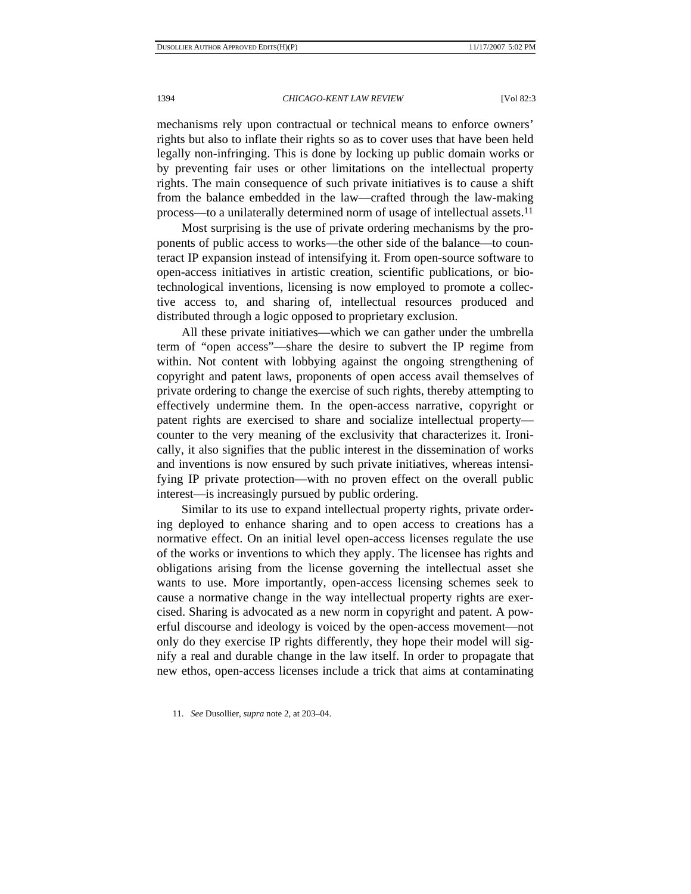mechanisms rely upon contractual or technical means to enforce owners' rights but also to inflate their rights so as to cover uses that have been held legally non-infringing. This is done by locking up public domain works or by preventing fair uses or other limitations on the intellectual property rights. The main consequence of such private initiatives is to cause a shift from the balance embedded in the law—crafted through the law-making process—to a unilaterally determined norm of usage of intellectual assets.[11]

Most surprising is the use of private ordering mechanisms by the proponents of public access to works—the other side of the balance—to counteract IP expansion instead of intensifying it. From open-source software to open-access initiatives in artistic creation, scientific publications, or biotechnological inventions, licensing is now employed to promote a collective access to, and sharing of, intellectual resources produced and distributed through a logic opposed to proprietary exclusion.

All these private initiatives—which we can gather under the umbrella term of "open access"—share the desire to subvert the IP regime from within. Not content with lobbying against the ongoing strengthening of copyright and patent laws, proponents of open access avail themselves of private ordering to change the exercise of such rights, thereby attempting to effectively undermine them. In the open-access narrative, copyright or patent rights are exercised to share and socialize intellectual property—counter to the very meaning of the exclusivity that characterizes it. Ironically, it also signifies that the public interest in the dissemination of works and inventions is now ensured by such private initiatives, whereas intensifying IP private protection—with no proven effect on the overall public interest—is increasingly pursued by public ordering.

Similar to its use to expand intellectual property rights, private ordering deployed to enhance sharing and to open access to creations has a normative effect. On an initial level open-access licenses regulate the use of the works or inventions to which they apply. The licensee has rights and obligations arising from the license governing the intellectual asset she wants to use. More importantly, open-access licensing schemes seek to cause a normative change in the way intellectual property rights are exercised. Sharing is advocated as a new norm in copyright and patent. A powerful discourse and ideology is voiced by the open-access movement—not only do they exercise IP rights differently, they hope their model will signify a real and durable change in the law itself. In order to propagate that new ethos, open-access licenses include a trick that aims at contaminating

11. *See* Dusollier, *supra* note 2, at 203–04.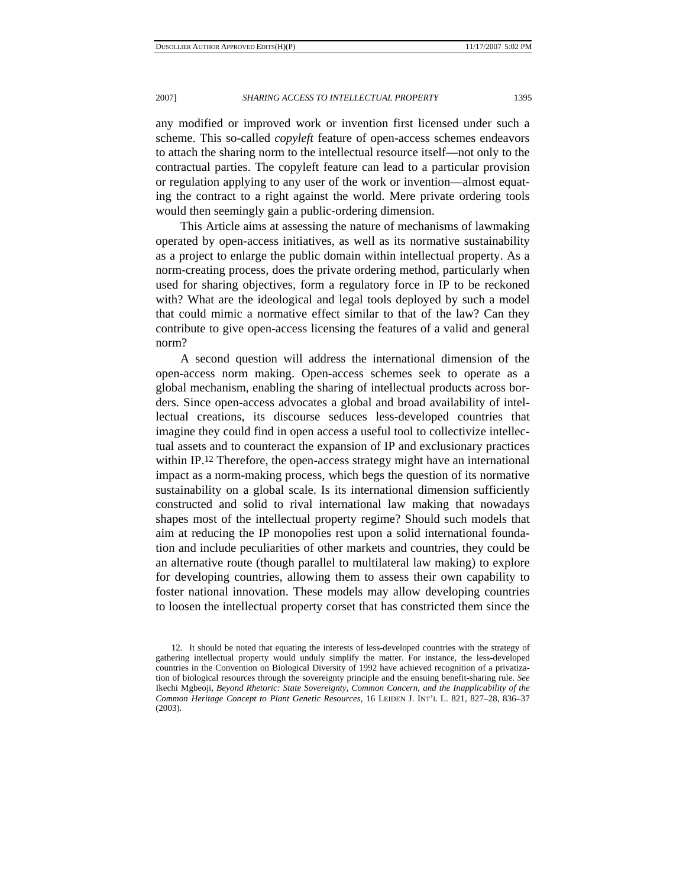any modified or improved work or invention first licensed under such a scheme. This so-called *copyleft* feature of open-access schemes endeavors to attach the sharing norm to the intellectual resource itself—not only to the contractual parties. The copyleft feature can lead to a particular provision or regulation applying to any user of the work or invention—almost equating the contract to a right against the world. Mere private ordering tools would then seemingly gain a public-ordering dimension.

This Article aims at assessing the nature of mechanisms of lawmaking operated by open-access initiatives, as well as its normative sustainability as a project to enlarge the public domain within intellectual property. As a norm-creating process, does the private ordering method, particularly when used for sharing objectives, form a regulatory force in IP to be reckoned with? What are the ideological and legal tools deployed by such a model that could mimic a normative effect similar to that of the law? Can they contribute to give open-access licensing the features of a valid and general norm?

A second question will address the international dimension of the open-access norm making. Open-access schemes seek to operate as a global mechanism, enabling the sharing of intellectual products across borders. Since open-access advocates a global and broad availability of intellectual creations, its discourse seduces less-developed countries that imagine they could find in open access a useful tool to collectivize intellectual assets and to counteract the expansion of IP and exclusionary practices within IP.[12] Therefore, the open-access strategy might have an international impact as a norm-making process, which begs the question of its normative sustainability on a global scale. Is its international dimension sufficiently constructed and solid to rival international law making that nowadays shapes most of the intellectual property regime? Should such models that aim at reducing the IP monopolies rest upon a solid international foundation and include peculiarities of other markets and countries, they could be an alternative route (though parallel to multilateral law making) to explore for developing countries, allowing them to assess their own capability to foster national innovation. These models may allow developing countries to loosen the intellectual property corset that has constricted them since the

12. It should be noted that equating the interests of less-developed countries with the strategy of gathering intellectual property would unduly simplify the matter. For instance, the less-developed countries in the Convention on Biological Diversity of 1992 have achieved recognition of a privatization of biological resources through the sovereignty principle and the ensuing benefit-sharing rule. *See* Ikechi Mgbeoji, *Beyond Rhetoric: State Sovereignty, Common Concern, and the Inapplicability of the Common Heritage Concept to Plant Genetic Resources*, 16 LEIDEN J. INT'L L. 821, 827–28, 836–37 (2003).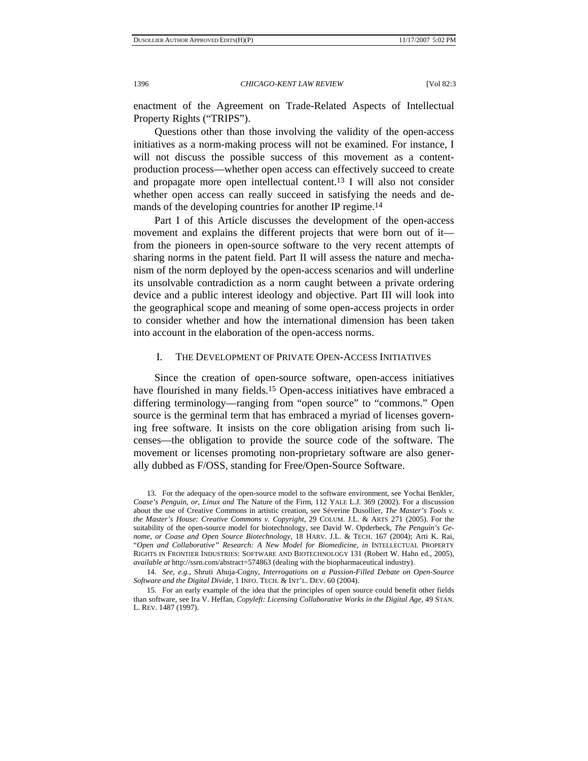enactment of the Agreement on Trade-Related Aspects of Intellectual Property Rights ("TRIPS").

Questions other than those involving the validity of the open-access initiatives as a norm-making process will not be examined. For instance, I will not discuss the possible success of this movement as a content-production process—whether open access can effectively succeed to create and propagate more open intellectual content.[13] I will also not consider whether open access can really succeed in satisfying the needs and demands of the developing countries for another IP regime.[14]

Part I of this Article discusses the development of the open-access movement and explains the different projects that were born out of it—from the pioneers in open-source software to the very recent attempts of sharing norms in the patent field. Part II will assess the nature and mechanism of the norm deployed by the open-access scenarios and will underline its unsolvable contradiction as a norm caught between a private ordering device and a public interest ideology and objective. Part III will look into the geographical scope and meaning of some open-access projects in order to consider whether and how the international dimension has been taken into account in the elaboration of the open-access norms.

## I. The Development of Private Open-Access Initiatives

Since the creation of open-source software, open-access initiatives have flourished in many fields.[15] Open-access initiatives have embraced a differing terminology—ranging from "open source" to "commons." Open source is the germinal term that has embraced a myriad of licenses governing free software. It insists on the core obligation arising from such licenses—the obligation to provide the source code of the software. The movement or licenses promoting non-proprietary software are also generally dubbed as F/OSS, standing for Free/Open-Source Software.

---

13. For the adequacy of the open-source model to the software environment, see Yochai Benkler, *Coase's Penguin, or, Linux and* The Nature of the Firm, 112 YALE L.J. 369 (2002). For a discussion about the use of Creative Commons in artistic creation, see Séverine Dusollier, *The Master's Tools v. the Master's House: Creative Commons v. Copyright*, 29 COLUM. J.L. & ARTS 271 (2005). For the suitability of the open-source model for biotechnology, see David W. Opderbeck, *The Penguin's Genome, or Coase and Open Source Biotechnology*, 18 HARV. J.L. & TECH. 167 (2004); Arti K. Rai, "*Open and Collaborative" Research: A New Model for Biomedicine*, *in* INTELLECTUAL PROPERTY RIGHTS IN FRONTIER INDUSTRIES: SOFTWARE AND BIOTECHNOLOGY 131 (Robert W. Hahn ed., 2005), *available at* http://ssrn.com/abstract=574863 (dealing with the biopharmaceutical industry).

14. *See, e.g.*, Shruti Ahuja-Cogny, *Interrogations on a Passion-Filled Debate on Open-Source Software and the Digital Divide*, 1 INFO. TECH. & INT'L. DEV. 60 (2004).

15. For an early example of the idea that the principles of open source could benefit other fields than software, see Ira V. Heffan, *Copyleft: Licensing Collaborative Works in the Digital Age*, 49 STAN. L. REV. 1487 (1997).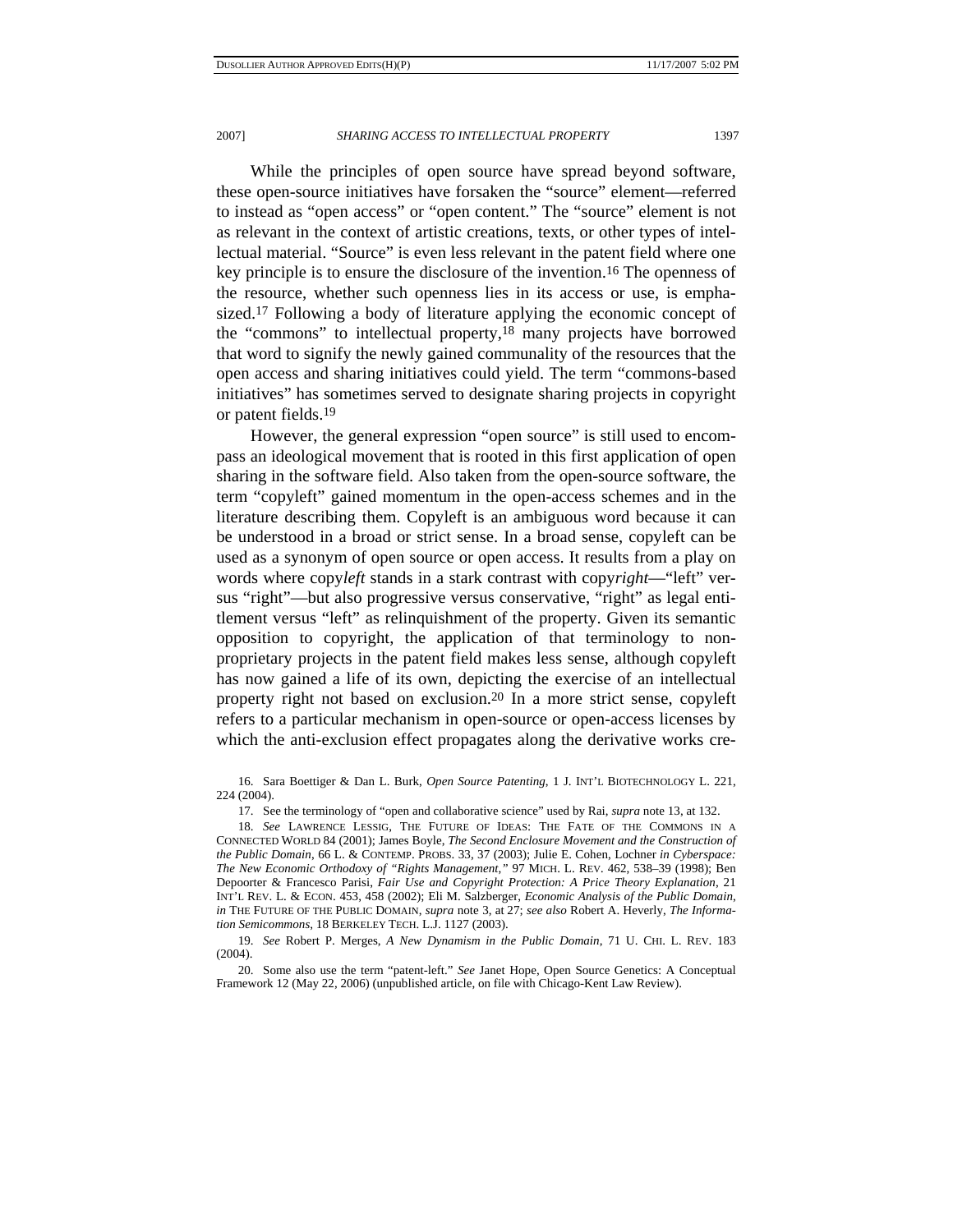While the principles of open source have spread beyond software, these open-source initiatives have forsaken the "source" element—referred to instead as "open access" or "open content." The "source" element is not as relevant in the context of artistic creations, texts, or other types of intellectual material. "Source" is even less relevant in the patent field where one key principle is to ensure the disclosure of the invention.[16] The openness of the resource, whether such openness lies in its access or use, is emphasized.[17] Following a body of literature applying the economic concept of the "commons" to intellectual property,[18] many projects have borrowed that word to signify the newly gained communality of the resources that the open access and sharing initiatives could yield. The term "commons-based initiatives" has sometimes served to designate sharing projects in copyright or patent fields.[19]

However, the general expression "open source" is still used to encompass an ideological movement that is rooted in this first application of open sharing in the software field. Also taken from the open-source software, the term "copyleft" gained momentum in the open-access schemes and in the literature describing them. Copyleft is an ambiguous word because it can be understood in a broad or strict sense. In a broad sense, copyleft can be used as a synonym of open source or open access. It results from a play on words where copy*left* stands in a stark contrast with copy*right*—"left" versus "right"—but also progressive versus conservative, "right" as legal entitlement versus "left" as relinquishment of the property. Given its semantic opposition to copyright, the application of that terminology to non-proprietary projects in the patent field makes less sense, although copyleft has now gained a life of its own, depicting the exercise of an intellectual property right not based on exclusion.[20] In a more strict sense, copyleft refers to a particular mechanism in open-source or open-access licenses by which the anti-exclusion effect propagates along the derivative works cre-

16. Sara Boettiger & Dan L. Burk, *Open Source Patenting*, 1 J. INT'L BIOTECHNOLOGY L. 221, 224 (2004).

17. See the terminology of "open and collaborative science" used by Rai, *supra* note 13, at 132.

18. *See* LAWRENCE LESSIG, THE FUTURE OF IDEAS: THE FATE OF THE COMMONS IN A CONNECTED WORLD 84 (2001); James Boyle, *The Second Enclosure Movement and the Construction of the Public Domain*, 66 L. & CONTEMP. PROBS. 33, 37 (2003); Julie E. Cohen, Lochner *in Cyberspace: The New Economic Orthodoxy of "Rights Management,"* 97 MICH. L. REV. 462, 538–39 (1998); Ben Depoorter & Francesco Parisi, *Fair Use and Copyright Protection: A Price Theory Explanation*, 21 INT'L REV. L. & ECON. 453, 458 (2002); Eli M. Salzberger, *Economic Analysis of the Public Domain*, *in* THE FUTURE OF THE PUBLIC DOMAIN, *supra* note 3, at 27; *see also* Robert A. Heverly, *The Information Semicommons*, 18 BERKELEY TECH. L.J. 1127 (2003).

19. *See* Robert P. Merges, *A New Dynamism in the Public Domain*, 71 U. CHI. L. REV. 183 (2004).

20. Some also use the term "patent-left." *See* Janet Hope, Open Source Genetics: A Conceptual Framework 12 (May 22, 2006) (unpublished article, on file with Chicago-Kent Law Review).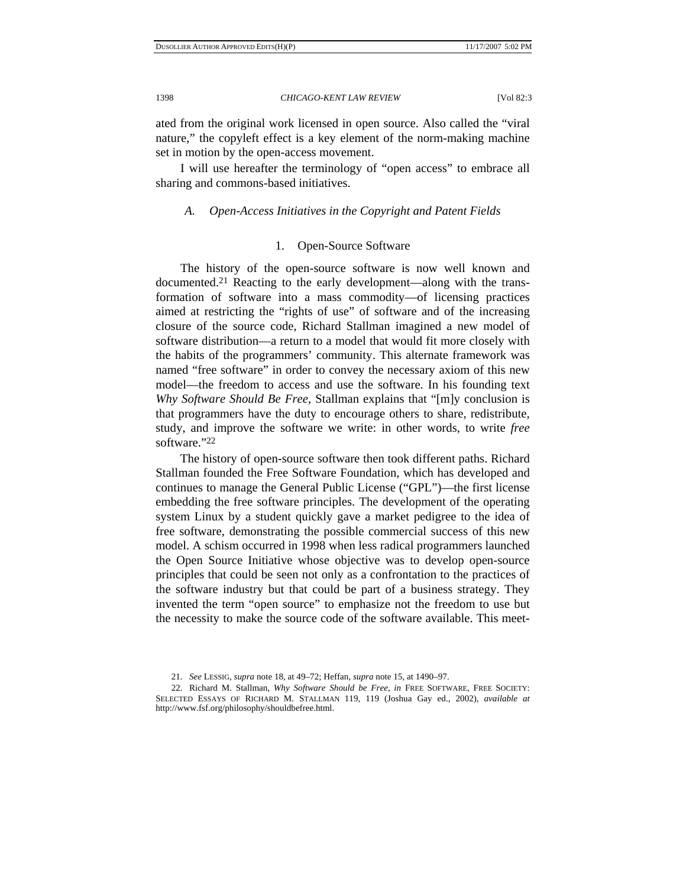ated from the original work licensed in open source. Also called the "viral nature," the copyleft effect is a key element of the norm-making machine set in motion by the open-access movement.

I will use hereafter the terminology of "open access" to embrace all sharing and commons-based initiatives.

## *A. Open-Access Initiatives in the Copyright and Patent Fields*

### 1. Open-Source Software

The history of the open-source software is now well known and documented.[21] Reacting to the early development—along with the transformation of software into a mass commodity—of licensing practices aimed at restricting the "rights of use" of software and of the increasing closure of the source code, Richard Stallman imagined a new model of software distribution—a return to a model that would fit more closely with the habits of the programmers' community. This alternate framework was named "free software" in order to convey the necessary axiom of this new model—the freedom to access and use the software. In his founding text *Why Software Should Be Free*, Stallman explains that "[m]y conclusion is that programmers have the duty to encourage others to share, redistribute, study, and improve the software we write: in other words, to write *free* software."[22]

The history of open-source software then took different paths. Richard Stallman founded the Free Software Foundation, which has developed and continues to manage the General Public License ("GPL")—the first license embedding the free software principles. The development of the operating system Linux by a student quickly gave a market pedigree to the idea of free software, demonstrating the possible commercial success of this new model. A schism occurred in 1998 when less radical programmers launched the Open Source Initiative whose objective was to develop open-source principles that could be seen not only as a confrontation to the practices of the software industry but that could be part of a business strategy. They invented the term "open source" to emphasize not the freedom to use but the necessity to make the source code of the software available. This meet-

---

21. *See* LESSIG, *supra* note 18, at 49–72; Heffan, *supra* note 15, at 1490–97.

22. Richard M. Stallman, *Why Software Should be Free*, *in* FREE SOFTWARE, FREE SOCIETY: SELECTED ESSAYS OF RICHARD M. STALLMAN 119, 119 (Joshua Gay ed., 2002), *available at* http://www.fsf.org/philosophy/shouldbefree.html.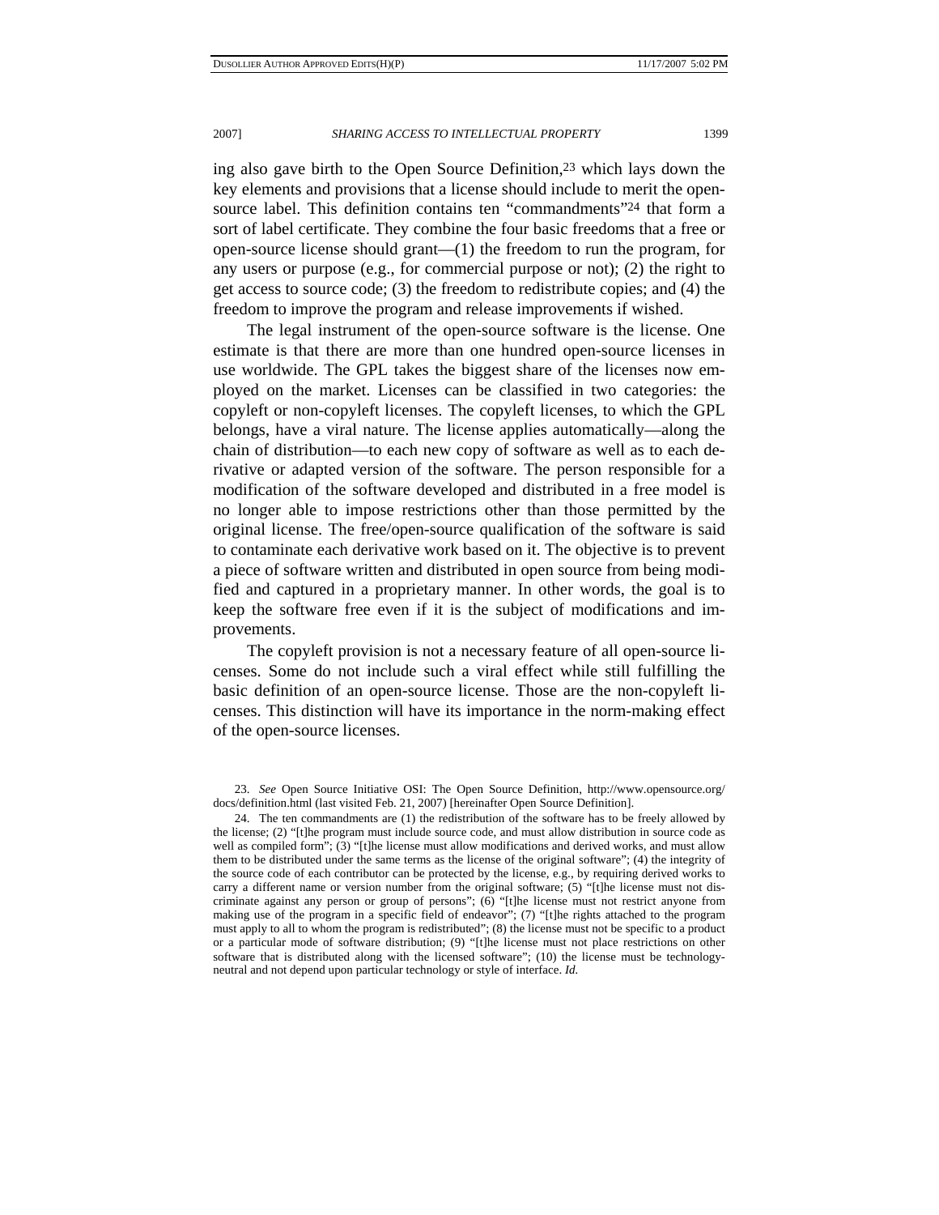ing also gave birth to the Open Source Definition,[23] which lays down the key elements and provisions that a license should include to merit the open-source label. This definition contains ten "commandments"[24] that form a sort of label certificate. They combine the four basic freedoms that a free or open-source license should grant—(1) the freedom to run the program, for any users or purpose (e.g., for commercial purpose or not); (2) the right to get access to source code; (3) the freedom to redistribute copies; and (4) the freedom to improve the program and release improvements if wished.

The legal instrument of the open-source software is the license. One estimate is that there are more than one hundred open-source licenses in use worldwide. The GPL takes the biggest share of the licenses now employed on the market. Licenses can be classified in two categories: the copyleft or non-copyleft licenses. The copyleft licenses, to which the GPL belongs, have a viral nature. The license applies automatically—along the chain of distribution—to each new copy of software as well as to each derivative or adapted version of the software. The person responsible for a modification of the software developed and distributed in a free model is no longer able to impose restrictions other than those permitted by the original license. The free/open-source qualification of the software is said to contaminate each derivative work based on it. The objective is to prevent a piece of software written and distributed in open source from being modified and captured in a proprietary manner. In other words, the goal is to keep the software free even if it is the subject of modifications and improvements.

The copyleft provision is not a necessary feature of all open-source licenses. Some do not include such a viral effect while still fulfilling the basic definition of an open-source license. Those are the non-copyleft licenses. This distinction will have its importance in the norm-making effect of the open-source licenses.

---

23. *See* Open Source Initiative OSI: The Open Source Definition, http://www.opensource.org/docs/definition.html (last visited Feb. 21, 2007) [hereinafter Open Source Definition].

24. The ten commandments are (1) the redistribution of the software has to be freely allowed by the license; (2) "[t]he program must include source code, and must allow distribution in source code as well as compiled form"; (3) "[t]he license must allow modifications and derived works, and must allow them to be distributed under the same terms as the license of the original software"; (4) the integrity of the source code of each contributor can be protected by the license, e.g., by requiring derived works to carry a different name or version number from the original software; (5) "[t]he license must not discriminate against any person or group of persons"; (6) "[t]he license must not restrict anyone from making use of the program in a specific field of endeavor"; (7) "[t]he rights attached to the program must apply to all to whom the program is redistributed"; (8) the license must not be specific to a product or a particular mode of software distribution; (9) "[t]he license must not place restrictions on other software that is distributed along with the licensed software"; (10) the license must be technology-neutral and not depend upon particular technology or style of interface. *Id.*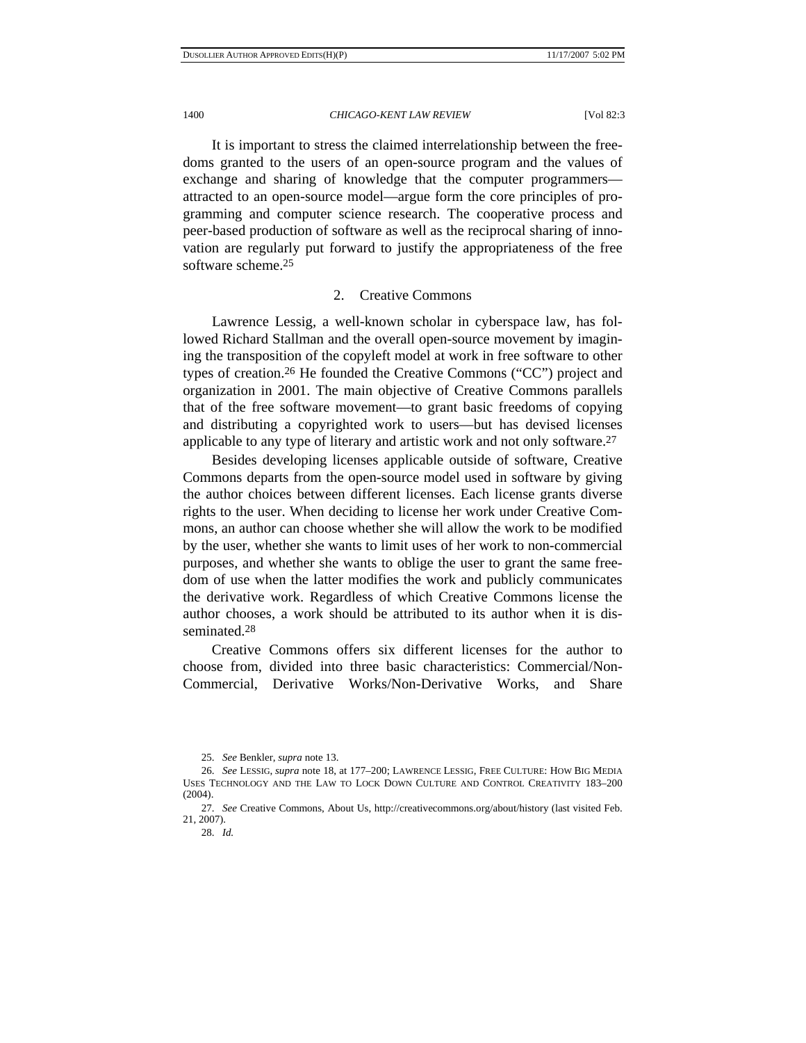It is important to stress the claimed interrelationship between the freedoms granted to the users of an open-source program and the values of exchange and sharing of knowledge that the computer programmers—attracted to an open-source model—argue form the core principles of programming and computer science research. The cooperative process and peer-based production of software as well as the reciprocal sharing of innovation are regularly put forward to justify the appropriateness of the free software scheme.[25]

### 2. Creative Commons

Lawrence Lessig, a well-known scholar in cyberspace law, has followed Richard Stallman and the overall open-source movement by imagining the transposition of the copyleft model at work in free software to other types of creation.[26] He founded the Creative Commons ("CC") project and organization in 2001. The main objective of Creative Commons parallels that of the free software movement—to grant basic freedoms of copying and distributing a copyrighted work to users—but has devised licenses applicable to any type of literary and artistic work and not only software.[27]

Besides developing licenses applicable outside of software, Creative Commons departs from the open-source model used in software by giving the author choices between different licenses. Each license grants diverse rights to the user. When deciding to license her work under Creative Commons, an author can choose whether she will allow the work to be modified by the user, whether she wants to limit uses of her work to non-commercial purposes, and whether she wants to oblige the user to grant the same freedom of use when the latter modifies the work and publicly communicates the derivative work. Regardless of which Creative Commons license the author chooses, a work should be attributed to its author when it is disseminated.[28]

Creative Commons offers six different licenses for the author to choose from, divided into three basic characteristics: Commercial/Non-Commercial, Derivative Works/Non-Derivative Works, and Share

---

25. *See* Benkler, *supra* note 13.

26. *See* LESSIG, *supra* note 18, at 177–200; LAWRENCE LESSIG, FREE CULTURE: HOW BIG MEDIA USES TECHNOLOGY AND THE LAW TO LOCK DOWN CULTURE AND CONTROL CREATIVITY 183–200 (2004).

27. *See* Creative Commons, About Us, http://creativecommons.org/about/history (last visited Feb. 21, 2007).

28. *Id.*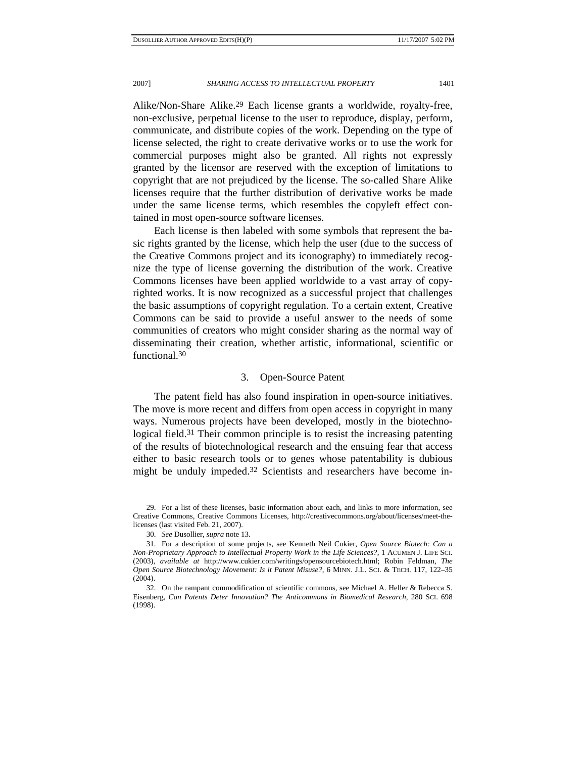Alike/Non-Share Alike.[29] Each license grants a worldwide, royalty-free, non-exclusive, perpetual license to the user to reproduce, display, perform, communicate, and distribute copies of the work. Depending on the type of license selected, the right to create derivative works or to use the work for commercial purposes might also be granted. All rights not expressly granted by the licensor are reserved with the exception of limitations to copyright that are not prejudiced by the license. The so-called Share Alike licenses require that the further distribution of derivative works be made under the same license terms, which resembles the copyleft effect contained in most open-source software licenses.

Each license is then labeled with some symbols that represent the basic rights granted by the license, which help the user (due to the success of the Creative Commons project and its iconography) to immediately recognize the type of license governing the distribution of the work. Creative Commons licenses have been applied worldwide to a vast array of copyrighted works. It is now recognized as a successful project that challenges the basic assumptions of copyright regulation. To a certain extent, Creative Commons can be said to provide a useful answer to the needs of some communities of creators who might consider sharing as the normal way of disseminating their creation, whether artistic, informational, scientific or functional.[30]

### 3. Open-Source Patent

The patent field has also found inspiration in open-source initiatives. The move is more recent and differs from open access in copyright in many ways. Numerous projects have been developed, mostly in the biotechnological field.[31] Their common principle is to resist the increasing patenting of the results of biotechnological research and the ensuing fear that access either to basic research tools or to genes whose patentability is dubious might be unduly impeded.[32] Scientists and researchers have become in-

---

29. For a list of these licenses, basic information about each, and links to more information, see Creative Commons, Creative Commons Licenses, http://creativecommons.org/about/licenses/meet-the-licenses (last visited Feb. 21, 2007).

30. *See* Dusollier, *supra* note 13.

31. For a description of some projects, see Kenneth Neil Cukier, *Open Source Biotech: Can a Non-Proprietary Approach to Intellectual Property Work in the Life Sciences?*, 1 ACUMEN J. LIFE SCI. (2003), *available at* http://www.cukier.com/writings/opensourcebiotech.html; Robin Feldman, *The Open Source Biotechnology Movement: Is it Patent Misuse?*, 6 MINN. J.L. SCI. & TECH. 117, 122–35 (2004).

32. On the rampant commodification of scientific commons, see Michael A. Heller & Rebecca S. Eisenberg, *Can Patents Deter Innovation? The Anticommons in Biomedical Research*, 280 SCI. 698 (1998).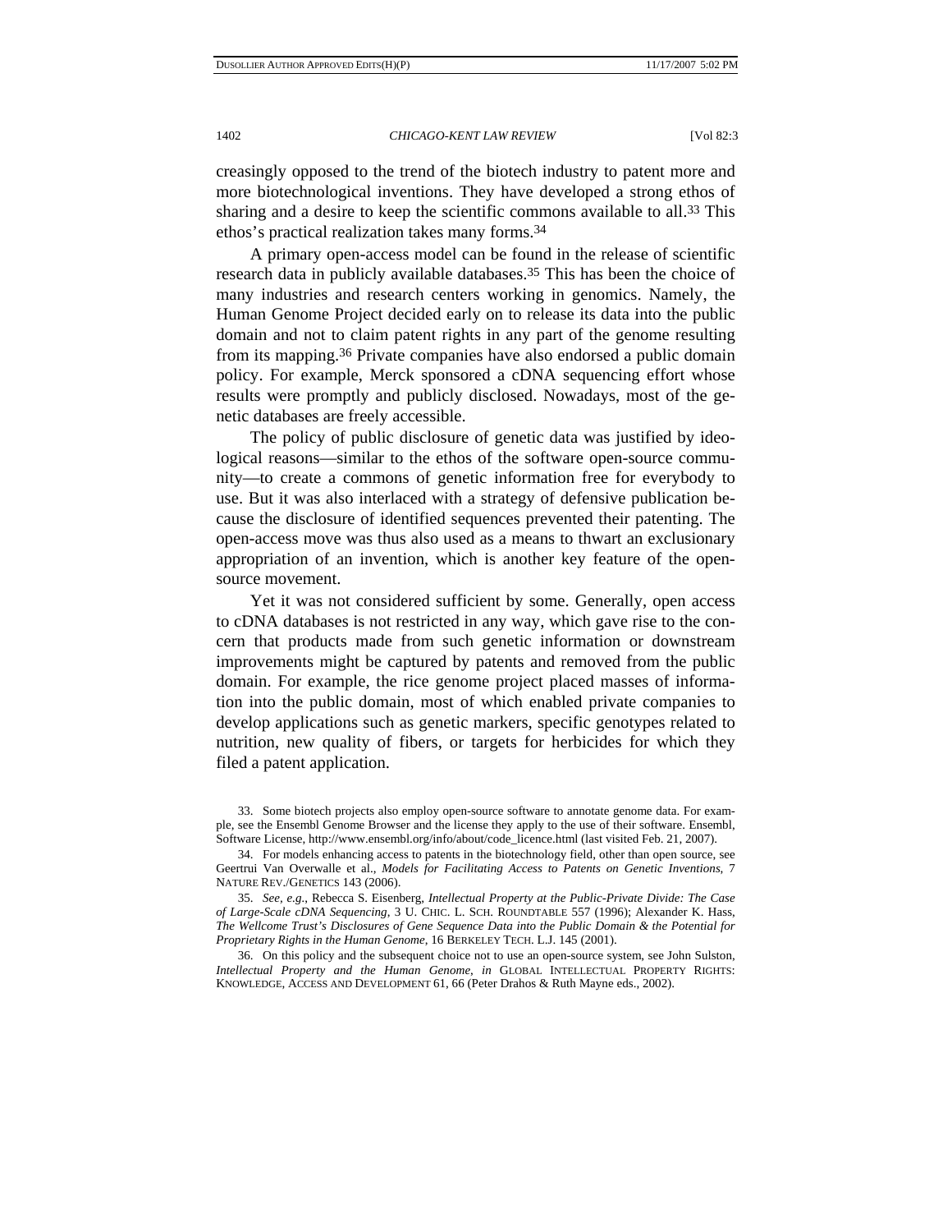creasingly opposed to the trend of the biotech industry to patent more and more biotechnological inventions. They have developed a strong ethos of sharing and a desire to keep the scientific commons available to all.[33] This ethos's practical realization takes many forms.[34]

A primary open-access model can be found in the release of scientific research data in publicly available databases.[35] This has been the choice of many industries and research centers working in genomics. Namely, the Human Genome Project decided early on to release its data into the public domain and not to claim patent rights in any part of the genome resulting from its mapping.[36] Private companies have also endorsed a public domain policy. For example, Merck sponsored a cDNA sequencing effort whose results were promptly and publicly disclosed. Nowadays, most of the genetic databases are freely accessible.

The policy of public disclosure of genetic data was justified by ideological reasons—similar to the ethos of the software open-source community—to create a commons of genetic information free for everybody to use. But it was also interlaced with a strategy of defensive publication because the disclosure of identified sequences prevented their patenting. The open-access move was thus also used as a means to thwart an exclusionary appropriation of an invention, which is another key feature of the open-source movement.

Yet it was not considered sufficient by some. Generally, open access to cDNA databases is not restricted in any way, which gave rise to the concern that products made from such genetic information or downstream improvements might be captured by patents and removed from the public domain. For example, the rice genome project placed masses of information into the public domain, most of which enabled private companies to develop applications such as genetic markers, specific genotypes related to nutrition, new quality of fibers, or targets for herbicides for which they filed a patent application.

33. Some biotech projects also employ open-source software to annotate genome data. For example, see the Ensembl Genome Browser and the license they apply to the use of their software. Ensembl, Software License, http://www.ensembl.org/info/about/code_licence.html (last visited Feb. 21, 2007).

34. For models enhancing access to patents in the biotechnology field, other than open source, see Geertrui Van Overwalle et al., *Models for Facilitating Access to Patents on Genetic Inventions*, 7 NATURE REV./GENETICS 143 (2006).

35. *See, e.g.*, Rebecca S. Eisenberg, *Intellectual Property at the Public-Private Divide: The Case of Large-Scale cDNA Sequencing*, 3 U. CHIC. L. SCH. ROUNDTABLE 557 (1996); Alexander K. Hass, *The Wellcome Trust's Disclosures of Gene Sequence Data into the Public Domain & the Potential for Proprietary Rights in the Human Genome*, 16 BERKELEY TECH. L.J. 145 (2001).

36. On this policy and the subsequent choice not to use an open-source system, see John Sulston, *Intellectual Property and the Human Genome*, *in* GLOBAL INTELLECTUAL PROPERTY RIGHTS: KNOWLEDGE, ACCESS AND DEVELOPMENT 61, 66 (Peter Drahos & Ruth Mayne eds., 2002).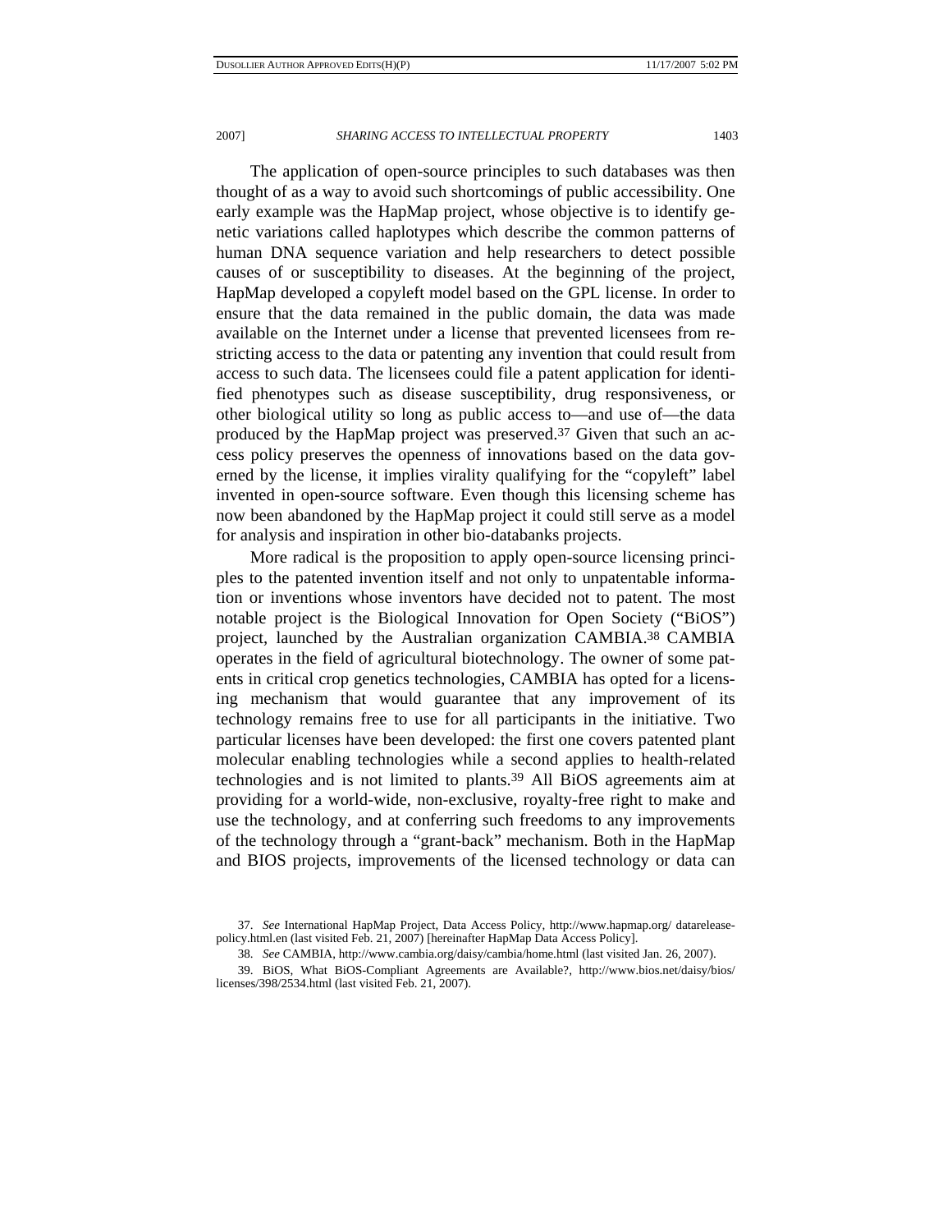The application of open-source principles to such databases was then thought of as a way to avoid such shortcomings of public accessibility. One early example was the HapMap project, whose objective is to identify genetic variations called haplotypes which describe the common patterns of human DNA sequence variation and help researchers to detect possible causes of or susceptibility to diseases. At the beginning of the project, HapMap developed a copyleft model based on the GPL license. In order to ensure that the data remained in the public domain, the data was made available on the Internet under a license that prevented licensees from restricting access to the data or patenting any invention that could result from access to such data. The licensees could file a patent application for identified phenotypes such as disease susceptibility, drug responsiveness, or other biological utility so long as public access to—and use of—the data produced by the HapMap project was preserved.[37] Given that such an access policy preserves the openness of innovations based on the data governed by the license, it implies virality qualifying for the "copyleft" label invented in open-source software. Even though this licensing scheme has now been abandoned by the HapMap project it could still serve as a model for analysis and inspiration in other bio-databanks projects.

More radical is the proposition to apply open-source licensing principles to the patented invention itself and not only to unpatentable information or inventions whose inventors have decided not to patent. The most notable project is the Biological Innovation for Open Society ("BiOS") project, launched by the Australian organization CAMBIA.[38] CAMBIA operates in the field of agricultural biotechnology. The owner of some patents in critical crop genetics technologies, CAMBIA has opted for a licensing mechanism that would guarantee that any improvement of its technology remains free to use for all participants in the initiative. Two particular licenses have been developed: the first one covers patented plant molecular enabling technologies while a second applies to health-related technologies and is not limited to plants.[39] All BiOS agreements aim at providing for a world-wide, non-exclusive, royalty-free right to make and use the technology, and at conferring such freedoms to any improvements of the technology through a "grant-back" mechanism. Both in the HapMap and BIOS projects, improvements of the licensed technology or data can

---

37. *See* International HapMap Project, Data Access Policy, http://www.hapmap.org/ datareleasepolicy.html.en (last visited Feb. 21, 2007) [hereinafter HapMap Data Access Policy].

38. *See* CAMBIA, http://www.cambia.org/daisy/cambia/home.html (last visited Jan. 26, 2007).

39. BiOS, What BiOS-Compliant Agreements are Available?, http://www.bios.net/daisy/bios/licenses/398/2534.html (last visited Feb. 21, 2007).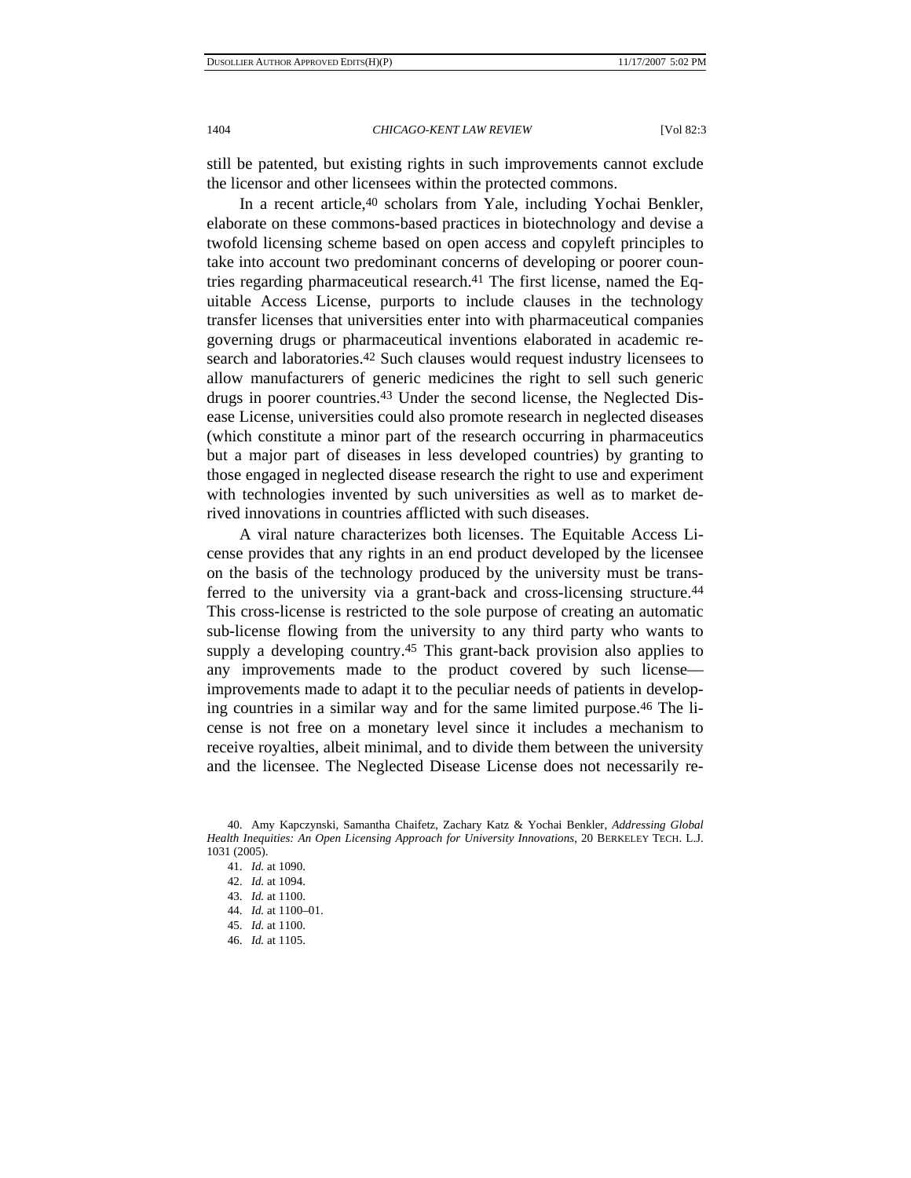still be patented, but existing rights in such improvements cannot exclude the licensor and other licensees within the protected commons.

In a recent article,[40] scholars from Yale, including Yochai Benkler, elaborate on these commons-based practices in biotechnology and devise a twofold licensing scheme based on open access and copyleft principles to take into account two predominant concerns of developing or poorer countries regarding pharmaceutical research.[41] The first license, named the Equitable Access License, purports to include clauses in the technology transfer licenses that universities enter into with pharmaceutical companies governing drugs or pharmaceutical inventions elaborated in academic research and laboratories.[42] Such clauses would request industry licensees to allow manufacturers of generic medicines the right to sell such generic drugs in poorer countries.[43] Under the second license, the Neglected Disease License, universities could also promote research in neglected diseases (which constitute a minor part of the research occurring in pharmaceutics but a major part of diseases in less developed countries) by granting to those engaged in neglected disease research the right to use and experiment with technologies invented by such universities as well as to market derived innovations in countries afflicted with such diseases.

A viral nature characterizes both licenses. The Equitable Access License provides that any rights in an end product developed by the licensee on the basis of the technology produced by the university must be transferred to the university via a grant-back and cross-licensing structure.[44] This cross-license is restricted to the sole purpose of creating an automatic sub-license flowing from the university to any third party who wants to supply a developing country.[45] This grant-back provision also applies to any improvements made to the product covered by such license—improvements made to adapt it to the peculiar needs of patients in developing countries in a similar way and for the same limited purpose.[46] The license is not free on a monetary level since it includes a mechanism to receive royalties, albeit minimal, and to divide them between the university and the licensee. The Neglected Disease License does not necessarily re-

40. Amy Kapczynski, Samantha Chaifetz, Zachary Katz & Yochai Benkler, *Addressing Global Health Inequities: An Open Licensing Approach for University Innovations*, 20 BERKELEY TECH. L.J. 1031 (2005).

41. *Id.* at 1090.

42. *Id.* at 1094.

43. *Id.* at 1100.

44. *Id.* at 1100–01.

45. *Id.* at 1100.

46. *Id.* at 1105.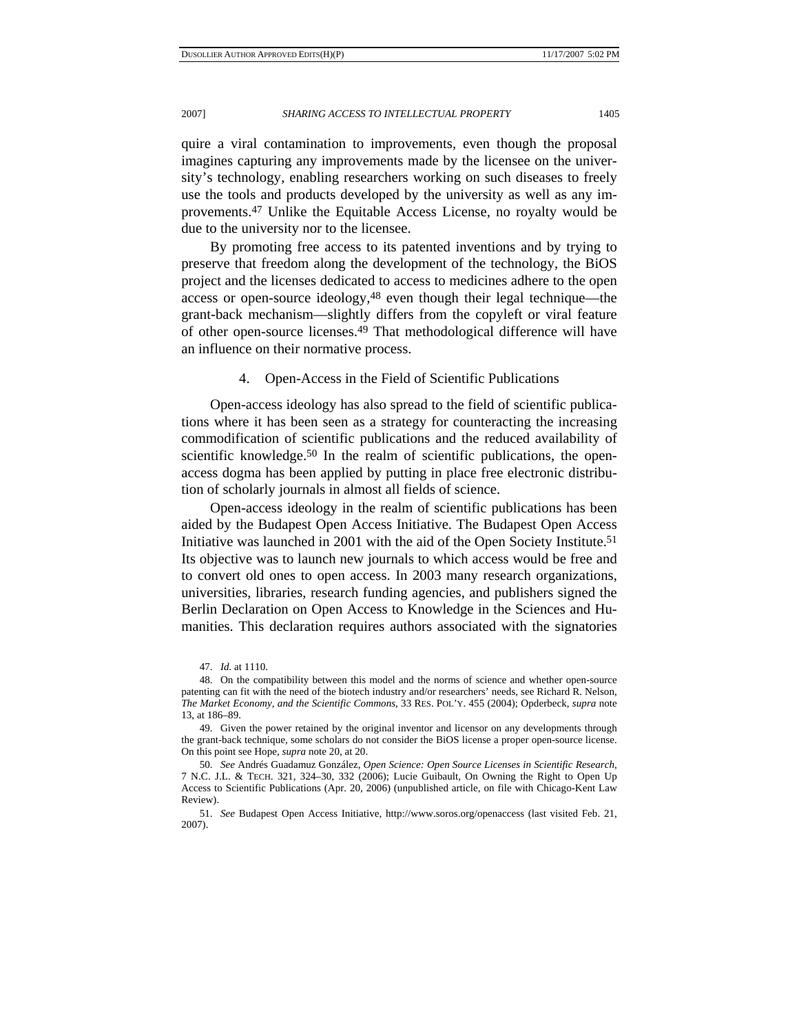quire a viral contamination to improvements, even though the proposal imagines capturing any improvements made by the licensee on the university's technology, enabling researchers working on such diseases to freely use the tools and products developed by the university as well as any improvements.[47] Unlike the Equitable Access License, no royalty would be due to the university nor to the licensee.

By promoting free access to its patented inventions and by trying to preserve that freedom along the development of the technology, the BiOS project and the licenses dedicated to access to medicines adhere to the open access or open-source ideology,[48] even though their legal technique—the grant-back mechanism—slightly differs from the copyleft or viral feature of other open-source licenses.[49] That methodological difference will have an influence on their normative process.

### 4. Open-Access in the Field of Scientific Publications

Open-access ideology has also spread to the field of scientific publications where it has been seen as a strategy for counteracting the increasing commodification of scientific publications and the reduced availability of scientific knowledge.[50] In the realm of scientific publications, the open-access dogma has been applied by putting in place free electronic distribution of scholarly journals in almost all fields of science.

Open-access ideology in the realm of scientific publications has been aided by the Budapest Open Access Initiative. The Budapest Open Access Initiative was launched in 2001 with the aid of the Open Society Institute.[51] Its objective was to launch new journals to which access would be free and to convert old ones to open access. In 2003 many research organizations, universities, libraries, research funding agencies, and publishers signed the Berlin Declaration on Open Access to Knowledge in the Sciences and Humanities. This declaration requires authors associated with the signatories

47. *Id.* at 1110.

48. On the compatibility between this model and the norms of science and whether open-source patenting can fit with the need of the biotech industry and/or researchers' needs, see Richard R. Nelson, *The Market Economy, and the Scientific Commons*, 33 RES. POL'Y. 455 (2004); Opderbeck, *supra* note 13, at 186–89.

49. Given the power retained by the original inventor and licensor on any developments through the grant-back technique, some scholars do not consider the BiOS license a proper open-source license. On this point see Hope, *supra* note 20, at 20.

50. *See* Andrés Guadamuz González, *Open Science: Open Source Licenses in Scientific Research*, 7 N.C. J.L. & TECH. 321, 324–30, 332 (2006); Lucie Guibault, On Owning the Right to Open Up Access to Scientific Publications (Apr. 20, 2006) (unpublished article, on file with Chicago-Kent Law Review).

51. *See* Budapest Open Access Initiative, http://www.soros.org/openaccess (last visited Feb. 21, 2007).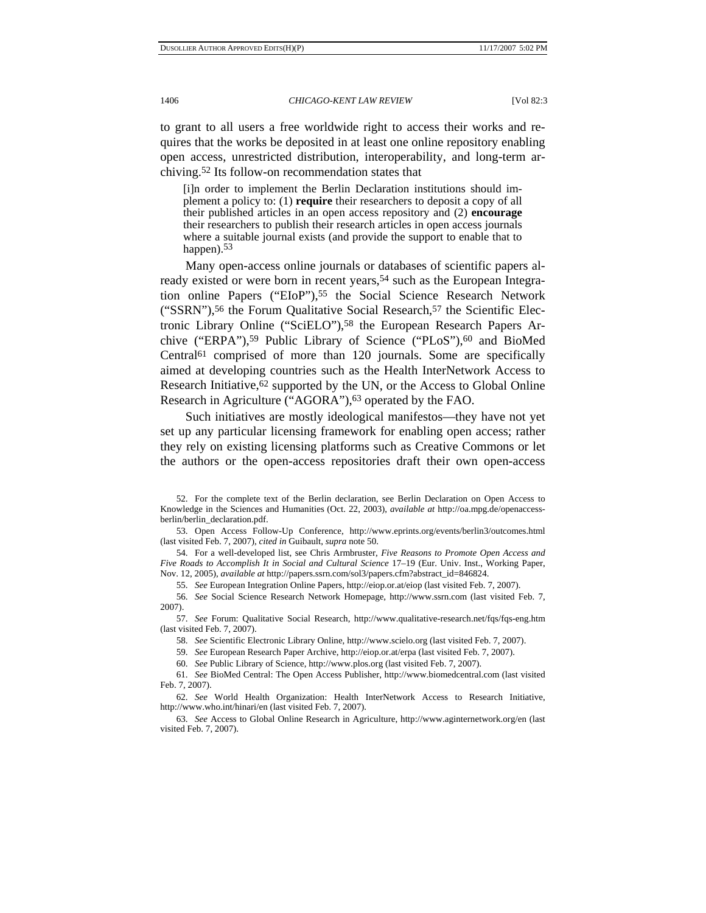to grant to all users a free worldwide right to access their works and requires that the works be deposited in at least one online repository enabling open access, unrestricted distribution, interoperability, and long-term archiving.[52] Its follow-on recommendation states that

> [i]n order to implement the Berlin Declaration institutions should implement a policy to: (1) **require** their researchers to deposit a copy of all their published articles in an open access repository and (2) **encourage** their researchers to publish their research articles in open access journals where a suitable journal exists (and provide the support to enable that to happen).[53]

Many open-access online journals or databases of scientific papers already existed or were born in recent years,[54] such as the European Integration online Papers ("EIoP"),[55] the Social Science Research Network ("SSRN"),[56] the Forum Qualitative Social Research,[57] the Scientific Electronic Library Online ("SciELO"),[58] the European Research Papers Archive ("ERPA"),[59] Public Library of Science ("PLoS"),[60] and BioMed Central[61] comprised of more than 120 journals. Some are specifically aimed at developing countries such as the Health InterNetwork Access to Research Initiative,[62] supported by the UN, or the Access to Global Online Research in Agriculture ("AGORA"),[63] operated by the FAO.

Such initiatives are mostly ideological manifestos—they have not yet set up any particular licensing framework for enabling open access; rather they rely on existing licensing platforms such as Creative Commons or let the authors or the open-access repositories draft their own open-access

52. For the complete text of the Berlin declaration, see Berlin Declaration on Open Access to Knowledge in the Sciences and Humanities (Oct. 22, 2003), *available at* http://oa.mpg.de/openaccess-berlin/berlin_declaration.pdf.

53. Open Access Follow-Up Conference, http://www.eprints.org/events/berlin3/outcomes.html (last visited Feb. 7, 2007), *cited in* Guibault, *supra* note 50.

54. For a well-developed list, see Chris Armbruster, *Five Reasons to Promote Open Access and Five Roads to Accomplish It in Social and Cultural Science* 17–19 (Eur. Univ. Inst., Working Paper, Nov. 12, 2005), *available at* http://papers.ssrn.com/sol3/papers.cfm?abstract_id=846824.

55. *See* European Integration Online Papers, http://eiop.or.at/eiop (last visited Feb. 7, 2007).

56. *See* Social Science Research Network Homepage, http://www.ssrn.com (last visited Feb. 7, 2007).

57. *See* Forum: Qualitative Social Research, http://www.qualitative-research.net/fqs/fqs-eng.htm (last visited Feb. 7, 2007).

58. *See* Scientific Electronic Library Online, http://www.scielo.org (last visited Feb. 7, 2007).

59. *See* European Research Paper Archive, http://eiop.or.at/erpa (last visited Feb. 7, 2007).

60. *See* Public Library of Science, http://www.plos.org (last visited Feb. 7, 2007).

61. *See* BioMed Central: The Open Access Publisher, http://www.biomedcentral.com (last visited Feb. 7, 2007).

62. *See* World Health Organization: Health InterNetwork Access to Research Initiative, http://www.who.int/hinari/en (last visited Feb. 7, 2007).

63. *See* Access to Global Online Research in Agriculture, http://www.aginternetwork.org/en (last visited Feb. 7, 2007).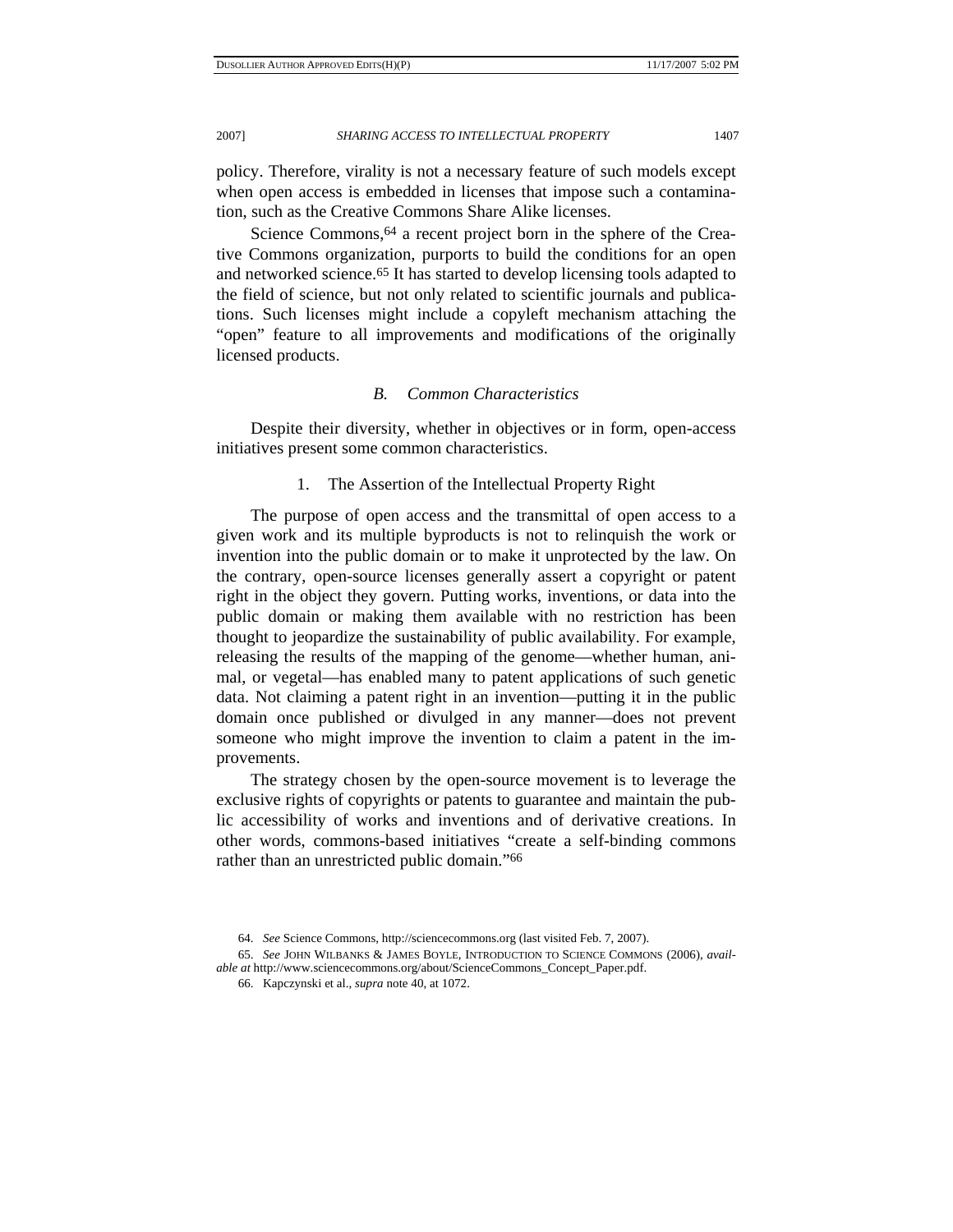policy. Therefore, virality is not a necessary feature of such models except when open access is embedded in licenses that impose such a contamination, such as the Creative Commons Share Alike licenses.

Science Commons,[64] a recent project born in the sphere of the Creative Commons organization, purports to build the conditions for an open and networked science.[65] It has started to develop licensing tools adapted to the field of science, but not only related to scientific journals and publications. Such licenses might include a copyleft mechanism attaching the "open" feature to all improvements and modifications of the originally licensed products.

### *B. Common Characteristics*

Despite their diversity, whether in objectives or in form, open-access initiatives present some common characteristics.

#### 1. The Assertion of the Intellectual Property Right

The purpose of open access and the transmittal of open access to a given work and its multiple byproducts is not to relinquish the work or invention into the public domain or to make it unprotected by the law. On the contrary, open-source licenses generally assert a copyright or patent right in the object they govern. Putting works, inventions, or data into the public domain or making them available with no restriction has been thought to jeopardize the sustainability of public availability. For example, releasing the results of the mapping of the genome—whether human, animal, or vegetal—has enabled many to patent applications of such genetic data. Not claiming a patent right in an invention—putting it in the public domain once published or divulged in any manner—does not prevent someone who might improve the invention to claim a patent in the improvements.

The strategy chosen by the open-source movement is to leverage the exclusive rights of copyrights or patents to guarantee and maintain the public accessibility of works and inventions and of derivative creations. In other words, commons-based initiatives "create a self-binding commons rather than an unrestricted public domain."[66]

---

64. *See* Science Commons, http://sciencecommons.org (last visited Feb. 7, 2007).

65. *See* JOHN WILBANKS & JAMES BOYLE, INTRODUCTION TO SCIENCE COMMONS (2006), *available at* http://www.sciencecommons.org/about/ScienceCommons_Concept_Paper.pdf.

66. Kapczynski et al., *supra* note 40, at 1072.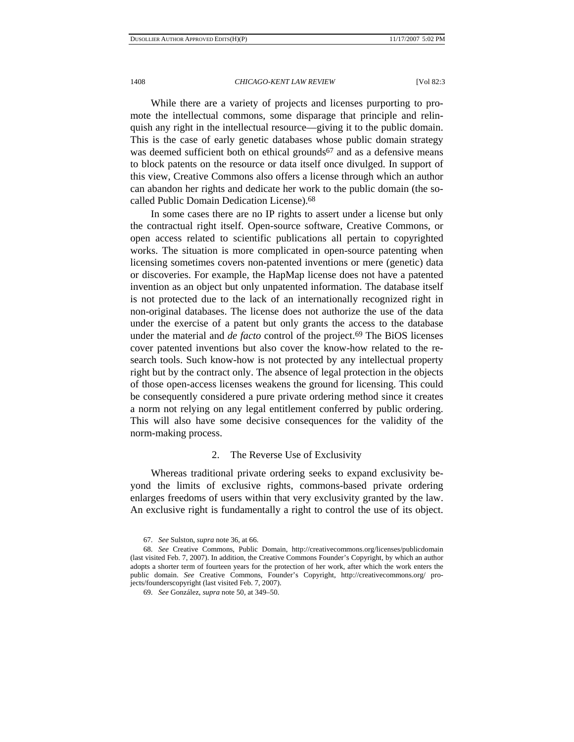While there are a variety of projects and licenses purporting to promote the intellectual commons, some disparage that principle and relinquish any right in the intellectual resource—giving it to the public domain. This is the case of early genetic databases whose public domain strategy was deemed sufficient both on ethical grounds[67] and as a defensive means to block patents on the resource or data itself once divulged. In support of this view, Creative Commons also offers a license through which an author can abandon her rights and dedicate her work to the public domain (the so-called Public Domain Dedication License).[68]

In some cases there are no IP rights to assert under a license but only the contractual right itself. Open-source software, Creative Commons, or open access related to scientific publications all pertain to copyrighted works. The situation is more complicated in open-source patenting when licensing sometimes covers non-patented inventions or mere (genetic) data or discoveries. For example, the HapMap license does not have a patented invention as an object but only unpatented information. The database itself is not protected due to the lack of an internationally recognized right in non-original databases. The license does not authorize the use of the data under the exercise of a patent but only grants the access to the database under the material and *de facto* control of the project.[69] The BiOS licenses cover patented inventions but also cover the know-how related to the research tools. Such know-how is not protected by any intellectual property right but by the contract only. The absence of legal protection in the objects of those open-access licenses weakens the ground for licensing. This could be consequently considered a pure private ordering method since it creates a norm not relying on any legal entitlement conferred by public ordering. This will also have some decisive consequences for the validity of the norm-making process.

### 2. The Reverse Use of Exclusivity

Whereas traditional private ordering seeks to expand exclusivity beyond the limits of exclusive rights, commons-based private ordering enlarges freedoms of users within that very exclusivity granted by the law. An exclusive right is fundamentally a right to control the use of its object.

---

67. *See* Sulston, *supra* note 36, at 66.

68. *See* Creative Commons, Public Domain, http://creativecommons.org/licenses/publicdomain (last visited Feb. 7, 2007). In addition, the Creative Commons Founder's Copyright, by which an author adopts a shorter term of fourteen years for the protection of her work, after which the work enters the public domain. *See* Creative Commons, Founder's Copyright, http://creativecommons.org/projects/founderscopyright (last visited Feb. 7, 2007).

69. *See* González, *supra* note 50, at 349–50.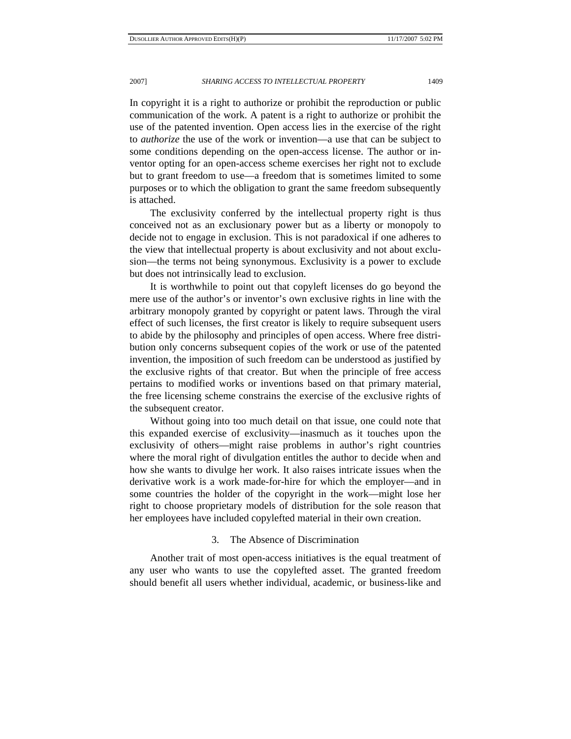In copyright it is a right to authorize or prohibit the reproduction or public communication of the work. A patent is a right to authorize or prohibit the use of the patented invention. Open access lies in the exercise of the right to *authorize* the use of the work or invention—a use that can be subject to some conditions depending on the open-access license. The author or inventor opting for an open-access scheme exercises her right not to exclude but to grant freedom to use—a freedom that is sometimes limited to some purposes or to which the obligation to grant the same freedom subsequently is attached.

The exclusivity conferred by the intellectual property right is thus conceived not as an exclusionary power but as a liberty or monopoly to decide not to engage in exclusion. This is not paradoxical if one adheres to the view that intellectual property is about exclusivity and not about exclusion—the terms not being synonymous. Exclusivity is a power to exclude but does not intrinsically lead to exclusion.

It is worthwhile to point out that copyleft licenses do go beyond the mere use of the author's or inventor's own exclusive rights in line with the arbitrary monopoly granted by copyright or patent laws. Through the viral effect of such licenses, the first creator is likely to require subsequent users to abide by the philosophy and principles of open access. Where free distribution only concerns subsequent copies of the work or use of the patented invention, the imposition of such freedom can be understood as justified by the exclusive rights of that creator. But when the principle of free access pertains to modified works or inventions based on that primary material, the free licensing scheme constrains the exercise of the exclusive rights of the subsequent creator.

Without going into too much detail on that issue, one could note that this expanded exercise of exclusivity—inasmuch as it touches upon the exclusivity of others—might raise problems in author's right countries where the moral right of divulgation entitles the author to decide when and how she wants to divulge her work. It also raises intricate issues when the derivative work is a work made-for-hire for which the employer—and in some countries the holder of the copyright in the work—might lose her right to choose proprietary models of distribution for the sole reason that her employees have included copylefted material in their own creation.

### 3. The Absence of Discrimination

Another trait of most open-access initiatives is the equal treatment of any user who wants to use the copylefted asset. The granted freedom should benefit all users whether individual, academic, or business-like and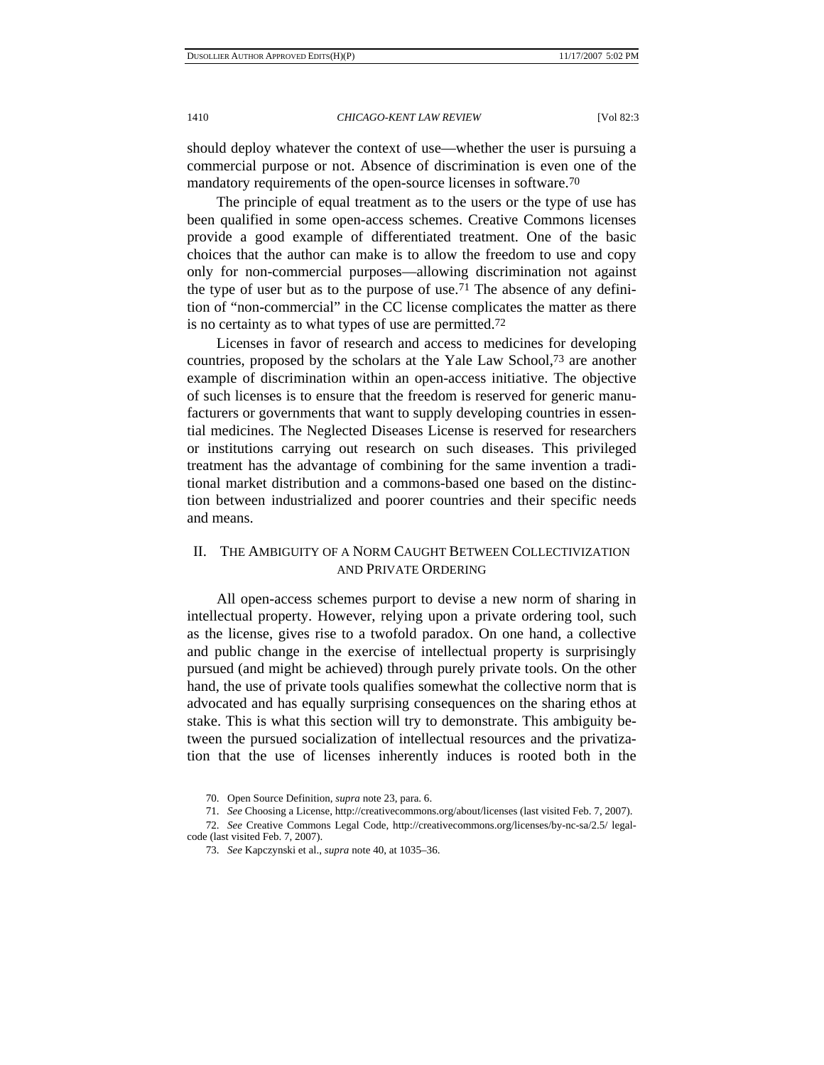should deploy whatever the context of use—whether the user is pursuing a commercial purpose or not. Absence of discrimination is even one of the mandatory requirements of the open-source licenses in software.[70]

The principle of equal treatment as to the users or the type of use has been qualified in some open-access schemes. Creative Commons licenses provide a good example of differentiated treatment. One of the basic choices that the author can make is to allow the freedom to use and copy only for non-commercial purposes—allowing discrimination not against the type of user but as to the purpose of use.[71] The absence of any definition of "non-commercial" in the CC license complicates the matter as there is no certainty as to what types of use are permitted.[72]

Licenses in favor of research and access to medicines for developing countries, proposed by the scholars at the Yale Law School,[73] are another example of discrimination within an open-access initiative. The objective of such licenses is to ensure that the freedom is reserved for generic manufacturers or governments that want to supply developing countries in essential medicines. The Neglected Diseases License is reserved for researchers or institutions carrying out research on such diseases. This privileged treatment has the advantage of combining for the same invention a traditional market distribution and a commons-based one based on the distinction between industrialized and poorer countries and their specific needs and means.

## II. The Ambiguity of a Norm Caught Between Collectivization and Private Ordering

All open-access schemes purport to devise a new norm of sharing in intellectual property. However, relying upon a private ordering tool, such as the license, gives rise to a twofold paradox. On one hand, a collective and public change in the exercise of intellectual property is surprisingly pursued (and might be achieved) through purely private tools. On the other hand, the use of private tools qualifies somewhat the collective norm that is advocated and has equally surprising consequences on the sharing ethos at stake. This is what this section will try to demonstrate. This ambiguity between the pursued socialization of intellectual resources and the privatization that the use of licenses inherently induces is rooted both in the

70. Open Source Definition, *supra* note 23, para. 6.

71. *See* Choosing a License, http://creativecommons.org/about/licenses (last visited Feb. 7, 2007).

72. *See* Creative Commons Legal Code, http://creativecommons.org/licenses/by-nc-sa/2.5/ legalcode (last visited Feb. 7, 2007).

73. *See* Kapczynski et al., *supra* note 40, at 1035–36.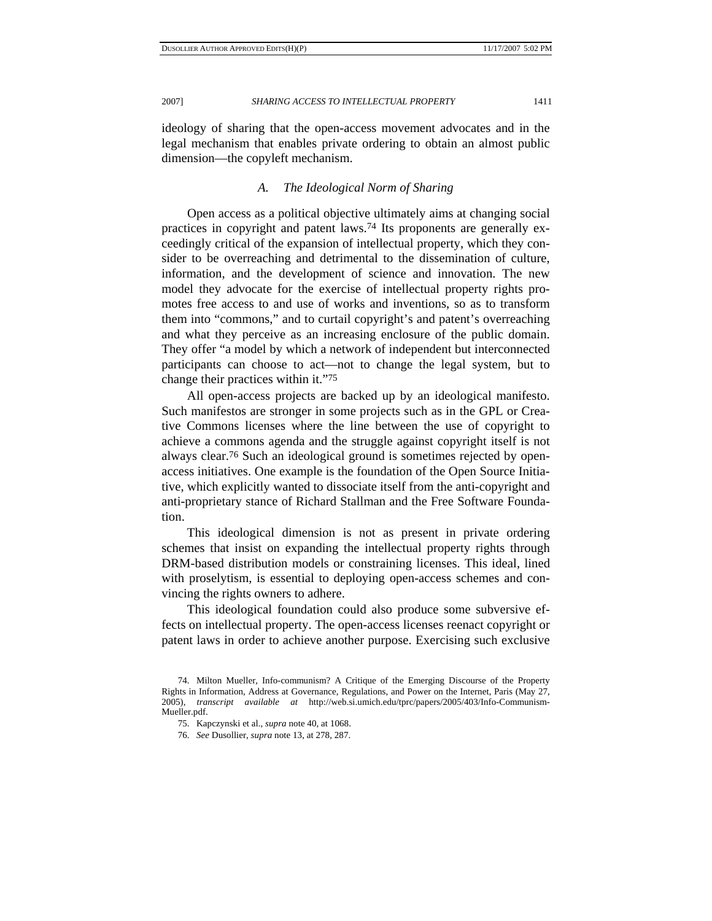ideology of sharing that the open-access movement advocates and in the legal mechanism that enables private ordering to obtain an almost public dimension—the copyleft mechanism.

### *A. The Ideological Norm of Sharing*

Open access as a political objective ultimately aims at changing social practices in copyright and patent laws.[74] Its proponents are generally exceedingly critical of the expansion of intellectual property, which they consider to be overreaching and detrimental to the dissemination of culture, information, and the development of science and innovation. The new model they advocate for the exercise of intellectual property rights promotes free access to and use of works and inventions, so as to transform them into "commons," and to curtail copyright's and patent's overreaching and what they perceive as an increasing enclosure of the public domain. They offer "a model by which a network of independent but interconnected participants can choose to act—not to change the legal system, but to change their practices within it."[75]

All open-access projects are backed up by an ideological manifesto. Such manifestos are stronger in some projects such as in the GPL or Creative Commons licenses where the line between the use of copyright to achieve a commons agenda and the struggle against copyright itself is not always clear.[76] Such an ideological ground is sometimes rejected by open-access initiatives. One example is the foundation of the Open Source Initiative, which explicitly wanted to dissociate itself from the anti-copyright and anti-proprietary stance of Richard Stallman and the Free Software Foundation.

This ideological dimension is not as present in private ordering schemes that insist on expanding the intellectual property rights through DRM-based distribution models or constraining licenses. This ideal, lined with proselytism, is essential to deploying open-access schemes and convincing the rights owners to adhere.

This ideological foundation could also produce some subversive effects on intellectual property. The open-access licenses reenact copyright or patent laws in order to achieve another purpose. Exercising such exclusive

74. Milton Mueller, Info-communism? A Critique of the Emerging Discourse of the Property Rights in Information, Address at Governance, Regulations, and Power on the Internet, Paris (May 27, 2005), *transcript available at* http://web.si.umich.edu/tprc/papers/2005/403/Info-Communism-Mueller.pdf.

75. Kapczynski et al., *supra* note 40, at 1068.

76. *See* Dusollier, *supra* note 13, at 278, 287.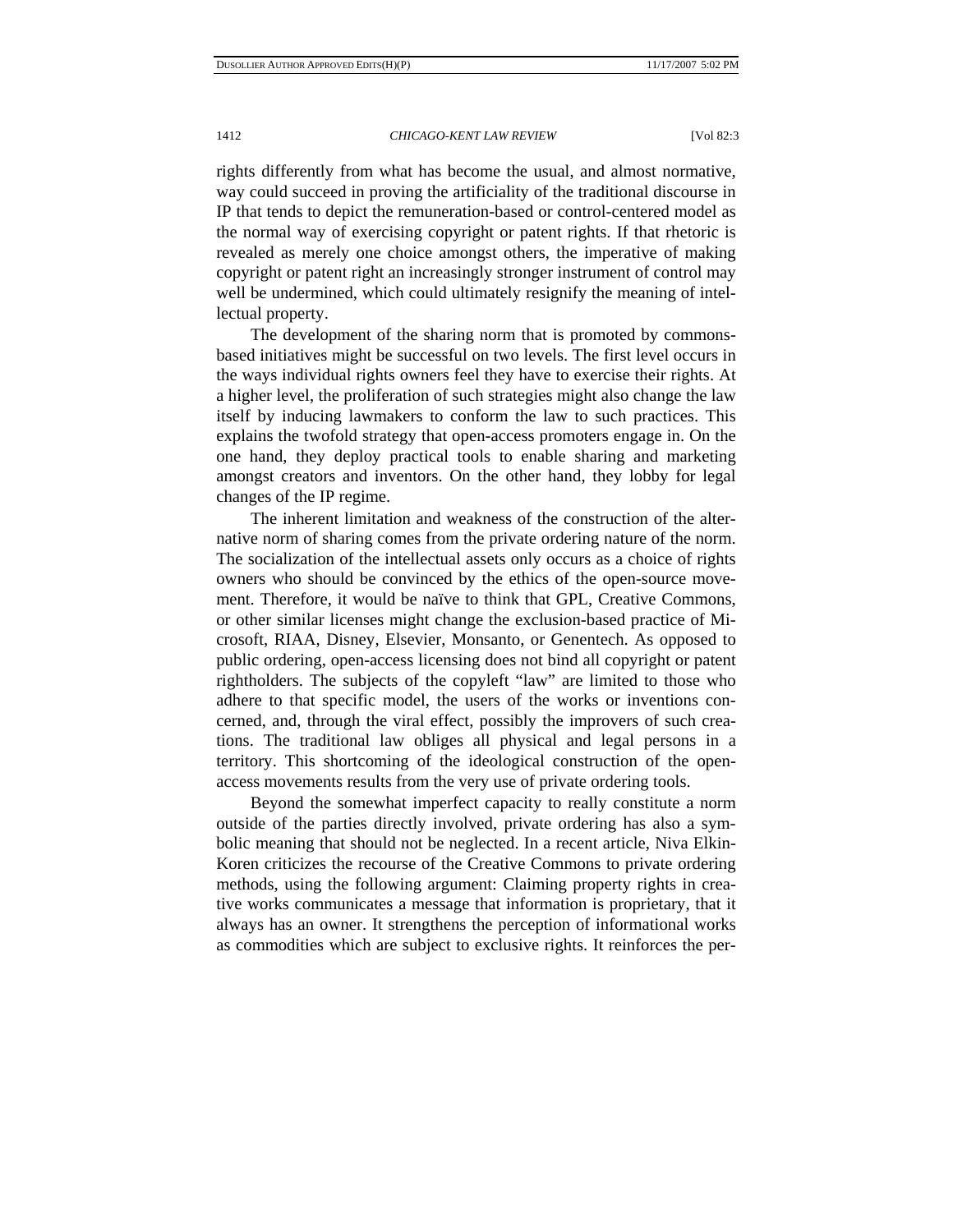rights differently from what has become the usual, and almost normative, way could succeed in proving the artificiality of the traditional discourse in IP that tends to depict the remuneration-based or control-centered model as the normal way of exercising copyright or patent rights. If that rhetoric is revealed as merely one choice amongst others, the imperative of making copyright or patent right an increasingly stronger instrument of control may well be undermined, which could ultimately resignify the meaning of intellectual property.

The development of the sharing norm that is promoted by commons-based initiatives might be successful on two levels. The first level occurs in the ways individual rights owners feel they have to exercise their rights. At a higher level, the proliferation of such strategies might also change the law itself by inducing lawmakers to conform the law to such practices. This explains the twofold strategy that open-access promoters engage in. On the one hand, they deploy practical tools to enable sharing and marketing amongst creators and inventors. On the other hand, they lobby for legal changes of the IP regime.

The inherent limitation and weakness of the construction of the alternative norm of sharing comes from the private ordering nature of the norm. The socialization of the intellectual assets only occurs as a choice of rights owners who should be convinced by the ethics of the open-source movement. Therefore, it would be naïve to think that GPL, Creative Commons, or other similar licenses might change the exclusion-based practice of Microsoft, RIAA, Disney, Elsevier, Monsanto, or Genentech. As opposed to public ordering, open-access licensing does not bind all copyright or patent rightholders. The subjects of the copyleft "law" are limited to those who adhere to that specific model, the users of the works or inventions concerned, and, through the viral effect, possibly the improvers of such creations. The traditional law obliges all physical and legal persons in a territory. This shortcoming of the ideological construction of the open-access movements results from the very use of private ordering tools.

Beyond the somewhat imperfect capacity to really constitute a norm outside of the parties directly involved, private ordering has also a symbolic meaning that should not be neglected. In a recent article, Niva Elkin-Koren criticizes the recourse of the Creative Commons to private ordering methods, using the following argument: Claiming property rights in creative works communicates a message that information is proprietary, that it always has an owner. It strengthens the perception of informational works as commodities which are subject to exclusive rights. It reinforces the per-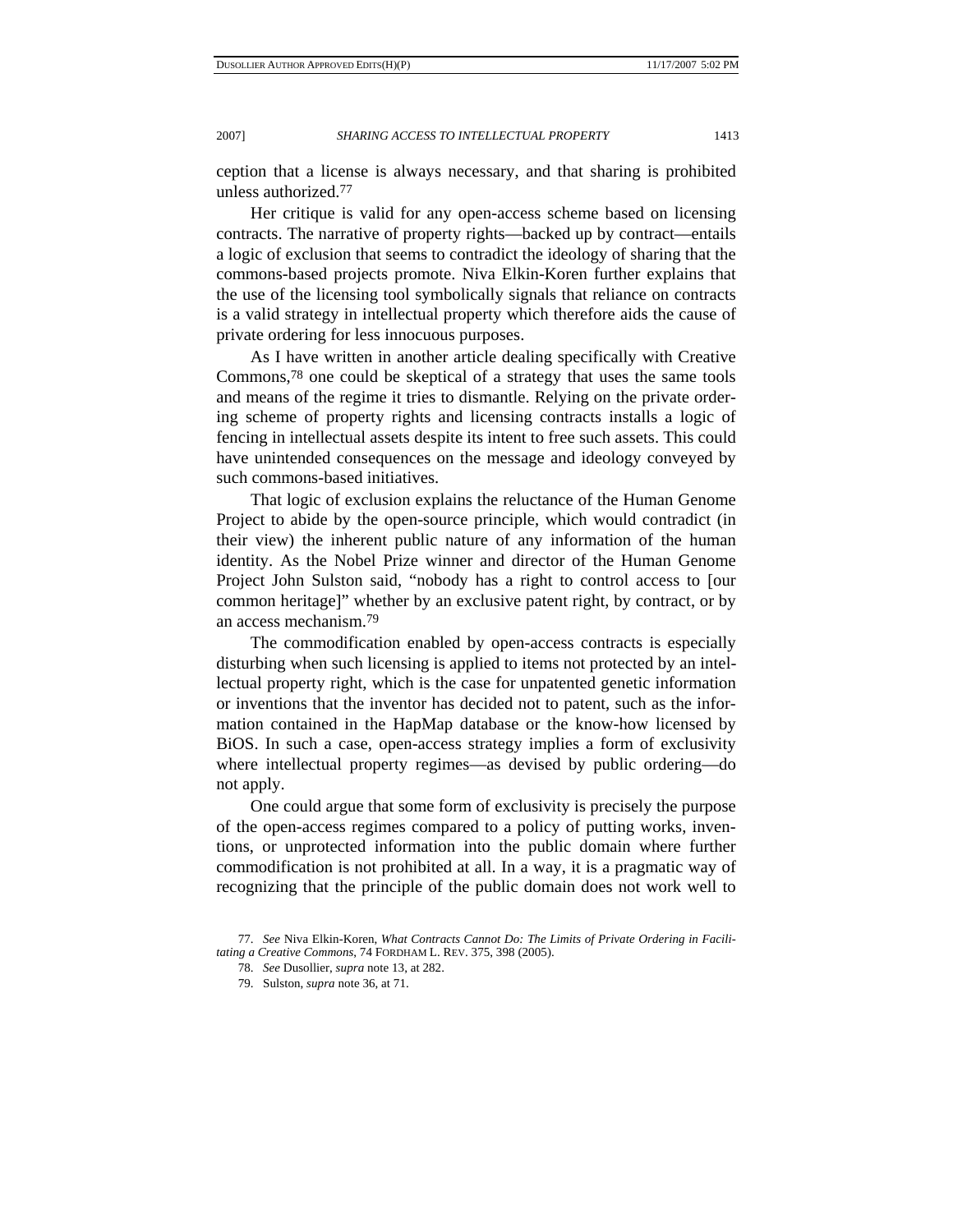ception that a license is always necessary, and that sharing is prohibited unless authorized.[77]

Her critique is valid for any open-access scheme based on licensing contracts. The narrative of property rights—backed up by contract—entails a logic of exclusion that seems to contradict the ideology of sharing that the commons-based projects promote. Niva Elkin-Koren further explains that the use of the licensing tool symbolically signals that reliance on contracts is a valid strategy in intellectual property which therefore aids the cause of private ordering for less innocuous purposes.

As I have written in another article dealing specifically with Creative Commons,[78] one could be skeptical of a strategy that uses the same tools and means of the regime it tries to dismantle. Relying on the private ordering scheme of property rights and licensing contracts installs a logic of fencing in intellectual assets despite its intent to free such assets. This could have unintended consequences on the message and ideology conveyed by such commons-based initiatives.

That logic of exclusion explains the reluctance of the Human Genome Project to abide by the open-source principle, which would contradict (in their view) the inherent public nature of any information of the human identity. As the Nobel Prize winner and director of the Human Genome Project John Sulston said, "nobody has a right to control access to [our common heritage]" whether by an exclusive patent right, by contract, or by an access mechanism.[79]

The commodification enabled by open-access contracts is especially disturbing when such licensing is applied to items not protected by an intellectual property right, which is the case for unpatented genetic information or inventions that the inventor has decided not to patent, such as the information contained in the HapMap database or the know-how licensed by BiOS. In such a case, open-access strategy implies a form of exclusivity where intellectual property regimes—as devised by public ordering—do not apply.

One could argue that some form of exclusivity is precisely the purpose of the open-access regimes compared to a policy of putting works, inventions, or unprotected information into the public domain where further commodification is not prohibited at all. In a way, it is a pragmatic way of recognizing that the principle of the public domain does not work well to

77. *See* Niva Elkin-Koren, *What Contracts Cannot Do: The Limits of Private Ordering in Facilitating a Creative Commons*, 74 FORDHAM L. REV. 375, 398 (2005).

78. *See* Dusollier, *supra* note 13, at 282.

79. Sulston, *supra* note 36, at 71.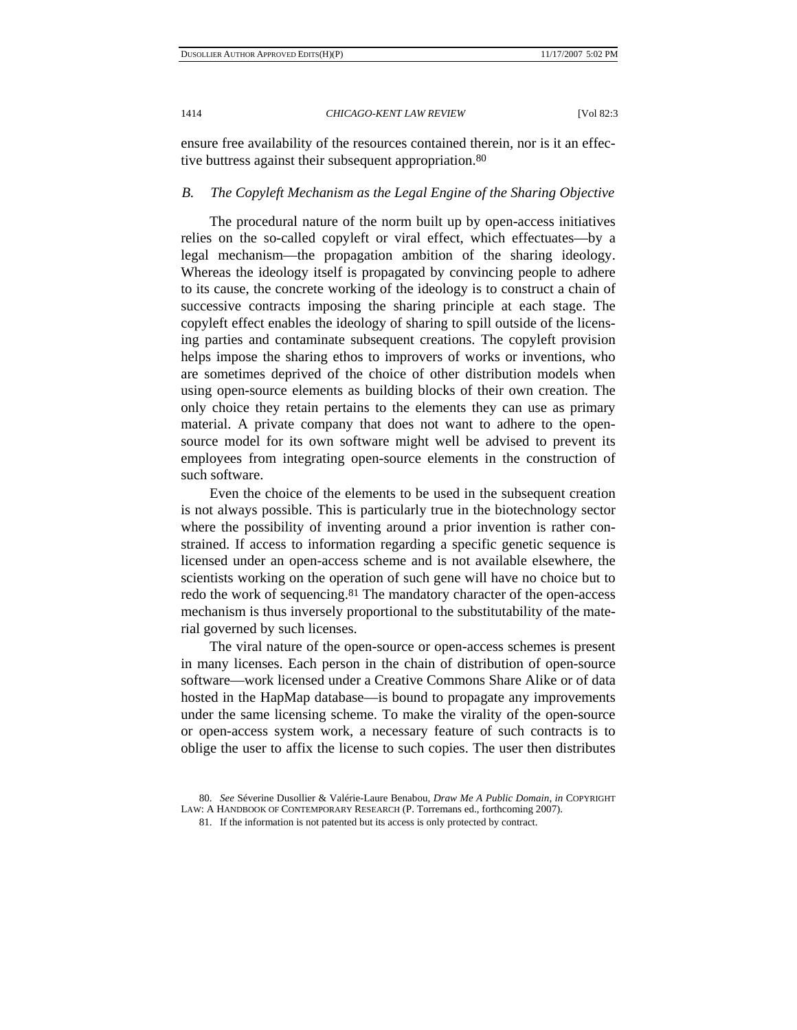ensure free availability of the resources contained therein, nor is it an effective buttress against their subsequent appropriation.[80]

### *B. The Copyleft Mechanism as the Legal Engine of the Sharing Objective*

The procedural nature of the norm built up by open-access initiatives relies on the so-called copyleft or viral effect, which effectuates—by a legal mechanism—the propagation ambition of the sharing ideology. Whereas the ideology itself is propagated by convincing people to adhere to its cause, the concrete working of the ideology is to construct a chain of successive contracts imposing the sharing principle at each stage. The copyleft effect enables the ideology of sharing to spill outside of the licensing parties and contaminate subsequent creations. The copyleft provision helps impose the sharing ethos to improvers of works or inventions, who are sometimes deprived of the choice of other distribution models when using open-source elements as building blocks of their own creation. The only choice they retain pertains to the elements they can use as primary material. A private company that does not want to adhere to the open-source model for its own software might well be advised to prevent its employees from integrating open-source elements in the construction of such software.

Even the choice of the elements to be used in the subsequent creation is not always possible. This is particularly true in the biotechnology sector where the possibility of inventing around a prior invention is rather constrained. If access to information regarding a specific genetic sequence is licensed under an open-access scheme and is not available elsewhere, the scientists working on the operation of such gene will have no choice but to redo the work of sequencing.[81] The mandatory character of the open-access mechanism is thus inversely proportional to the substitutability of the material governed by such licenses.

The viral nature of the open-source or open-access schemes is present in many licenses. Each person in the chain of distribution of open-source software—work licensed under a Creative Commons Share Alike or of data hosted in the HapMap database—is bound to propagate any improvements under the same licensing scheme. To make the virality of the open-source or open-access system work, a necessary feature of such contracts is to oblige the user to affix the license to such copies. The user then distributes

80. *See* Séverine Dusollier & Valérie-Laure Benabou, *Draw Me A Public Domain*, *in* COPYRIGHT LAW: A HANDBOOK OF CONTEMPORARY RESEARCH (P. Torremans ed., forthcoming 2007).

81. If the information is not patented but its access is only protected by contract.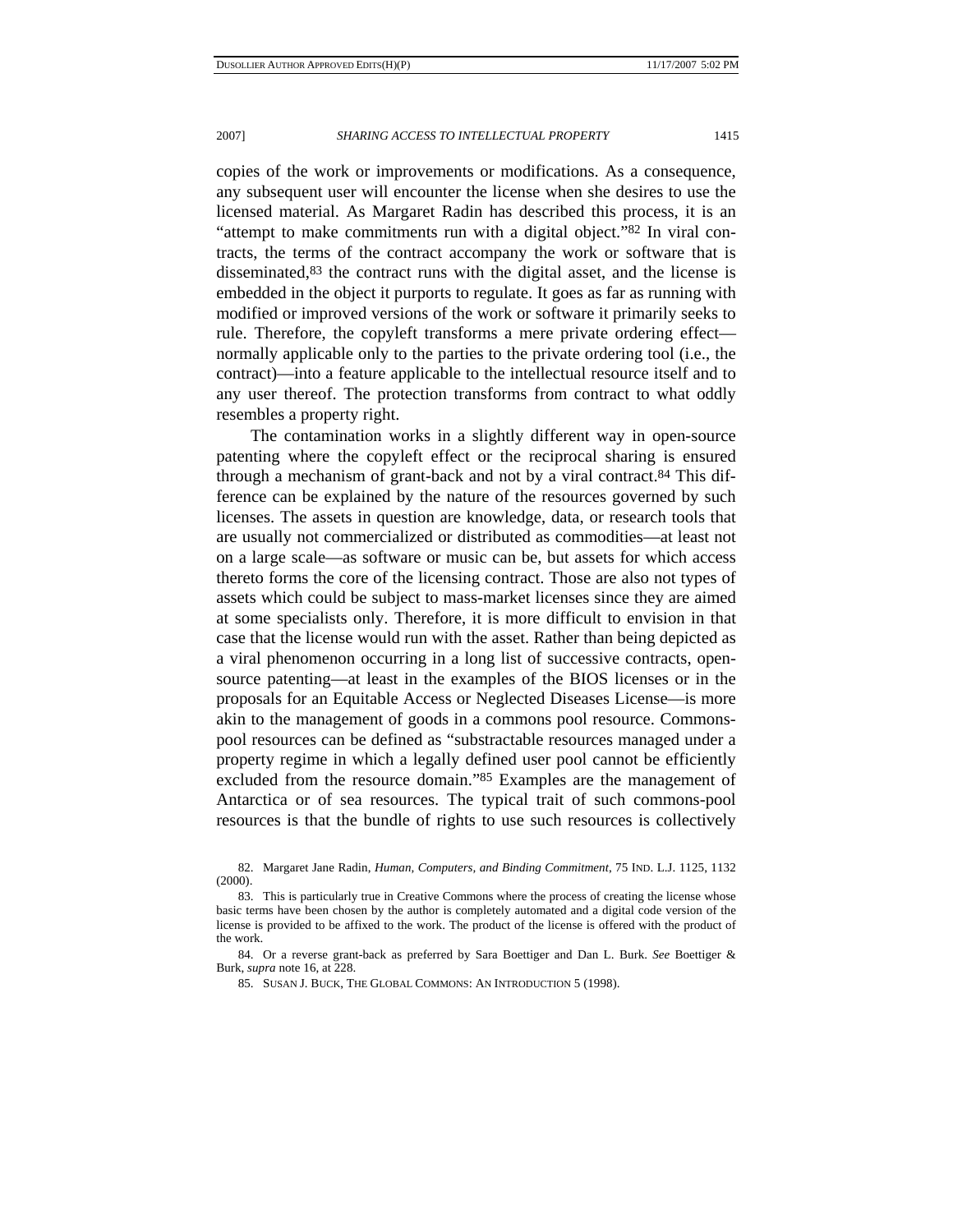copies of the work or improvements or modifications. As a consequence, any subsequent user will encounter the license when she desires to use the licensed material. As Margaret Radin has described this process, it is an "attempt to make commitments run with a digital object."[82] In viral contracts, the terms of the contract accompany the work or software that is disseminated,[83] the contract runs with the digital asset, and the license is embedded in the object it purports to regulate. It goes as far as running with modified or improved versions of the work or software it primarily seeks to rule. Therefore, the copyleft transforms a mere private ordering effect—normally applicable only to the parties to the private ordering tool (i.e., the contract)—into a feature applicable to the intellectual resource itself and to any user thereof. The protection transforms from contract to what oddly resembles a property right.

The contamination works in a slightly different way in open-source patenting where the copyleft effect or the reciprocal sharing is ensured through a mechanism of grant-back and not by a viral contract.[84] This difference can be explained by the nature of the resources governed by such licenses. The assets in question are knowledge, data, or research tools that are usually not commercialized or distributed as commodities—at least not on a large scale—as software or music can be, but assets for which access thereto forms the core of the licensing contract. Those are also not types of assets which could be subject to mass-market licenses since they are aimed at some specialists only. Therefore, it is more difficult to envision in that case that the license would run with the asset. Rather than being depicted as a viral phenomenon occurring in a long list of successive contracts, open-source patenting—at least in the examples of the BIOS licenses or in the proposals for an Equitable Access or Neglected Diseases License—is more akin to the management of goods in a commons pool resource. Commons-pool resources can be defined as "substractable resources managed under a property regime in which a legally defined user pool cannot be efficiently excluded from the resource domain."[85] Examples are the management of Antarctica or of sea resources. The typical trait of such commons-pool resources is that the bundle of rights to use such resources is collectively

---

82. Margaret Jane Radin, *Human, Computers, and Binding Commitment*, 75 IND. L.J. 1125, 1132 (2000).

83. This is particularly true in Creative Commons where the process of creating the license whose basic terms have been chosen by the author is completely automated and a digital code version of the license is provided to be affixed to the work. The product of the license is offered with the product of the work.

84. Or a reverse grant-back as preferred by Sara Boettiger and Dan L. Burk. *See* Boettiger & Burk, *supra* note 16, at 228.

85. SUSAN J. BUCK, THE GLOBAL COMMONS: AN INTRODUCTION 5 (1998).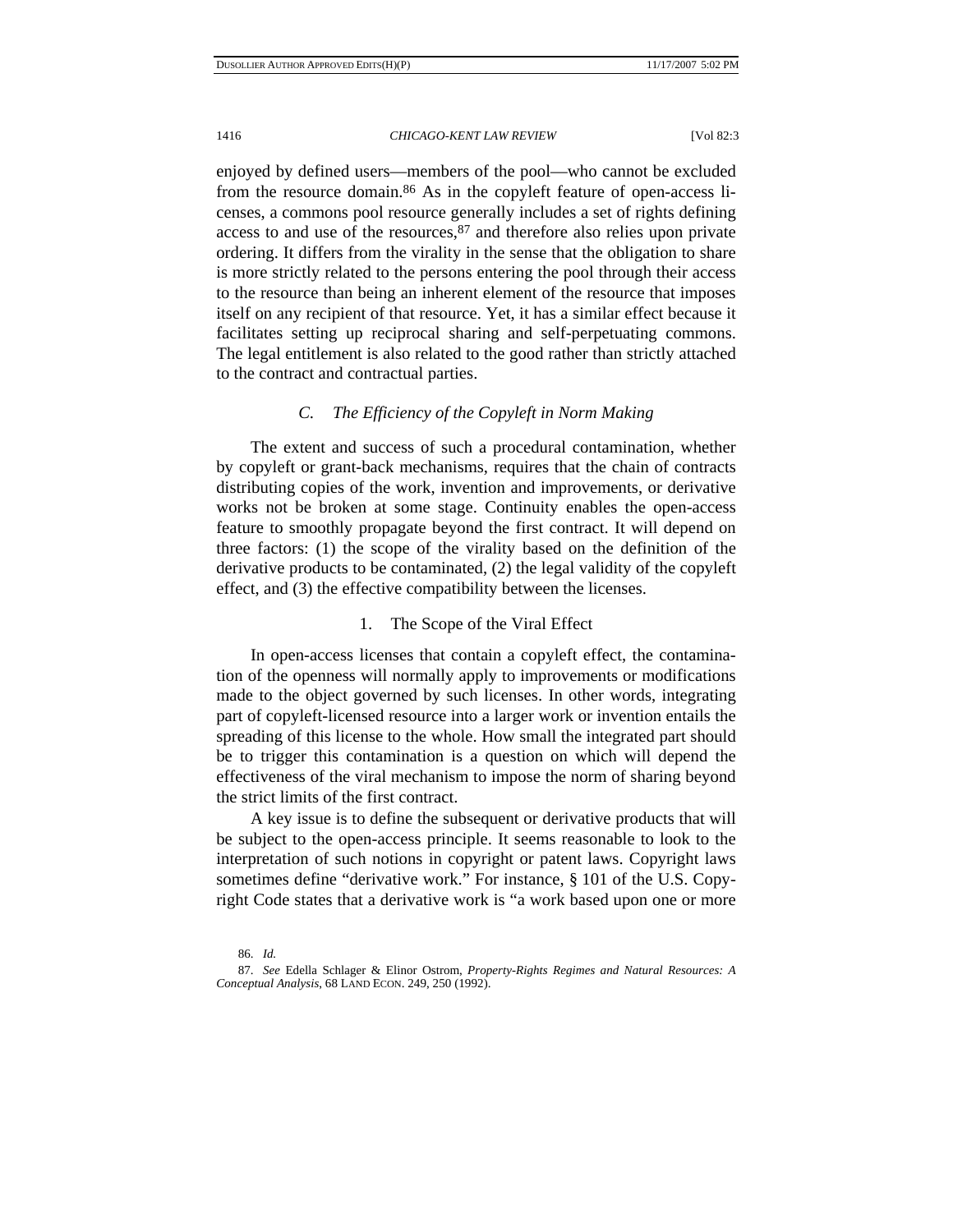enjoyed by defined users—members of the pool—who cannot be excluded from the resource domain.[86] As in the copyleft feature of open-access licenses, a commons pool resource generally includes a set of rights defining access to and use of the resources,[87] and therefore also relies upon private ordering. It differs from the virality in the sense that the obligation to share is more strictly related to the persons entering the pool through their access to the resource than being an inherent element of the resource that imposes itself on any recipient of that resource. Yet, it has a similar effect because it facilitates setting up reciprocal sharing and self-perpetuating commons. The legal entitlement is also related to the good rather than strictly attached to the contract and contractual parties.

### *C. The Efficiency of the Copyleft in Norm Making*

The extent and success of such a procedural contamination, whether by copyleft or grant-back mechanisms, requires that the chain of contracts distributing copies of the work, invention and improvements, or derivative works not be broken at some stage. Continuity enables the open-access feature to smoothly propagate beyond the first contract. It will depend on three factors: (1) the scope of the virality based on the definition of the derivative products to be contaminated, (2) the legal validity of the copyleft effect, and (3) the effective compatibility between the licenses.

#### 1. The Scope of the Viral Effect

In open-access licenses that contain a copyleft effect, the contamination of the openness will normally apply to improvements or modifications made to the object governed by such licenses. In other words, integrating part of copyleft-licensed resource into a larger work or invention entails the spreading of this license to the whole. How small the integrated part should be to trigger this contamination is a question on which will depend the effectiveness of the viral mechanism to impose the norm of sharing beyond the strict limits of the first contract.

A key issue is to define the subsequent or derivative products that will be subject to the open-access principle. It seems reasonable to look to the interpretation of such notions in copyright or patent laws. Copyright laws sometimes define "derivative work." For instance, § 101 of the U.S. Copyright Code states that a derivative work is "a work based upon one or more

86. *Id.*

87. *See* Edella Schlager & Elinor Ostrom, *Property-Rights Regimes and Natural Resources: A Conceptual Analysis*, 68 LAND ECON. 249, 250 (1992).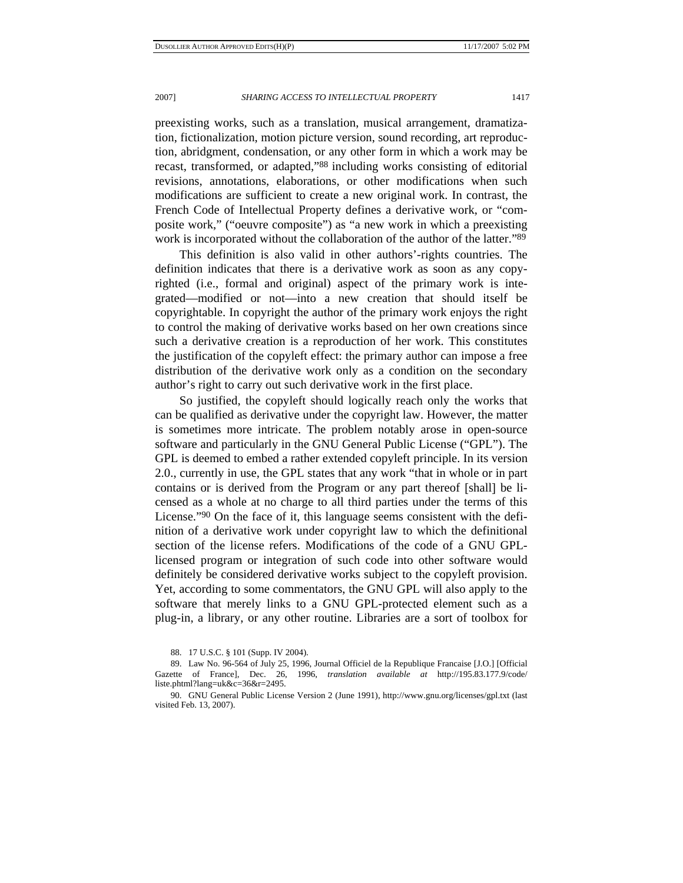preexisting works, such as a translation, musical arrangement, dramatization, fictionalization, motion picture version, sound recording, art reproduction, abridgment, condensation, or any other form in which a work may be recast, transformed, or adapted,"[88] including works consisting of editorial revisions, annotations, elaborations, or other modifications when such modifications are sufficient to create a new original work. In contrast, the French Code of Intellectual Property defines a derivative work, or "composite work," ("oeuvre composite") as "a new work in which a preexisting work is incorporated without the collaboration of the author of the latter."[89]

This definition is also valid in other authors'-rights countries. The definition indicates that there is a derivative work as soon as any copyrighted (i.e., formal and original) aspect of the primary work is integrated—modified or not—into a new creation that should itself be copyrightable. In copyright the author of the primary work enjoys the right to control the making of derivative works based on her own creations since such a derivative creation is a reproduction of her work. This constitutes the justification of the copyleft effect: the primary author can impose a free distribution of the derivative work only as a condition on the secondary author's right to carry out such derivative work in the first place.

So justified, the copyleft should logically reach only the works that can be qualified as derivative under the copyright law. However, the matter is sometimes more intricate. The problem notably arose in open-source software and particularly in the GNU General Public License ("GPL"). The GPL is deemed to embed a rather extended copyleft principle. In its version 2.0., currently in use, the GPL states that any work "that in whole or in part contains or is derived from the Program or any part thereof [shall] be licensed as a whole at no charge to all third parties under the terms of this License."[90] On the face of it, this language seems consistent with the definition of a derivative work under copyright law to which the definitional section of the license refers. Modifications of the code of a GNU GPL-licensed program or integration of such code into other software would definitely be considered derivative works subject to the copyleft provision. Yet, according to some commentators, the GNU GPL will also apply to the software that merely links to a GNU GPL-protected element such as a plug-in, a library, or any other routine. Libraries are a sort of toolbox for

88. 17 U.S.C. § 101 (Supp. IV 2004).

89. Law No. 96-564 of July 25, 1996, Journal Officiel de la Republique Francaise [J.O.] [Official Gazette of France], Dec. 26, 1996, *translation available at* http://195.83.177.9/code/liste.phtml?lang=uk&c=36&r=2495.

90. GNU General Public License Version 2 (June 1991), http://www.gnu.org/licenses/gpl.txt (last visited Feb. 13, 2007).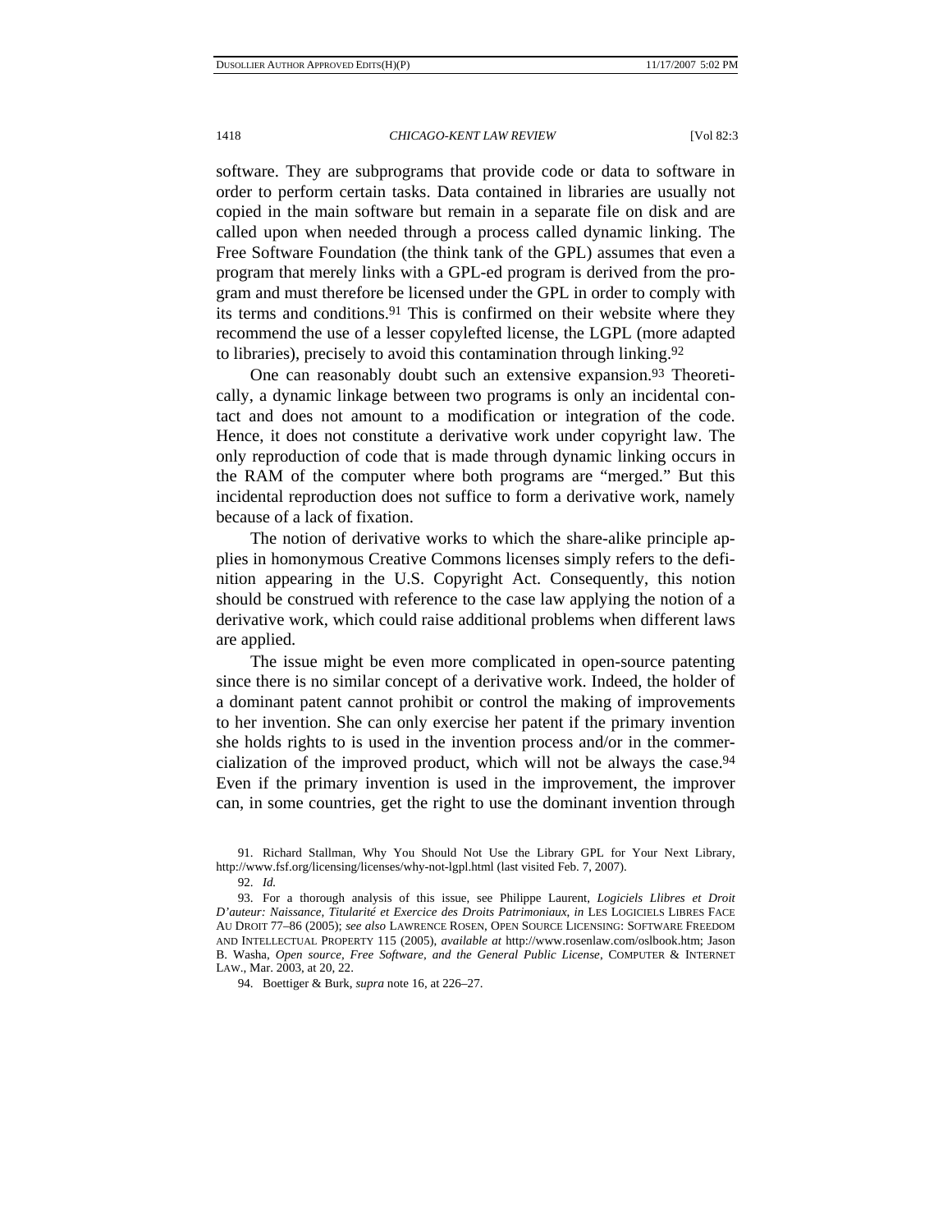software. They are subprograms that provide code or data to software in order to perform certain tasks. Data contained in libraries are usually not copied in the main software but remain in a separate file on disk and are called upon when needed through a process called dynamic linking. The Free Software Foundation (the think tank of the GPL) assumes that even a program that merely links with a GPL-ed program is derived from the program and must therefore be licensed under the GPL in order to comply with its terms and conditions.[91] This is confirmed on their website where they recommend the use of a lesser copylefted license, the LGPL (more adapted to libraries), precisely to avoid this contamination through linking.[92]

One can reasonably doubt such an extensive expansion.[93] Theoretically, a dynamic linkage between two programs is only an incidental contact and does not amount to a modification or integration of the code. Hence, it does not constitute a derivative work under copyright law. The only reproduction of code that is made through dynamic linking occurs in the RAM of the computer where both programs are "merged." But this incidental reproduction does not suffice to form a derivative work, namely because of a lack of fixation.

The notion of derivative works to which the share-alike principle applies in homonymous Creative Commons licenses simply refers to the definition appearing in the U.S. Copyright Act. Consequently, this notion should be construed with reference to the case law applying the notion of a derivative work, which could raise additional problems when different laws are applied.

The issue might be even more complicated in open-source patenting since there is no similar concept of a derivative work. Indeed, the holder of a dominant patent cannot prohibit or control the making of improvements to her invention. She can only exercise her patent if the primary invention she holds rights to is used in the invention process and/or in the commercialization of the improved product, which will not be always the case.[94] Even if the primary invention is used in the improvement, the improver can, in some countries, get the right to use the dominant invention through

91. Richard Stallman, Why You Should Not Use the Library GPL for Your Next Library, http://www.fsf.org/licensing/licenses/why-not-lgpl.html (last visited Feb. 7, 2007).

92. *Id.*

93. For a thorough analysis of this issue, see Philippe Laurent, *Logiciels Llibres et Droit D'auteur: Naissance, Titularité et Exercice des Droits Patrimoniaux*, *in* LES LOGICIELS LIBRES FACE AU DROIT 77–86 (2005); *see also* LAWRENCE ROSEN, OPEN SOURCE LICENSING: SOFTWARE FREEDOM AND INTELLECTUAL PROPERTY 115 (2005), *available at* http://www.rosenlaw.com/oslbook.htm; Jason B. Washa, *Open source, Free Software, and the General Public License*, COMPUTER & INTERNET LAW., Mar. 2003, at 20, 22.

94. Boettiger & Burk, *supra* note 16, at 226–27.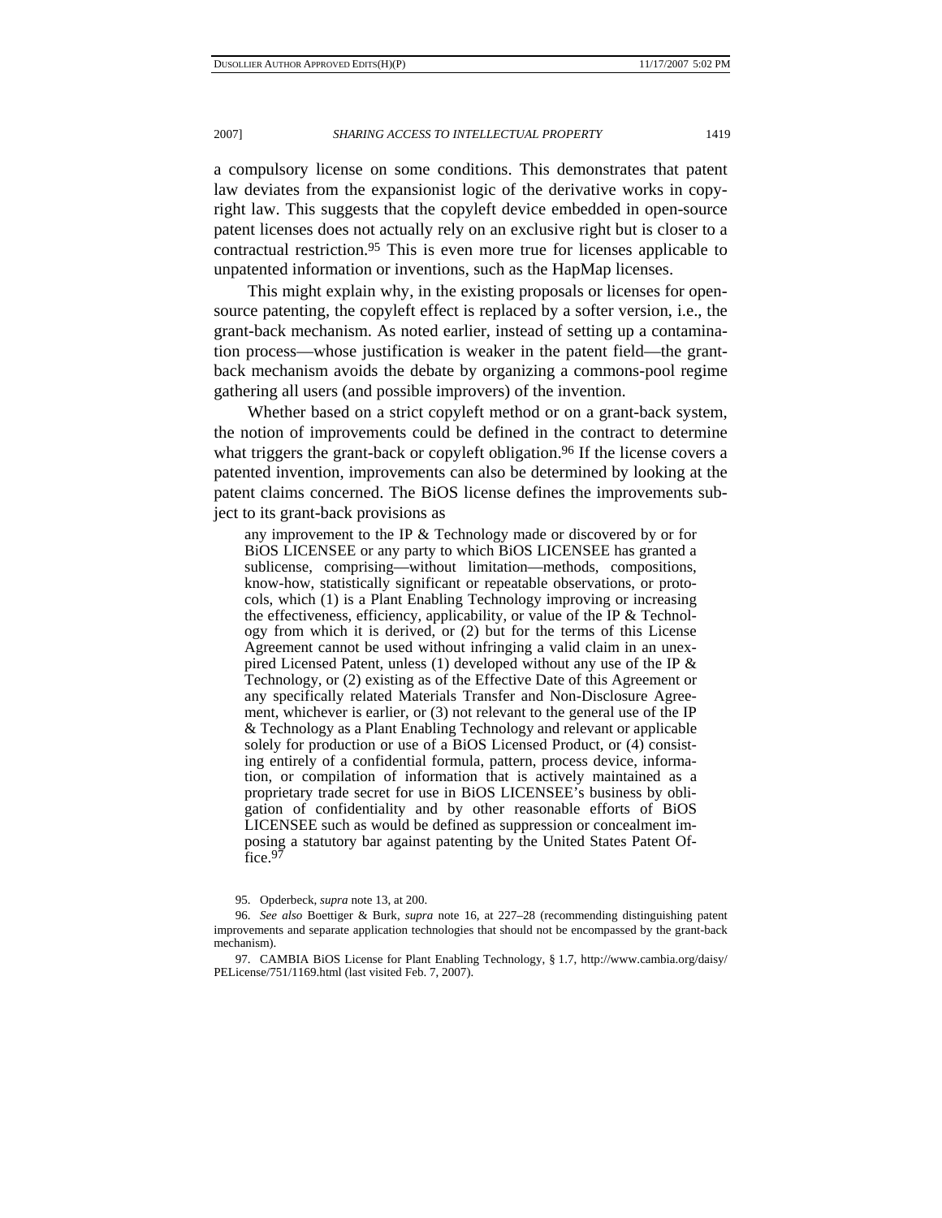a compulsory license on some conditions. This demonstrates that patent law deviates from the expansionist logic of the derivative works in copyright law. This suggests that the copyleft device embedded in open-source patent licenses does not actually rely on an exclusive right but is closer to a contractual restriction.[95] This is even more true for licenses applicable to unpatented information or inventions, such as the HapMap licenses.

This might explain why, in the existing proposals or licenses for open-source patenting, the copyleft effect is replaced by a softer version, i.e., the grant-back mechanism. As noted earlier, instead of setting up a contamination process—whose justification is weaker in the patent field—the grant-back mechanism avoids the debate by organizing a commons-pool regime gathering all users (and possible improvers) of the invention.

Whether based on a strict copyleft method or on a grant-back system, the notion of improvements could be defined in the contract to determine what triggers the grant-back or copyleft obligation.[96] If the license covers a patented invention, improvements can also be determined by looking at the patent claims concerned. The BiOS license defines the improvements subject to its grant-back provisions as

> any improvement to the IP & Technology made or discovered by or for BiOS LICENSEE or any party to which BiOS LICENSEE has granted a sublicense, comprising—without limitation—methods, compositions, know-how, statistically significant or repeatable observations, or protocols, which (1) is a Plant Enabling Technology improving or increasing the effectiveness, efficiency, applicability, or value of the IP & Technology from which it is derived, or (2) but for the terms of this License Agreement cannot be used without infringing a valid claim in an unexpired Licensed Patent, unless (1) developed without any use of the IP & Technology, or (2) existing as of the Effective Date of this Agreement or any specifically related Materials Transfer and Non-Disclosure Agreement, whichever is earlier, or (3) not relevant to the general use of the IP & Technology as a Plant Enabling Technology and relevant or applicable solely for production or use of a BiOS Licensed Product, or (4) consisting entirely of a confidential formula, pattern, process device, information, or compilation of information that is actively maintained as a proprietary trade secret for use in BiOS LICENSEE's business by obligation of confidentiality and by other reasonable efforts of BiOS LICENSEE such as would be defined as suppression or concealment imposing a statutory bar against patenting by the United States Patent Office.[97]

95. Opderbeck, *supra* note 13, at 200.

96. *See also* Boettiger & Burk, *supra* note 16, at 227–28 (recommending distinguishing patent improvements and separate application technologies that should not be encompassed by the grant-back mechanism).

97. CAMBIA BiOS License for Plant Enabling Technology, § 1.7, http://www.cambia.org/daisy/PELicense/751/1169.html (last visited Feb. 7, 2007).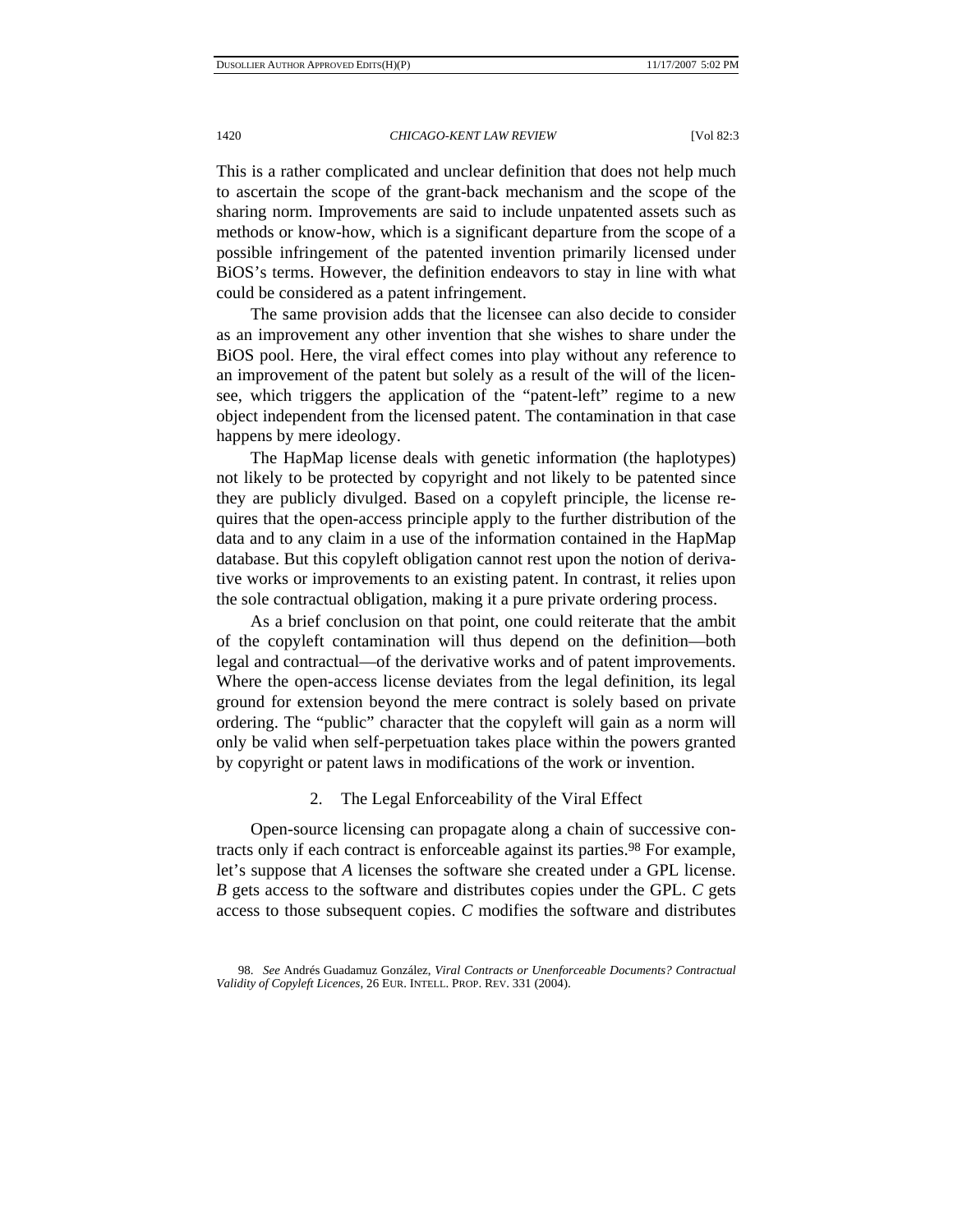This is a rather complicated and unclear definition that does not help much to ascertain the scope of the grant-back mechanism and the scope of the sharing norm. Improvements are said to include unpatented assets such as methods or know-how, which is a significant departure from the scope of a possible infringement of the patented invention primarily licensed under BiOS's terms. However, the definition endeavors to stay in line with what could be considered as a patent infringement.

The same provision adds that the licensee can also decide to consider as an improvement any other invention that she wishes to share under the BiOS pool. Here, the viral effect comes into play without any reference to an improvement of the patent but solely as a result of the will of the licensee, which triggers the application of the "patent-left" regime to a new object independent from the licensed patent. The contamination in that case happens by mere ideology.

The HapMap license deals with genetic information (the haplotypes) not likely to be protected by copyright and not likely to be patented since they are publicly divulged. Based on a copyleft principle, the license requires that the open-access principle apply to the further distribution of the data and to any claim in a use of the information contained in the HapMap database. But this copyleft obligation cannot rest upon the notion of derivative works or improvements to an existing patent. In contrast, it relies upon the sole contractual obligation, making it a pure private ordering process.

As a brief conclusion on that point, one could reiterate that the ambit of the copyleft contamination will thus depend on the definition—both legal and contractual—of the derivative works and of patent improvements. Where the open-access license deviates from the legal definition, its legal ground for extension beyond the mere contract is solely based on private ordering. The "public" character that the copyleft will gain as a norm will only be valid when self-perpetuation takes place within the powers granted by copyright or patent laws in modifications of the work or invention.

### 2. The Legal Enforceability of the Viral Effect

Open-source licensing can propagate along a chain of successive contracts only if each contract is enforceable against its parties.[98] For example, let's suppose that *A* licenses the software she created under a GPL license. *B* gets access to the software and distributes copies under the GPL. *C* gets access to those subsequent copies. *C* modifies the software and distributes

98. *See* Andrés Guadamuz González, *Viral Contracts or Unenforceable Documents? Contractual Validity of Copyleft Licences*, 26 EUR. INTELL. PROP. REV. 331 (2004).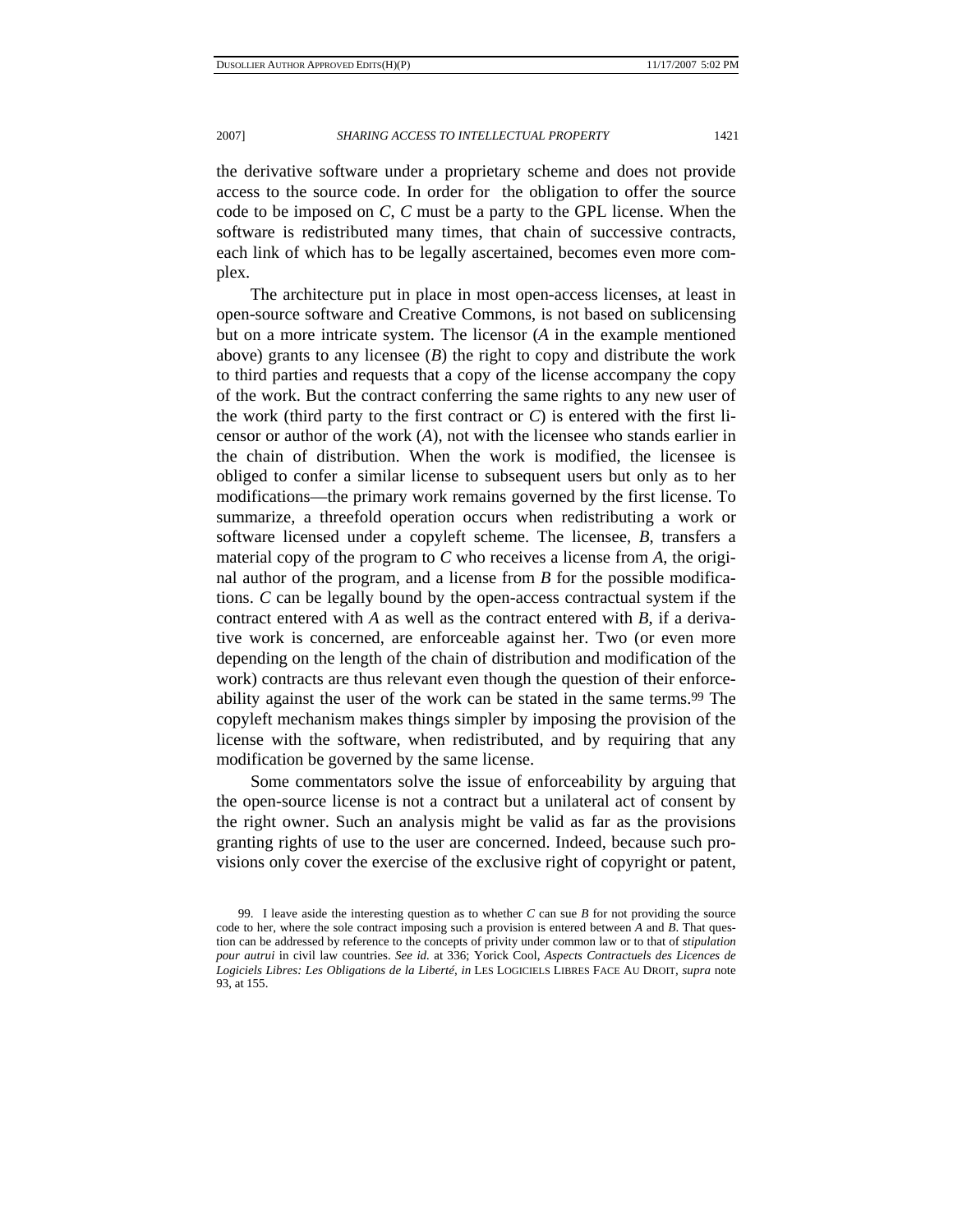the derivative software under a proprietary scheme and does not provide access to the source code. In order for the obligation to offer the source code to be imposed on *C*, *C* must be a party to the GPL license. When the software is redistributed many times, that chain of successive contracts, each link of which has to be legally ascertained, becomes even more complex.

The architecture put in place in most open-access licenses, at least in open-source software and Creative Commons, is not based on sublicensing but on a more intricate system. The licensor (*A* in the example mentioned above) grants to any licensee (*B*) the right to copy and distribute the work to third parties and requests that a copy of the license accompany the copy of the work. But the contract conferring the same rights to any new user of the work (third party to the first contract or *C*) is entered with the first licensor or author of the work (*A*), not with the licensee who stands earlier in the chain of distribution. When the work is modified, the licensee is obliged to confer a similar license to subsequent users but only as to her modifications—the primary work remains governed by the first license. To summarize, a threefold operation occurs when redistributing a work or software licensed under a copyleft scheme. The licensee, *B*, transfers a material copy of the program to *C* who receives a license from *A*, the original author of the program, and a license from *B* for the possible modifications. *C* can be legally bound by the open-access contractual system if the contract entered with *A* as well as the contract entered with *B*, if a derivative work is concerned, are enforceable against her. Two (or even more depending on the length of the chain of distribution and modification of the work) contracts are thus relevant even though the question of their enforceability against the user of the work can be stated in the same terms.[99] The copyleft mechanism makes things simpler by imposing the provision of the license with the software, when redistributed, and by requiring that any modification be governed by the same license.

Some commentators solve the issue of enforceability by arguing that the open-source license is not a contract but a unilateral act of consent by the right owner. Such an analysis might be valid as far as the provisions granting rights of use to the user are concerned. Indeed, because such provisions only cover the exercise of the exclusive right of copyright or patent,

99. I leave aside the interesting question as to whether *C* can sue *B* for not providing the source code to her, where the sole contract imposing such a provision is entered between *A* and *B*. That question can be addressed by reference to the concepts of privity under common law or to that of *stipulation pour autrui* in civil law countries. *See id.* at 336; Yorick Cool, *Aspects Contractuels des Licences de Logiciels Libres: Les Obligations de la Liberté*, *in* LES LOGICIELS LIBRES FACE AU DROIT, *supra* note 93, at 155.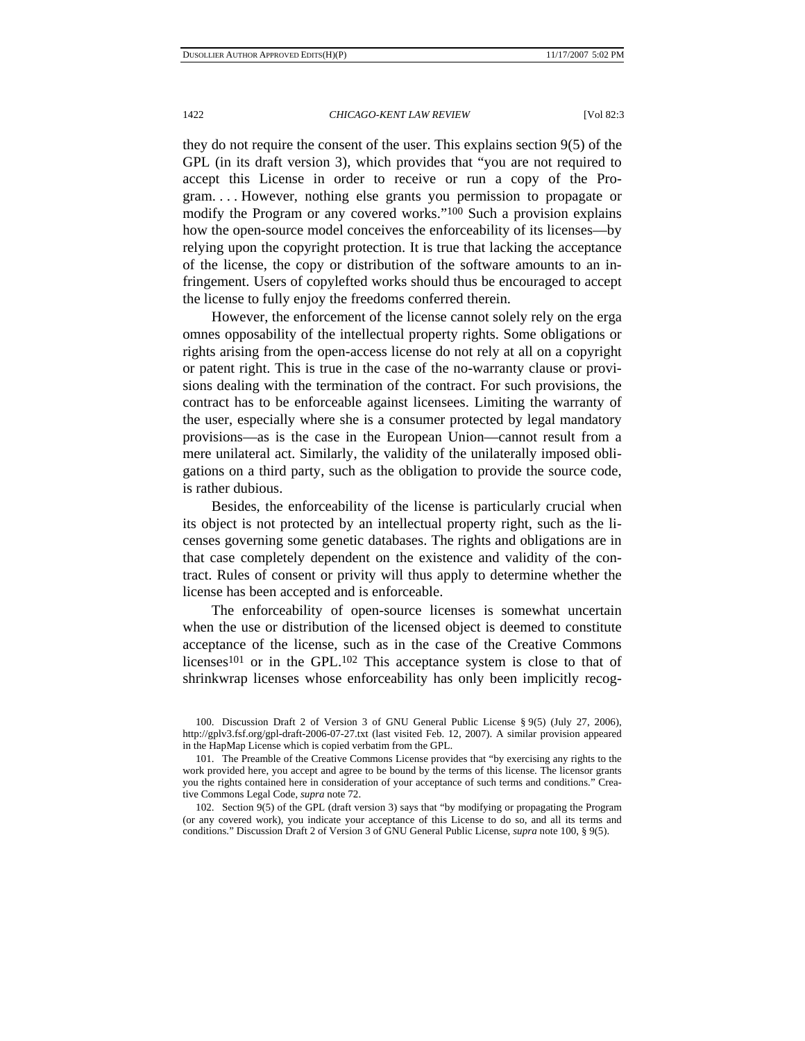they do not require the consent of the user. This explains section 9(5) of the GPL (in its draft version 3), which provides that "you are not required to accept this License in order to receive or run a copy of the Program. . . . However, nothing else grants you permission to propagate or modify the Program or any covered works."[100] Such a provision explains how the open-source model conceives the enforceability of its licenses—by relying upon the copyright protection. It is true that lacking the acceptance of the license, the copy or distribution of the software amounts to an infringement. Users of copylefted works should thus be encouraged to accept the license to fully enjoy the freedoms conferred therein.

However, the enforcement of the license cannot solely rely on the erga omnes opposability of the intellectual property rights. Some obligations or rights arising from the open-access license do not rely at all on a copyright or patent right. This is true in the case of the no-warranty clause or provisions dealing with the termination of the contract. For such provisions, the contract has to be enforceable against licensees. Limiting the warranty of the user, especially where she is a consumer protected by legal mandatory provisions—as is the case in the European Union—cannot result from a mere unilateral act. Similarly, the validity of the unilaterally imposed obligations on a third party, such as the obligation to provide the source code, is rather dubious.

Besides, the enforceability of the license is particularly crucial when its object is not protected by an intellectual property right, such as the licenses governing some genetic databases. The rights and obligations are in that case completely dependent on the existence and validity of the contract. Rules of consent or privity will thus apply to determine whether the license has been accepted and is enforceable.

The enforceability of open-source licenses is somewhat uncertain when the use or distribution of the licensed object is deemed to constitute acceptance of the license, such as in the case of the Creative Commons licenses[101] or in the GPL.[102] This acceptance system is close to that of shrinkwrap licenses whose enforceability has only been implicitly recog-

100. Discussion Draft 2 of Version 3 of GNU General Public License § 9(5) (July 27, 2006), http://gplv3.fsf.org/gpl-draft-2006-07-27.txt (last visited Feb. 12, 2007). A similar provision appeared in the HapMap License which is copied verbatim from the GPL.

101. The Preamble of the Creative Commons License provides that "by exercising any rights to the work provided here, you accept and agree to be bound by the terms of this license. The licensor grants you the rights contained here in consideration of your acceptance of such terms and conditions." Creative Commons Legal Code, *supra* note 72.

102. Section 9(5) of the GPL (draft version 3) says that "by modifying or propagating the Program (or any covered work), you indicate your acceptance of this License to do so, and all its terms and conditions." Discussion Draft 2 of Version 3 of GNU General Public License, *supra* note 100, § 9(5).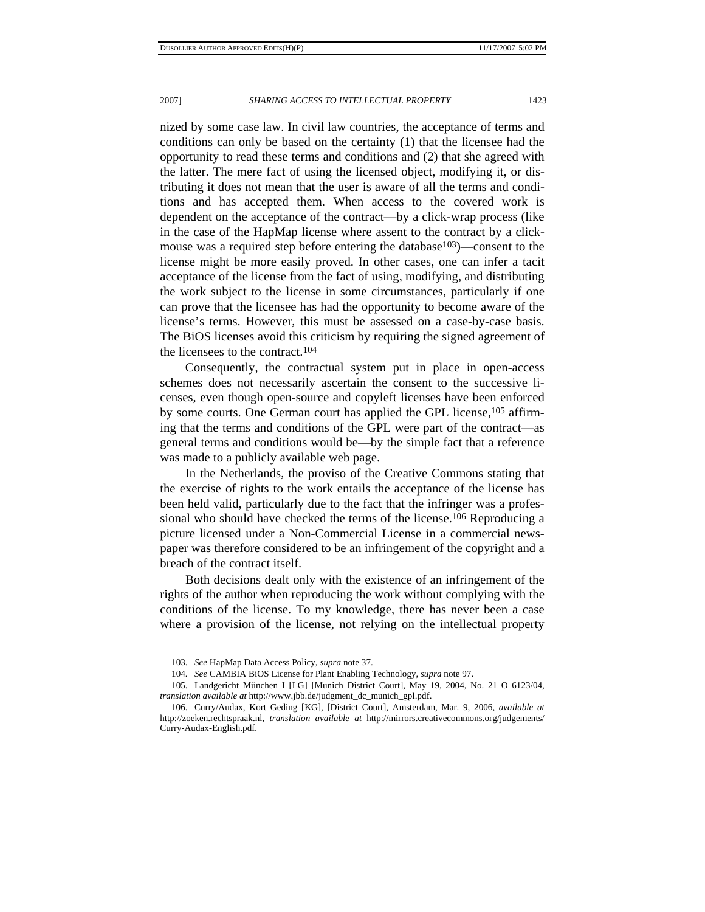nized by some case law. In civil law countries, the acceptance of terms and conditions can only be based on the certainty (1) that the licensee had the opportunity to read these terms and conditions and (2) that she agreed with the latter. The mere fact of using the licensed object, modifying it, or distributing it does not mean that the user is aware of all the terms and conditions and has accepted them. When access to the covered work is dependent on the acceptance of the contract—by a click-wrap process (like in the case of the HapMap license where assent to the contract by a click-mouse was a required step before entering the database[103])—consent to the license might be more easily proved. In other cases, one can infer a tacit acceptance of the license from the fact of using, modifying, and distributing the work subject to the license in some circumstances, particularly if one can prove that the licensee has had the opportunity to become aware of the license's terms. However, this must be assessed on a case-by-case basis. The BiOS licenses avoid this criticism by requiring the signed agreement of the licensees to the contract.[104]

Consequently, the contractual system put in place in open-access schemes does not necessarily ascertain the consent to the successive licenses, even though open-source and copyleft licenses have been enforced by some courts. One German court has applied the GPL license,[105] affirming that the terms and conditions of the GPL were part of the contract—as general terms and conditions would be—by the simple fact that a reference was made to a publicly available web page.

In the Netherlands, the proviso of the Creative Commons stating that the exercise of rights to the work entails the acceptance of the license has been held valid, particularly due to the fact that the infringer was a professional who should have checked the terms of the license.[106] Reproducing a picture licensed under a Non-Commercial License in a commercial newspaper was therefore considered to be an infringement of the copyright and a breach of the contract itself.

Both decisions dealt only with the existence of an infringement of the rights of the author when reproducing the work without complying with the conditions of the license. To my knowledge, there has never been a case where a provision of the license, not relying on the intellectual property

---

103. *See* HapMap Data Access Policy, *supra* note 37.

104. *See* CAMBIA BiOS License for Plant Enabling Technology, *supra* note 97.

105. Landgericht München I [LG] [Munich District Court], May 19, 2004, No. 21 O 6123/04, *translation available at* http://www.jbb.de/judgment_dc_munich_gpl.pdf.

106. Curry/Audax, Kort Geding [KG], [District Court], Amsterdam, Mar. 9, 2006, *available at* http://zoeken.rechtspraak.nl, *translation available at* http://mirrors.creativecommons.org/judgements/Curry-Audax-English.pdf.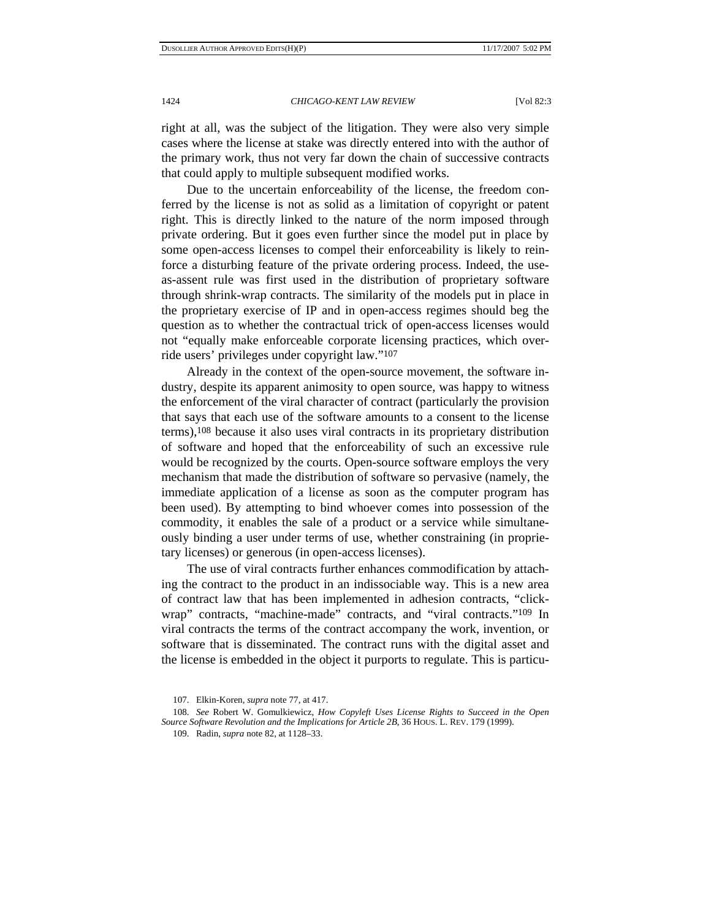right at all, was the subject of the litigation. They were also very simple cases where the license at stake was directly entered into with the author of the primary work, thus not very far down the chain of successive contracts that could apply to multiple subsequent modified works.

Due to the uncertain enforceability of the license, the freedom conferred by the license is not as solid as a limitation of copyright or patent right. This is directly linked to the nature of the norm imposed through private ordering. But it goes even further since the model put in place by some open-access licenses to compel their enforceability is likely to reinforce a disturbing feature of the private ordering process. Indeed, the use-as-assent rule was first used in the distribution of proprietary software through shrink-wrap contracts. The similarity of the models put in place in the proprietary exercise of IP and in open-access regimes should beg the question as to whether the contractual trick of open-access licenses would not "equally make enforceable corporate licensing practices, which override users' privileges under copyright law."[107]

Already in the context of the open-source movement, the software industry, despite its apparent animosity to open source, was happy to witness the enforcement of the viral character of contract (particularly the provision that says that each use of the software amounts to a consent to the license terms),[108] because it also uses viral contracts in its proprietary distribution of software and hoped that the enforceability of such an excessive rule would be recognized by the courts. Open-source software employs the very mechanism that made the distribution of software so pervasive (namely, the immediate application of a license as soon as the computer program has been used). By attempting to bind whoever comes into possession of the commodity, it enables the sale of a product or a service while simultaneously binding a user under terms of use, whether constraining (in proprietary licenses) or generous (in open-access licenses).

The use of viral contracts further enhances commodification by attaching the contract to the product in an indissociable way. This is a new area of contract law that has been implemented in adhesion contracts, "click-wrap" contracts, "machine-made" contracts, and "viral contracts."[109] In viral contracts the terms of the contract accompany the work, invention, or software that is disseminated. The contract runs with the digital asset and the license is embedded in the object it purports to regulate. This is particu-

107. Elkin-Koren, *supra* note 77, at 417.

108. *See* Robert W. Gomulkiewicz, *How Copyleft Uses License Rights to Succeed in the Open Source Software Revolution and the Implications for Article 2B*, 36 HOUS. L. REV. 179 (1999).

109. Radin, *supra* note 82, at 1128–33.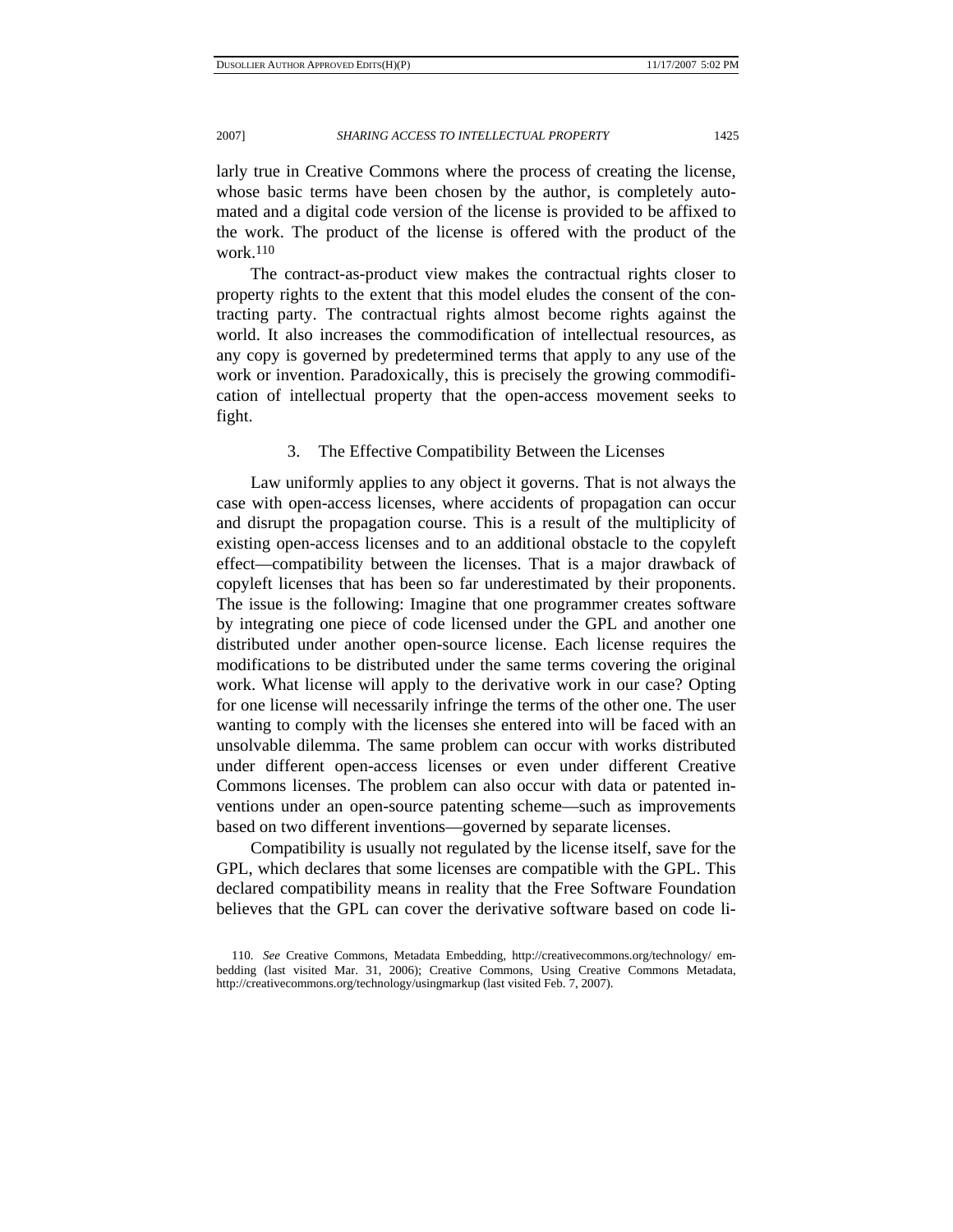larly true in Creative Commons where the process of creating the license, whose basic terms have been chosen by the author, is completely automated and a digital code version of the license is provided to be affixed to the work. The product of the license is offered with the product of the work.[110]

The contract-as-product view makes the contractual rights closer to property rights to the extent that this model eludes the consent of the contracting party. The contractual rights almost become rights against the world. It also increases the commodification of intellectual resources, as any copy is governed by predetermined terms that apply to any use of the work or invention. Paradoxically, this is precisely the growing commodification of intellectual property that the open-access movement seeks to fight.

### 3. The Effective Compatibility Between the Licenses

Law uniformly applies to any object it governs. That is not always the case with open-access licenses, where accidents of propagation can occur and disrupt the propagation course. This is a result of the multiplicity of existing open-access licenses and to an additional obstacle to the copyleft effect—compatibility between the licenses. That is a major drawback of copyleft licenses that has been so far underestimated by their proponents. The issue is the following: Imagine that one programmer creates software by integrating one piece of code licensed under the GPL and another one distributed under another open-source license. Each license requires the modifications to be distributed under the same terms covering the original work. What license will apply to the derivative work in our case? Opting for one license will necessarily infringe the terms of the other one. The user wanting to comply with the licenses she entered into will be faced with an unsolvable dilemma. The same problem can occur with works distributed under different open-access licenses or even under different Creative Commons licenses. The problem can also occur with data or patented inventions under an open-source patenting scheme—such as improvements based on two different inventions—governed by separate licenses.

Compatibility is usually not regulated by the license itself, save for the GPL, which declares that some licenses are compatible with the GPL. This declared compatibility means in reality that the Free Software Foundation believes that the GPL can cover the derivative software based on code li-

110. *See* Creative Commons, Metadata Embedding, http://creativecommons.org/technology/ embedding (last visited Mar. 31, 2006); Creative Commons, Using Creative Commons Metadata, http://creativecommons.org/technology/usingmarkup (last visited Feb. 7, 2007).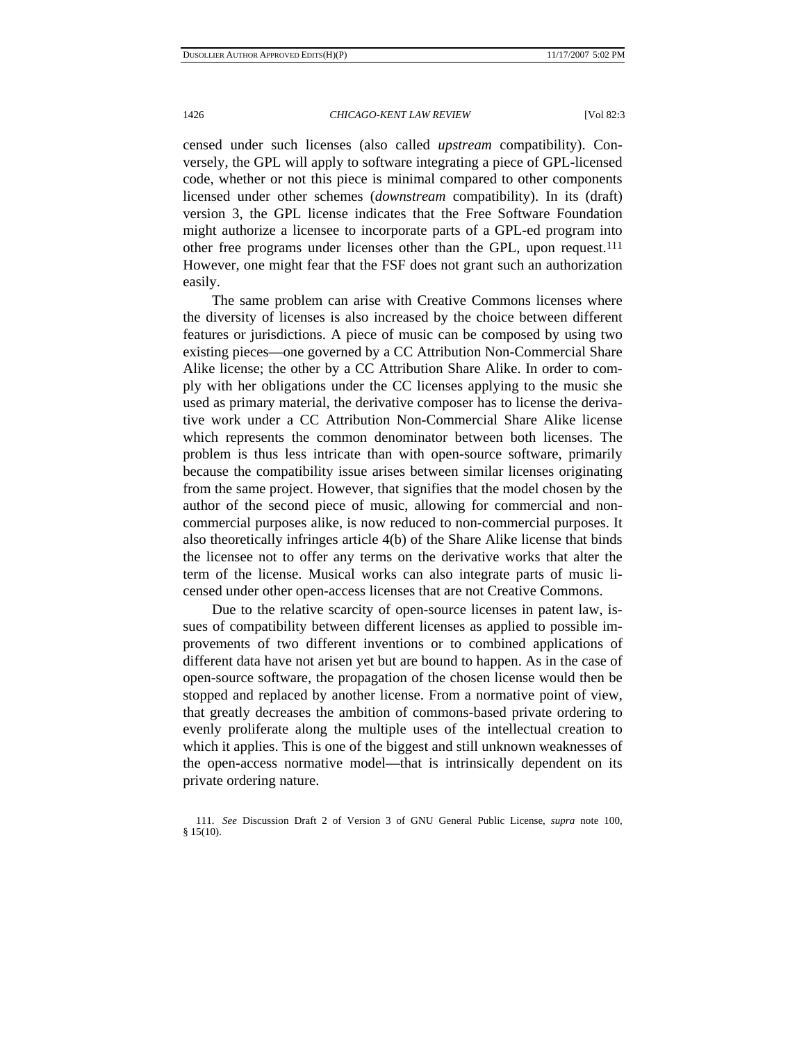censed under such licenses (also called *upstream* compatibility). Conversely, the GPL will apply to software integrating a piece of GPL-licensed code, whether or not this piece is minimal compared to other components licensed under other schemes (*downstream* compatibility). In its (draft) version 3, the GPL license indicates that the Free Software Foundation might authorize a licensee to incorporate parts of a GPL-ed program into other free programs under licenses other than the GPL, upon request.[111] However, one might fear that the FSF does not grant such an authorization easily.

The same problem can arise with Creative Commons licenses where the diversity of licenses is also increased by the choice between different features or jurisdictions. A piece of music can be composed by using two existing pieces—one governed by a CC Attribution Non-Commercial Share Alike license; the other by a CC Attribution Share Alike. In order to comply with her obligations under the CC licenses applying to the music she used as primary material, the derivative composer has to license the derivative work under a CC Attribution Non-Commercial Share Alike license which represents the common denominator between both licenses. The problem is thus less intricate than with open-source software, primarily because the compatibility issue arises between similar licenses originating from the same project. However, that signifies that the model chosen by the author of the second piece of music, allowing for commercial and non-commercial purposes alike, is now reduced to non-commercial purposes. It also theoretically infringes article 4(b) of the Share Alike license that binds the licensee not to offer any terms on the derivative works that alter the term of the license. Musical works can also integrate parts of music licensed under other open-access licenses that are not Creative Commons.

Due to the relative scarcity of open-source licenses in patent law, issues of compatibility between different licenses as applied to possible improvements of two different inventions or to combined applications of different data have not arisen yet but are bound to happen. As in the case of open-source software, the propagation of the chosen license would then be stopped and replaced by another license. From a normative point of view, that greatly decreases the ambition of commons-based private ordering to evenly proliferate along the multiple uses of the intellectual creation to which it applies. This is one of the biggest and still unknown weaknesses of the open-access normative model—that is intrinsically dependent on its private ordering nature.

111. *See* Discussion Draft 2 of Version 3 of GNU General Public License, *supra* note 100, § 15(10).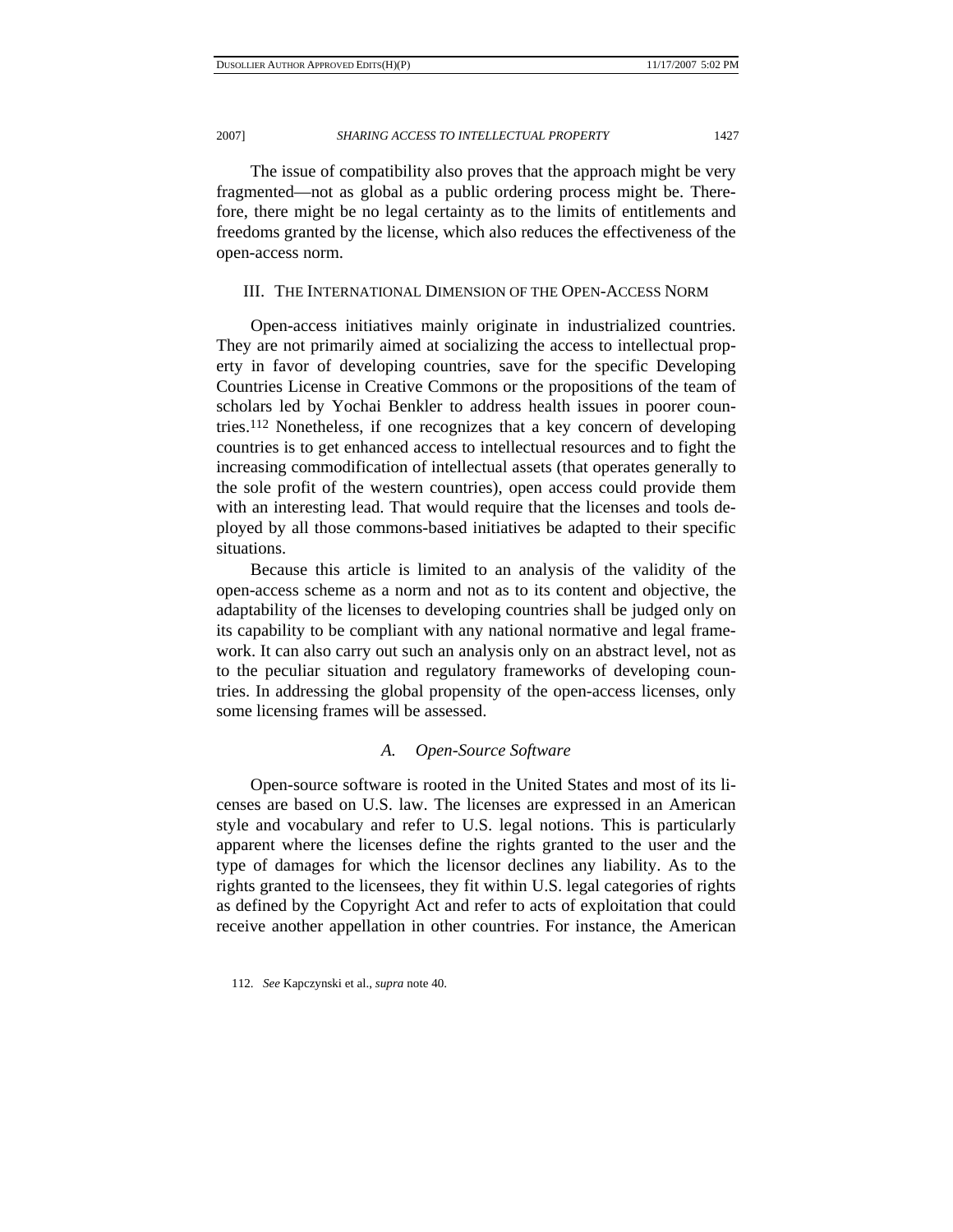The issue of compatibility also proves that the approach might be very fragmented—not as global as a public ordering process might be. Therefore, there might be no legal certainty as to the limits of entitlements and freedoms granted by the license, which also reduces the effectiveness of the open-access norm.

## III. THE INTERNATIONAL DIMENSION OF THE OPEN-ACCESS NORM

Open-access initiatives mainly originate in industrialized countries. They are not primarily aimed at socializing the access to intellectual property in favor of developing countries, save for the specific Developing Countries License in Creative Commons or the propositions of the team of scholars led by Yochai Benkler to address health issues in poorer countries.[112] Nonetheless, if one recognizes that a key concern of developing countries is to get enhanced access to intellectual resources and to fight the increasing commodification of intellectual assets (that operates generally to the sole profit of the western countries), open access could provide them with an interesting lead. That would require that the licenses and tools deployed by all those commons-based initiatives be adapted to their specific situations.

Because this article is limited to an analysis of the validity of the open-access scheme as a norm and not as to its content and objective, the adaptability of the licenses to developing countries shall be judged only on its capability to be compliant with any national normative and legal framework. It can also carry out such an analysis only on an abstract level, not as to the peculiar situation and regulatory frameworks of developing countries. In addressing the global propensity of the open-access licenses, only some licensing frames will be assessed.

### *A. Open-Source Software*

Open-source software is rooted in the United States and most of its licenses are based on U.S. law. The licenses are expressed in an American style and vocabulary and refer to U.S. legal notions. This is particularly apparent where the licenses define the rights granted to the user and the type of damages for which the licensor declines any liability. As to the rights granted to the licensees, they fit within U.S. legal categories of rights as defined by the Copyright Act and refer to acts of exploitation that could receive another appellation in other countries. For instance, the American

112. *See* Kapczynski et al., *supra* note 40.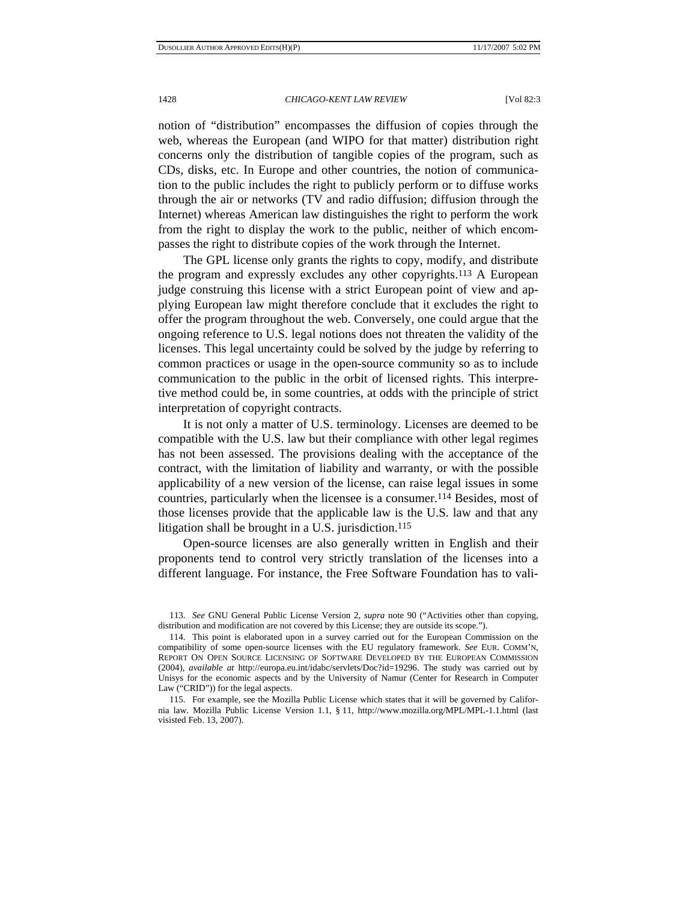notion of "distribution" encompasses the diffusion of copies through the web, whereas the European (and WIPO for that matter) distribution right concerns only the distribution of tangible copies of the program, such as CDs, disks, etc. In Europe and other countries, the notion of communication to the public includes the right to publicly perform or to diffuse works through the air or networks (TV and radio diffusion; diffusion through the Internet) whereas American law distinguishes the right to perform the work from the right to display the work to the public, neither of which encompasses the right to distribute copies of the work through the Internet.

The GPL license only grants the rights to copy, modify, and distribute the program and expressly excludes any other copyrights.[113] A European judge construing this license with a strict European point of view and applying European law might therefore conclude that it excludes the right to offer the program throughout the web. Conversely, one could argue that the ongoing reference to U.S. legal notions does not threaten the validity of the licenses. This legal uncertainty could be solved by the judge by referring to common practices or usage in the open-source community so as to include communication to the public in the orbit of licensed rights. This interpretive method could be, in some countries, at odds with the principle of strict interpretation of copyright contracts.

It is not only a matter of U.S. terminology. Licenses are deemed to be compatible with the U.S. law but their compliance with other legal regimes has not been assessed. The provisions dealing with the acceptance of the contract, with the limitation of liability and warranty, or with the possible applicability of a new version of the license, can raise legal issues in some countries, particularly when the licensee is a consumer.[114] Besides, most of those licenses provide that the applicable law is the U.S. law and that any litigation shall be brought in a U.S. jurisdiction.[115]

Open-source licenses are also generally written in English and their proponents tend to control very strictly translation of the licenses into a different language. For instance, the Free Software Foundation has to vali-

113. *See* GNU General Public License Version 2, *supra* note 90 ("Activities other than copying, distribution and modification are not covered by this License; they are outside its scope.").

114. This point is elaborated upon in a survey carried out for the European Commission on the compatibility of some open-source licenses with the EU regulatory framework. *See* EUR. COMM'N, REPORT ON OPEN SOURCE LICENSING OF SOFTWARE DEVELOPED BY THE EUROPEAN COMMISSION (2004), *available at* http://europa.eu.int/idabc/servlets/Doc?id=19296. The study was carried out by Unisys for the economic aspects and by the University of Namur (Center for Research in Computer Law ("CRID")) for the legal aspects.

115. For example, see the Mozilla Public License which states that it will be governed by California law. Mozilla Public License Version 1.1, § 11, http://www.mozilla.org/MPL/MPL-1.1.html (last visisted Feb. 13, 2007).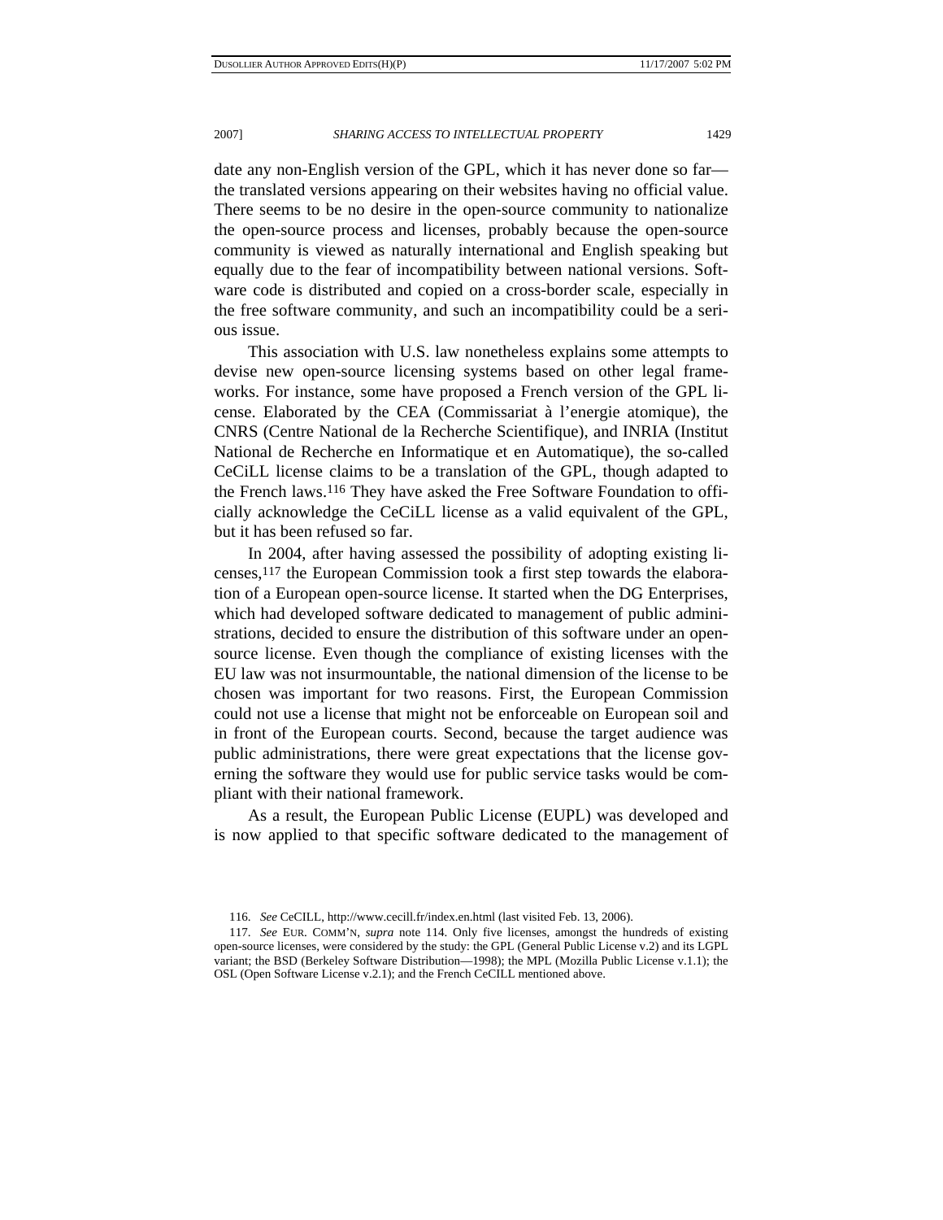date any non-English version of the GPL, which it has never done so far—the translated versions appearing on their websites having no official value. There seems to be no desire in the open-source community to nationalize the open-source process and licenses, probably because the open-source community is viewed as naturally international and English speaking but equally due to the fear of incompatibility between national versions. Software code is distributed and copied on a cross-border scale, especially in the free software community, and such an incompatibility could be a serious issue.

This association with U.S. law nonetheless explains some attempts to devise new open-source licensing systems based on other legal frameworks. For instance, some have proposed a French version of the GPL license. Elaborated by the CEA (Commissariat à l'energie atomique), the CNRS (Centre National de la Recherche Scientifique), and INRIA (Institut National de Recherche en Informatique et en Automatique), the so-called CeCiLL license claims to be a translation of the GPL, though adapted to the French laws.[116] They have asked the Free Software Foundation to officially acknowledge the CeCiLL license as a valid equivalent of the GPL, but it has been refused so far.

In 2004, after having assessed the possibility of adopting existing licenses,[117] the European Commission took a first step towards the elaboration of a European open-source license. It started when the DG Enterprises, which had developed software dedicated to management of public administrations, decided to ensure the distribution of this software under an open-source license. Even though the compliance of existing licenses with the EU law was not insurmountable, the national dimension of the license to be chosen was important for two reasons. First, the European Commission could not use a license that might not be enforceable on European soil and in front of the European courts. Second, because the target audience was public administrations, there were great expectations that the license governing the software they would use for public service tasks would be compliant with their national framework.

As a result, the European Public License (EUPL) was developed and is now applied to that specific software dedicated to the management of

116. *See* CeCILL, http://www.cecill.fr/index.en.html (last visited Feb. 13, 2006).

117. *See* EUR. COMM'N, *supra* note 114. Only five licenses, amongst the hundreds of existing open-source licenses, were considered by the study: the GPL (General Public License v.2) and its LGPL variant; the BSD (Berkeley Software Distribution—1998); the MPL (Mozilla Public License v.1.1); the OSL (Open Software License v.2.1); and the French CeCILL mentioned above.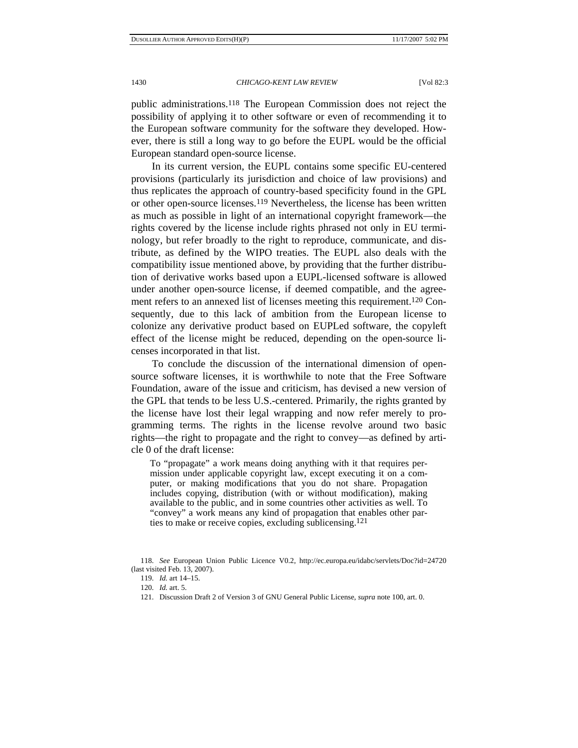public administrations.[118] The European Commission does not reject the possibility of applying it to other software or even of recommending it to the European software community for the software they developed. However, there is still a long way to go before the EUPL would be the official European standard open-source license.

In its current version, the EUPL contains some specific EU-centered provisions (particularly its jurisdiction and choice of law provisions) and thus replicates the approach of country-based specificity found in the GPL or other open-source licenses.[119] Nevertheless, the license has been written as much as possible in light of an international copyright framework—the rights covered by the license include rights phrased not only in EU terminology, but refer broadly to the right to reproduce, communicate, and distribute, as defined by the WIPO treaties. The EUPL also deals with the compatibility issue mentioned above, by providing that the further distribution of derivative works based upon a EUPL-licensed software is allowed under another open-source license, if deemed compatible, and the agreement refers to an annexed list of licenses meeting this requirement.[120] Consequently, due to this lack of ambition from the European license to colonize any derivative product based on EUPLed software, the copyleft effect of the license might be reduced, depending on the open-source licenses incorporated in that list.

To conclude the discussion of the international dimension of open-source software licenses, it is worthwhile to note that the Free Software Foundation, aware of the issue and criticism, has devised a new version of the GPL that tends to be less U.S.-centered. Primarily, the rights granted by the license have lost their legal wrapping and now refer merely to programming terms. The rights in the license revolve around two basic rights—the right to propagate and the right to convey—as defined by article 0 of the draft license:

> To "propagate" a work means doing anything with it that requires permission under applicable copyright law, except executing it on a computer, or making modifications that you do not share. Propagation includes copying, distribution (with or without modification), making available to the public, and in some countries other activities as well. To "convey" a work means any kind of propagation that enables other parties to make or receive copies, excluding sublicensing.[121]

---

118. *See* European Union Public Licence V0.2, http://ec.europa.eu/idabc/servlets/Doc?id=24720 (last visited Feb. 13, 2007).

119. *Id.* art 14–15.

120. *Id.* art. 5.

121. Discussion Draft 2 of Version 3 of GNU General Public License, *supra* note 100, art. 0.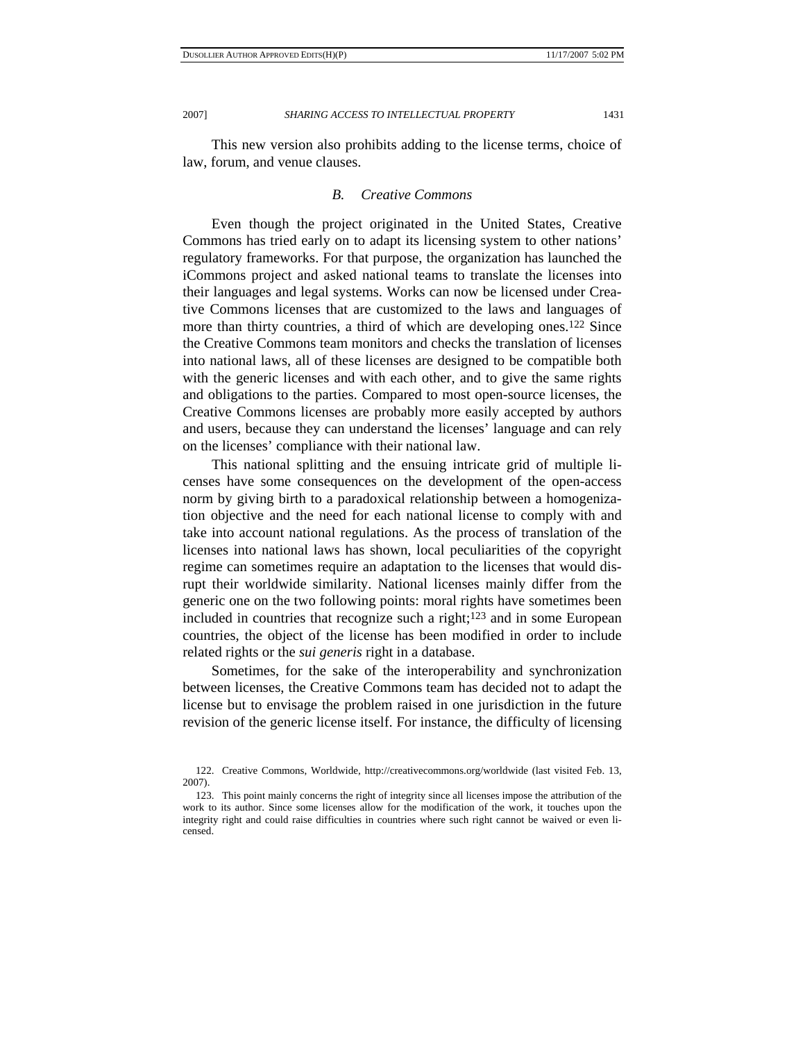This new version also prohibits adding to the license terms, choice of law, forum, and venue clauses.

### B. *Creative Commons*

Even though the project originated in the United States, Creative Commons has tried early on to adapt its licensing system to other nations' regulatory frameworks. For that purpose, the organization has launched the iCommons project and asked national teams to translate the licenses into their languages and legal systems. Works can now be licensed under Creative Commons licenses that are customized to the laws and languages of more than thirty countries, a third of which are developing ones.[122] Since the Creative Commons team monitors and checks the translation of licenses into national laws, all of these licenses are designed to be compatible both with the generic licenses and with each other, and to give the same rights and obligations to the parties. Compared to most open-source licenses, the Creative Commons licenses are probably more easily accepted by authors and users, because they can understand the licenses' language and can rely on the licenses' compliance with their national law.

This national splitting and the ensuing intricate grid of multiple licenses have some consequences on the development of the open-access norm by giving birth to a paradoxical relationship between a homogenization objective and the need for each national license to comply with and take into account national regulations. As the process of translation of the licenses into national laws has shown, local peculiarities of the copyright regime can sometimes require an adaptation to the licenses that would disrupt their worldwide similarity. National licenses mainly differ from the generic one on the two following points: moral rights have sometimes been included in countries that recognize such a right;[123] and in some European countries, the object of the license has been modified in order to include related rights or the *sui generis* right in a database.

Sometimes, for the sake of the interoperability and synchronization between licenses, the Creative Commons team has decided not to adapt the license but to envisage the problem raised in one jurisdiction in the future revision of the generic license itself. For instance, the difficulty of licensing

---

122. Creative Commons, Worldwide, http://creativecommons.org/worldwide (last visited Feb. 13, 2007).

123. This point mainly concerns the right of integrity since all licenses impose the attribution of the work to its author. Since some licenses allow for the modification of the work, it touches upon the integrity right and could raise difficulties in countries where such right cannot be waived or even licensed.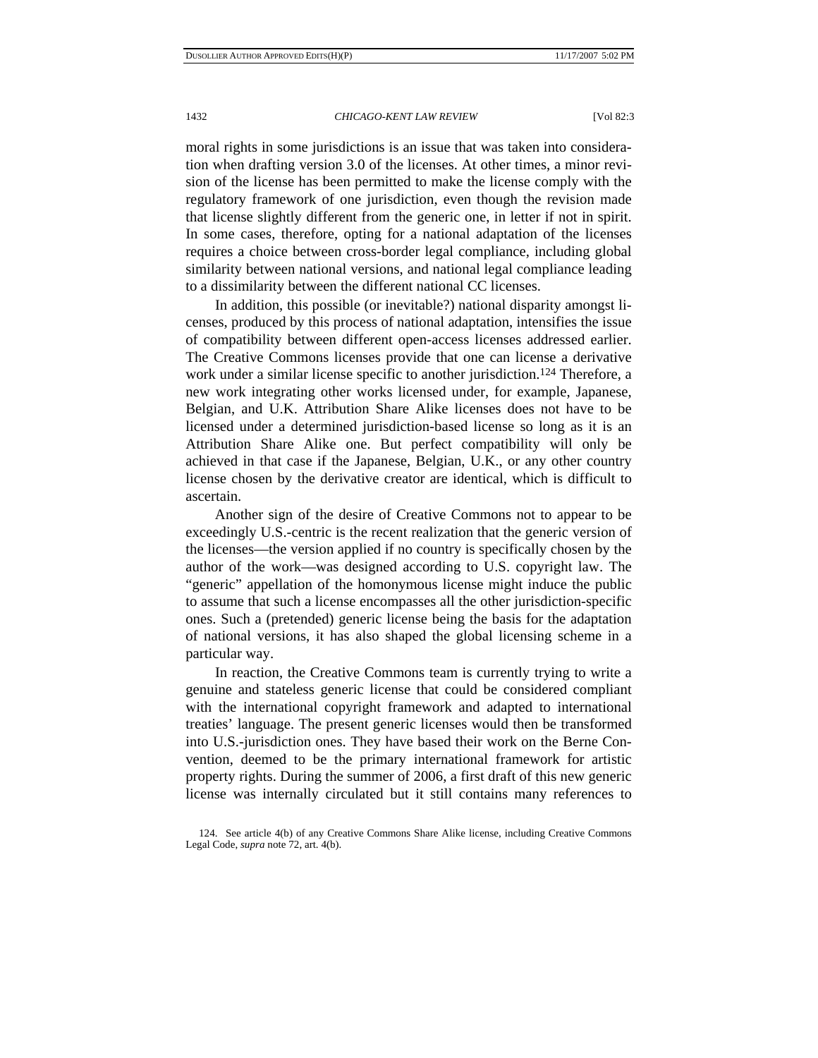moral rights in some jurisdictions is an issue that was taken into consideration when drafting version 3.0 of the licenses. At other times, a minor revision of the license has been permitted to make the license comply with the regulatory framework of one jurisdiction, even though the revision made that license slightly different from the generic one, in letter if not in spirit. In some cases, therefore, opting for a national adaptation of the licenses requires a choice between cross-border legal compliance, including global similarity between national versions, and national legal compliance leading to a dissimilarity between the different national CC licenses.

In addition, this possible (or inevitable?) national disparity amongst licenses, produced by this process of national adaptation, intensifies the issue of compatibility between different open-access licenses addressed earlier. The Creative Commons licenses provide that one can license a derivative work under a similar license specific to another jurisdiction.[124] Therefore, a new work integrating other works licensed under, for example, Japanese, Belgian, and U.K. Attribution Share Alike licenses does not have to be licensed under a determined jurisdiction-based license so long as it is an Attribution Share Alike one. But perfect compatibility will only be achieved in that case if the Japanese, Belgian, U.K., or any other country license chosen by the derivative creator are identical, which is difficult to ascertain.

Another sign of the desire of Creative Commons not to appear to be exceedingly U.S.-centric is the recent realization that the generic version of the licenses—the version applied if no country is specifically chosen by the author of the work—was designed according to U.S. copyright law. The "generic" appellation of the homonymous license might induce the public to assume that such a license encompasses all the other jurisdiction-specific ones. Such a (pretended) generic license being the basis for the adaptation of national versions, it has also shaped the global licensing scheme in a particular way.

In reaction, the Creative Commons team is currently trying to write a genuine and stateless generic license that could be considered compliant with the international copyright framework and adapted to international treaties' language. The present generic licenses would then be transformed into U.S.-jurisdiction ones. They have based their work on the Berne Convention, deemed to be the primary international framework for artistic property rights. During the summer of 2006, a first draft of this new generic license was internally circulated but it still contains many references to

124. See article 4(b) of any Creative Commons Share Alike license, including Creative Commons Legal Code, *supra* note 72, art. 4(b).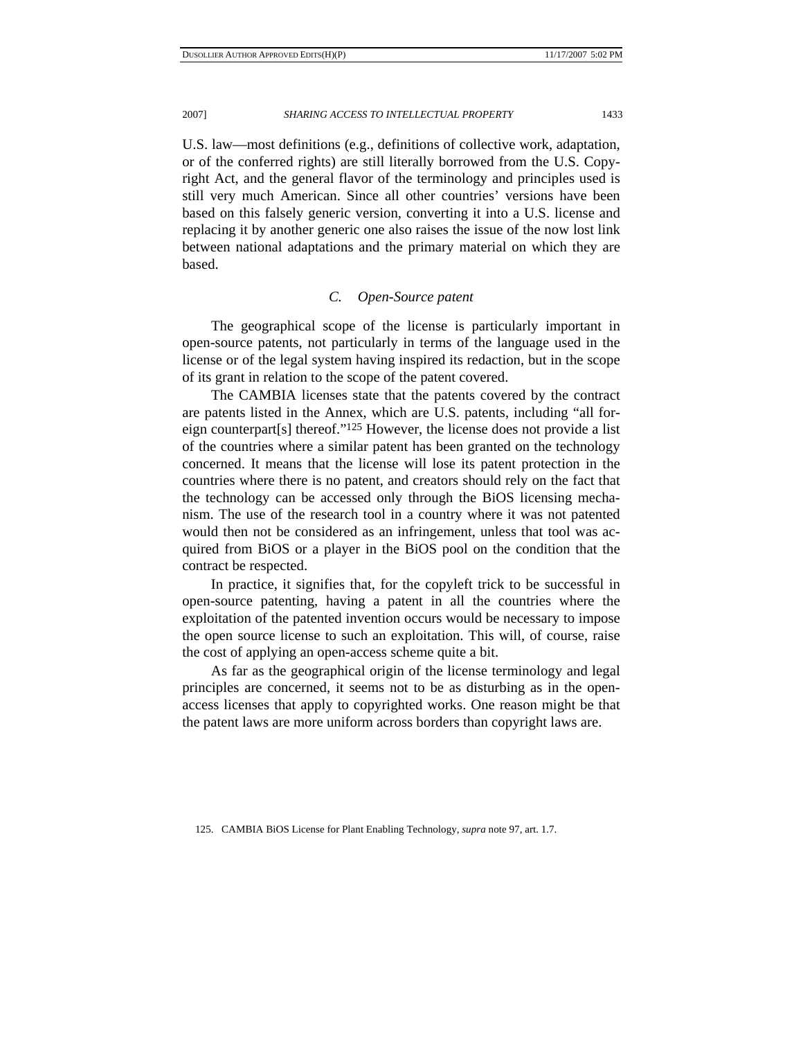U.S. law—most definitions (e.g., definitions of collective work, adaptation, or of the conferred rights) are still literally borrowed from the U.S. Copyright Act, and the general flavor of the terminology and principles used is still very much American. Since all other countries' versions have been based on this falsely generic version, converting it into a U.S. license and replacing it by another generic one also raises the issue of the now lost link between national adaptations and the primary material on which they are based.

### *C. Open-Source patent*

The geographical scope of the license is particularly important in open-source patents, not particularly in terms of the language used in the license or of the legal system having inspired its redaction, but in the scope of its grant in relation to the scope of the patent covered.

The CAMBIA licenses state that the patents covered by the contract are patents listed in the Annex, which are U.S. patents, including "all foreign counterpart[s] thereof."[125] However, the license does not provide a list of the countries where a similar patent has been granted on the technology concerned. It means that the license will lose its patent protection in the countries where there is no patent, and creators should rely on the fact that the technology can be accessed only through the BiOS licensing mechanism. The use of the research tool in a country where it was not patented would then not be considered as an infringement, unless that tool was acquired from BiOS or a player in the BiOS pool on the condition that the contract be respected.

In practice, it signifies that, for the copyleft trick to be successful in open-source patenting, having a patent in all the countries where the exploitation of the patented invention occurs would be necessary to impose the open source license to such an exploitation. This will, of course, raise the cost of applying an open-access scheme quite a bit.

As far as the geographical origin of the license terminology and legal principles are concerned, it seems not to be as disturbing as in the open-access licenses that apply to copyrighted works. One reason might be that the patent laws are more uniform across borders than copyright laws are.

125. CAMBIA BiOS License for Plant Enabling Technology, *supra* note 97, art. 1.7.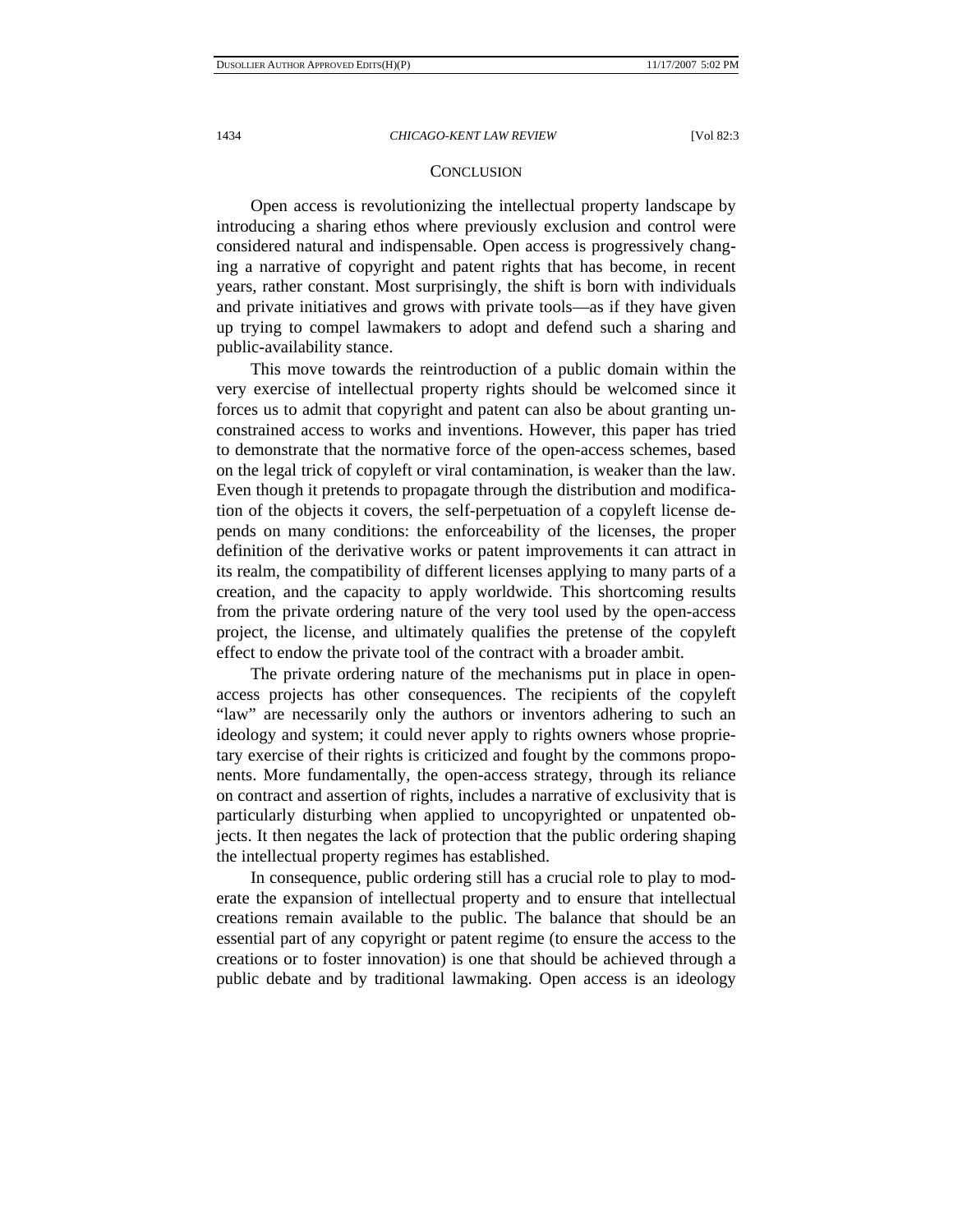## CONCLUSION

Open access is revolutionizing the intellectual property landscape by introducing a sharing ethos where previously exclusion and control were considered natural and indispensable. Open access is progressively changing a narrative of copyright and patent rights that has become, in recent years, rather constant. Most surprisingly, the shift is born with individuals and private initiatives and grows with private tools—as if they have given up trying to compel lawmakers to adopt and defend such a sharing and public-availability stance.

This move towards the reintroduction of a public domain within the very exercise of intellectual property rights should be welcomed since it forces us to admit that copyright and patent can also be about granting unconstrained access to works and inventions. However, this paper has tried to demonstrate that the normative force of the open-access schemes, based on the legal trick of copyleft or viral contamination, is weaker than the law. Even though it pretends to propagate through the distribution and modification of the objects it covers, the self-perpetuation of a copyleft license depends on many conditions: the enforceability of the licenses, the proper definition of the derivative works or patent improvements it can attract in its realm, the compatibility of different licenses applying to many parts of a creation, and the capacity to apply worldwide. This shortcoming results from the private ordering nature of the very tool used by the open-access project, the license, and ultimately qualifies the pretense of the copyleft effect to endow the private tool of the contract with a broader ambit.

The private ordering nature of the mechanisms put in place in open-access projects has other consequences. The recipients of the copyleft "law" are necessarily only the authors or inventors adhering to such an ideology and system; it could never apply to rights owners whose proprietary exercise of their rights is criticized and fought by the commons proponents. More fundamentally, the open-access strategy, through its reliance on contract and assertion of rights, includes a narrative of exclusivity that is particularly disturbing when applied to uncopyrighted or unpatented objects. It then negates the lack of protection that the public ordering shaping the intellectual property regimes has established.

In consequence, public ordering still has a crucial role to play to moderate the expansion of intellectual property and to ensure that intellectual creations remain available to the public. The balance that should be an essential part of any copyright or patent regime (to ensure the access to the creations or to foster innovation) is one that should be achieved through a public debate and by traditional lawmaking. Open access is an ideology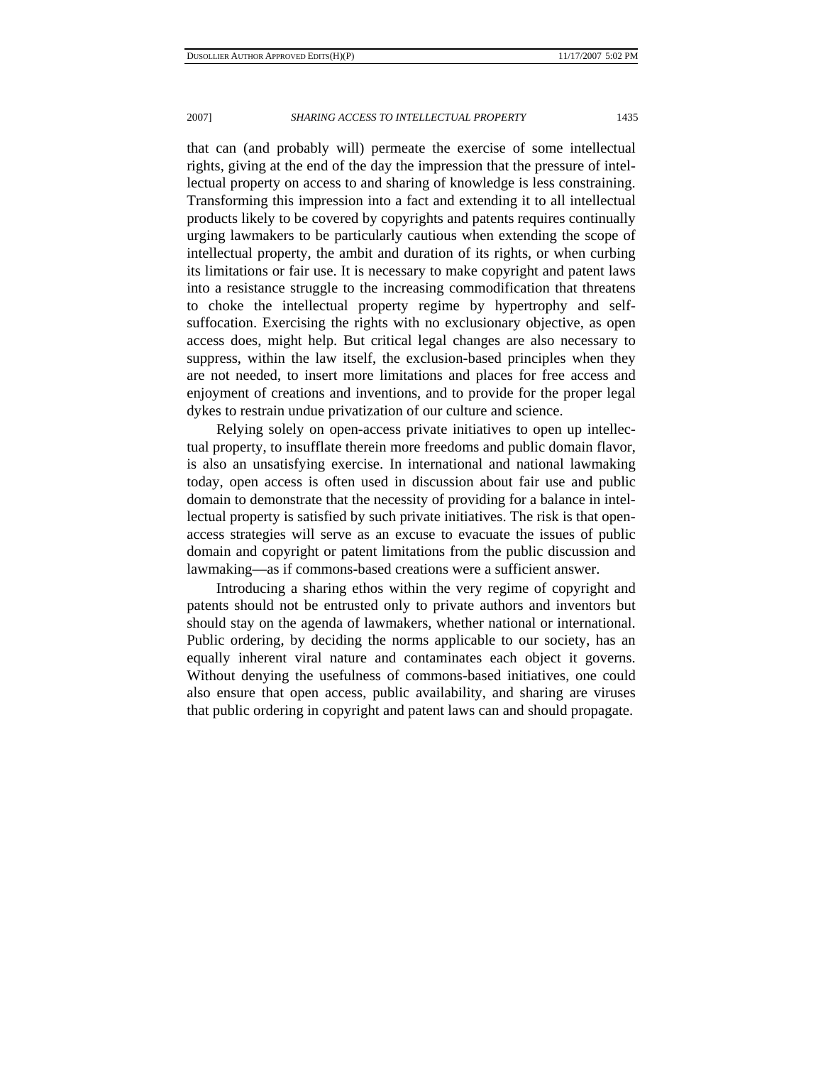that can (and probably will) permeate the exercise of some intellectual rights, giving at the end of the day the impression that the pressure of intellectual property on access to and sharing of knowledge is less constraining. Transforming this impression into a fact and extending it to all intellectual products likely to be covered by copyrights and patents requires continually urging lawmakers to be particularly cautious when extending the scope of intellectual property, the ambit and duration of its rights, or when curbing its limitations or fair use. It is necessary to make copyright and patent laws into a resistance struggle to the increasing commodification that threatens to choke the intellectual property regime by hypertrophy and self-suffocation. Exercising the rights with no exclusionary objective, as open access does, might help. But critical legal changes are also necessary to suppress, within the law itself, the exclusion-based principles when they are not needed, to insert more limitations and places for free access and enjoyment of creations and inventions, and to provide for the proper legal dykes to restrain undue privatization of our culture and science.

Relying solely on open-access private initiatives to open up intellectual property, to insufflate therein more freedoms and public domain flavor, is also an unsatisfying exercise. In international and national lawmaking today, open access is often used in discussion about fair use and public domain to demonstrate that the necessity of providing for a balance in intellectual property is satisfied by such private initiatives. The risk is that open-access strategies will serve as an excuse to evacuate the issues of public domain and copyright or patent limitations from the public discussion and lawmaking—as if commons-based creations were a sufficient answer.

Introducing a sharing ethos within the very regime of copyright and patents should not be entrusted only to private authors and inventors but should stay on the agenda of lawmakers, whether national or international. Public ordering, by deciding the norms applicable to our society, has an equally inherent viral nature and contaminates each object it governs. Without denying the usefulness of commons-based initiatives, one could also ensure that open access, public availability, and sharing are viruses that public ordering in copyright and patent laws can and should propagate.